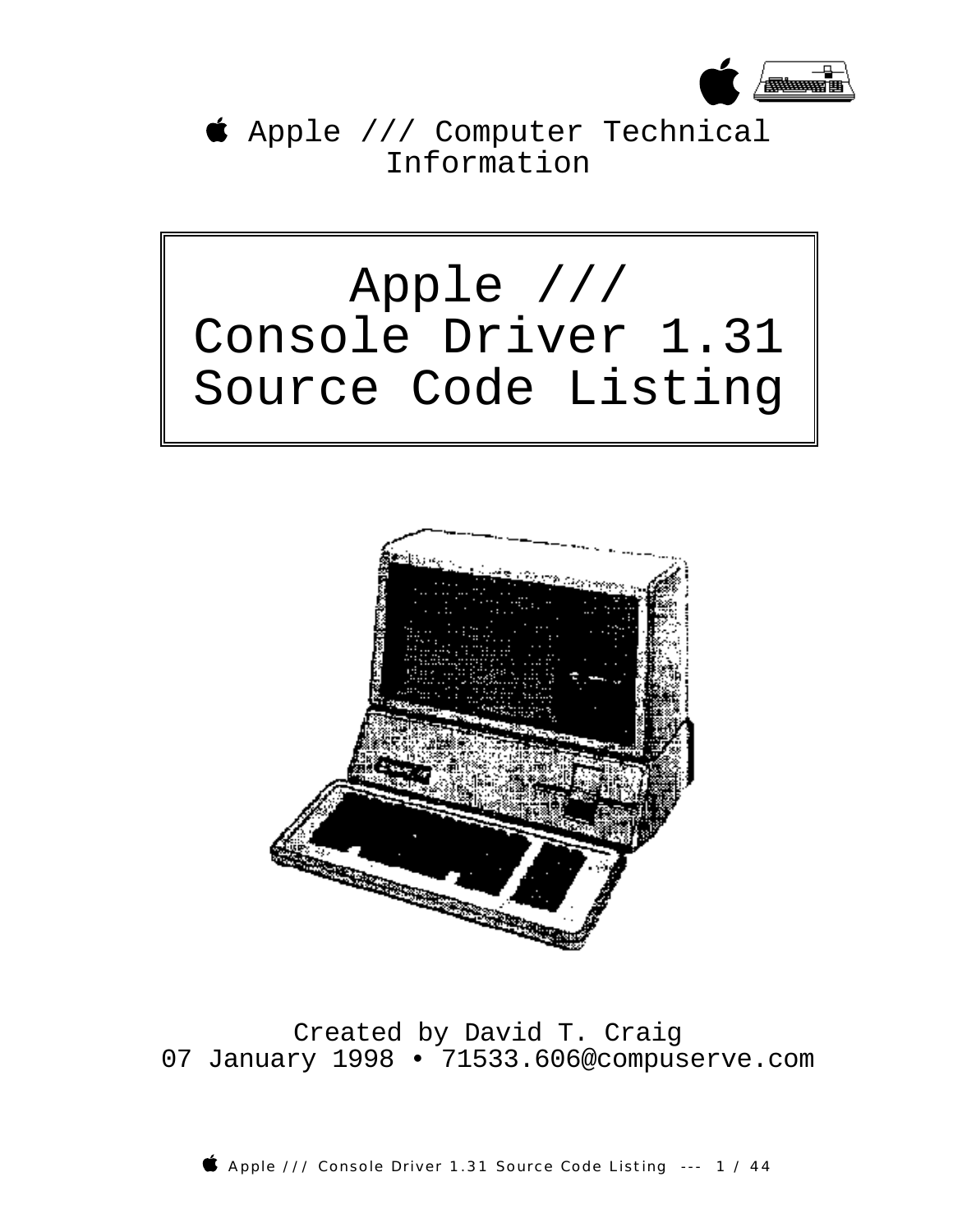Apple /// Computer Technical Information

# Apple /// Console Driver 1.31 Source Code Listing

Created by David T. Craig
07 January 1998 • 71533.606@compuserve.com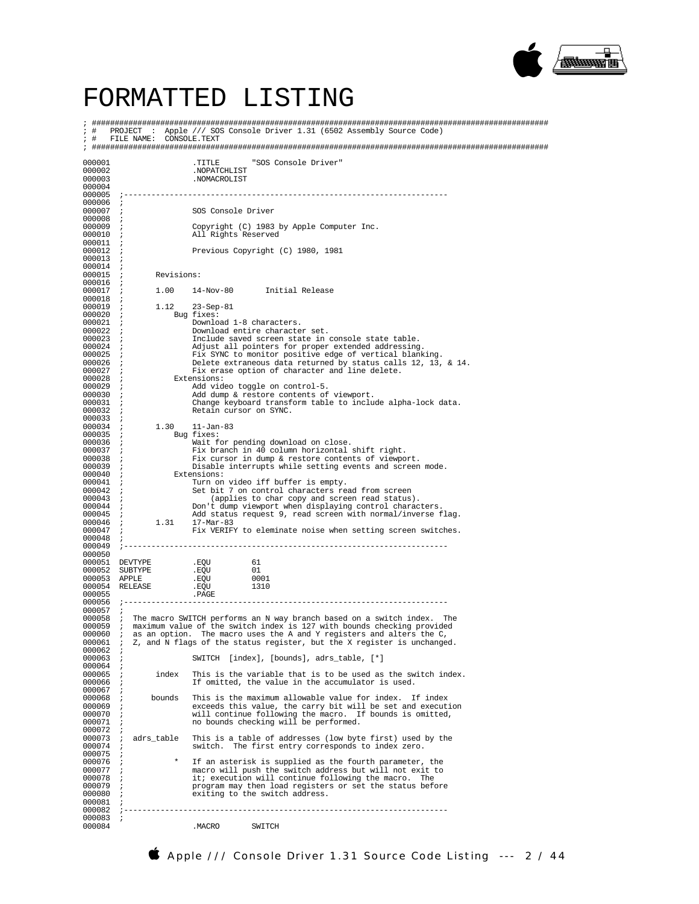# FORMATTED LISTING

```
; ################################################################################################
; #   PROJECT  :  Apple /// SOS Console Driver 1.31 (6502 Assembly Source Code)
; #   FILE NAME:  CONSOLE.TEXT
; ################################################################################################

000001                  .TITLE      "SOS Console Driver"
000002                  .NOPATCHLIST
000003                  .NOMACROLIST
000004
000005  ;----------------------------------------------------------------------
000006  ;
000007  ;               SOS Console Driver
000008  ;
000009  ;               Copyright (C) 1983 by Apple Computer Inc.
000010  ;               All Rights Reserved
000011  ;
000012  ;               Previous Copyright (C) 1980, 1981
000013  ;
000014  ;
000015  ;       Revisions:
000016  ;
000017  ;       1.00    14-Nov-80       Initial Release
000018  ;
000019  ;       1.12    23-Sep-81
000020  ;           Bug fixes:
000021  ;               Download 1-8 characters.
000022  ;               Download entire character set.
000023  ;               Include saved screen state in console state table.
000024  ;               Adjust all pointers for proper extended addressing.
000025  ;               Fix SYNC to monitor positive edge of vertical blanking.
000026  ;               Delete extraneous data returned by status calls 12, 13, & 14.
000027  ;               Fix erase option of character and line delete.
000028  ;           Extensions:
000029  ;               Add video toggle on control-5.
000030  ;               Add dump & restore contents of viewport.
000031  ;               Change keyboard transform table to include alpha-lock data.
000032  ;               Retain cursor on SYNC.
000033  ;
000034  ;       1.30    11-Jan-83
000035  ;           Bug fixes:
000036  ;               Wait for pending download on close.
000037  ;               Fix branch in 40 column horizontal shift right.
000038  ;               Fix cursor in dump & restore contents of viewport.
000039  ;               Disable interrupts while setting events and screen mode.
000040  ;           Extensions:
000041  ;               Turn on video iff buffer is empty.
000042  ;               Set bit 7 on control characters read from screen
000043  ;                   (applies to char copy and screen read status).
000044  ;               Don't dump viewport when displaying control characters.
000045  ;               Add status request 9, read screen with normal/inverse flag.
000046  ;       1.31    17-Mar-83
000047  ;               Fix VERIFY to eleminate noise when setting screen switches.
000048  ;
000049  ;----------------------------------------------------------------------
000050
000051  DEVTYPE         .EQU        61
000052  SUBTYPE         .EQU        01
000053  APPLE           .EQU        0001
000054  RELEASE         .EQU        1310
000055                  .PAGE
000056  ;----------------------------------------------------------------------
000057  ;
000058  ; The macro SWITCH performs an N way branch based on a switch index.  The
000059  ; maximum value of the switch index is 127 with bounds checking provided
000060  ; as an option.  The macro uses the A and Y registers and alters the C,
000061  ; Z, and N flags of the status register, but the X register is unchanged.
000062  ;
000063  ;               SWITCH  [index], [bounds], adrs_table, [*]
000064  ;
000065  ;       index   This is the variable that is to be used as the switch index.
000066  ;               If omitted, the value in the accumulator is used.
000067  ;
000068  ;      bounds   This is the maximum allowable value for index.  If index
000069  ;               exceeds this value, the carry bit will be set and execution
000070  ;               will continue following the macro.  If bounds is omitted,
000071  ;               no bounds checking will be performed.
000072  ;
000073  ;  adrs_table   This is a table of addresses (low byte first) used by the
000074  ;               switch.  The first entry corresponds to index zero.
000075  ;
000076  ;           *   If an asterisk is supplied as the fourth parameter, the
000077  ;               macro will push the switch address but will not exit to
000078  ;               it; execution will continue following the macro.  The
000079  ;               program may then load registers or set the status before
000080  ;               exiting to the switch address.
000081  ;
000082  ;----------------------------------------------------------------------
000083  ;
000084                  .MACRO      SWITCH
```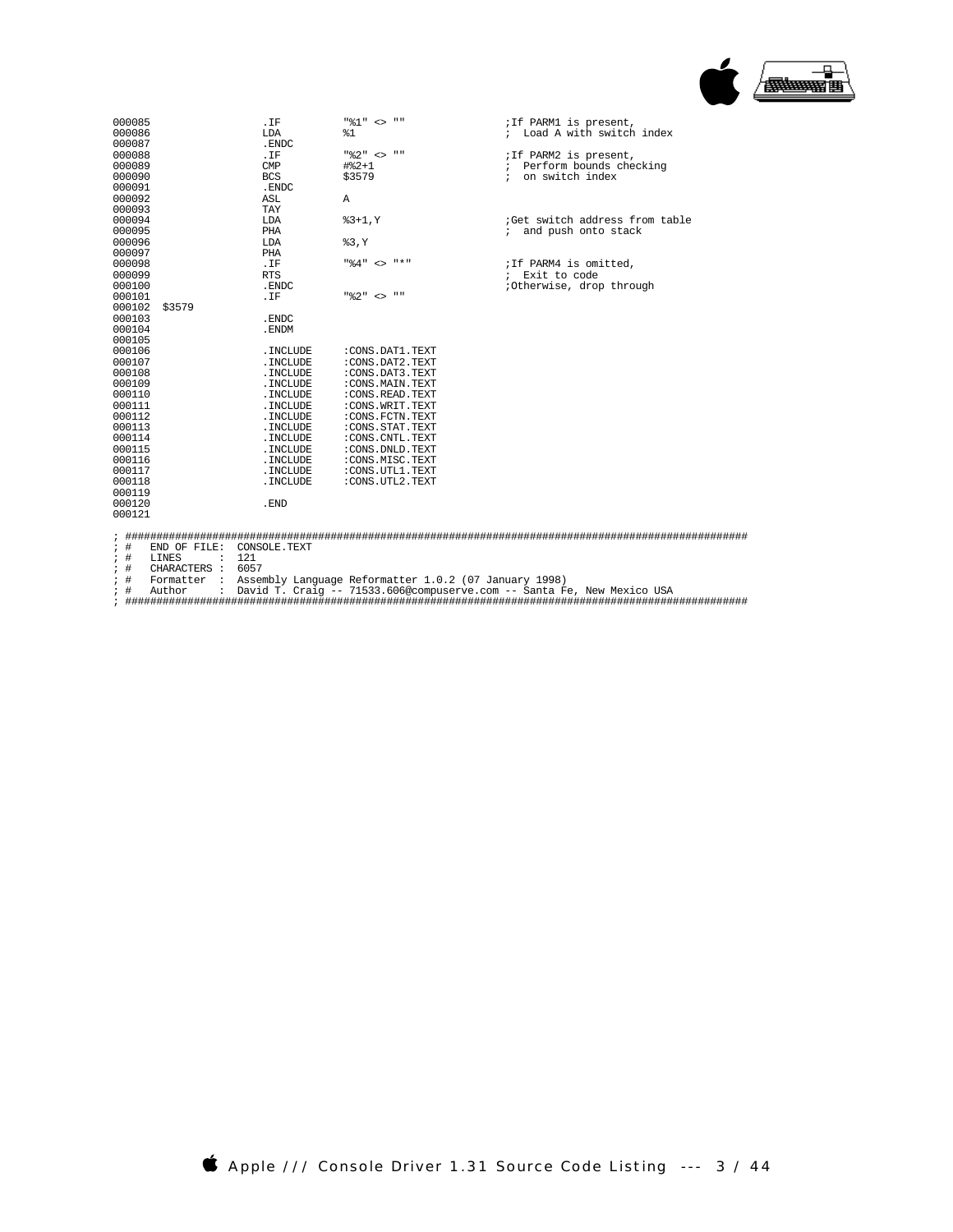```
000085                  .IF         "%1" <> ""              ;If PARM1 is present,
000086                  LDA         %1                      ;  Load A with switch index
000087                  .ENDC
000088                  .IF         "%2" <> ""              ;If PARM2 is present,
000089                  CMP         #%2+1                   ;  Perform bounds checking
000090                  BCS         $3579                   ;  on switch index
000091                  .ENDC
000092                  ASL         A
000093                  TAY
000094                  LDA         %3+1,Y                  ;Get switch address from table
000095                  PHA                                 ;  and push onto stack
000096                  LDA         %3,Y
000097                  PHA
000098                  .IF         "%4" <> "*"             ;If PARM4 is omitted,
000099                  RTS                                 ;  Exit to code
000100                  .ENDC                               ;Otherwise, drop through
000101                  .IF         "%2" <> ""
000102  $3579
000103                  .ENDC
000104                  .ENDM
000105
000106                  .INCLUDE    :CONS.DAT1.TEXT
000107                  .INCLUDE    :CONS.DAT2.TEXT
000108                  .INCLUDE    :CONS.DAT3.TEXT
000109                  .INCLUDE    :CONS.MAIN.TEXT
000110                  .INCLUDE    :CONS.READ.TEXT
000111                  .INCLUDE    :CONS.WRIT.TEXT
000112                  .INCLUDE    :CONS.FCTN.TEXT
000113                  .INCLUDE    :CONS.STAT.TEXT
000114                  .INCLUDE    :CONS.CNTL.TEXT
000115                  .INCLUDE    :CONS.DNLD.TEXT
000116                  .INCLUDE    :CONS.MISC.TEXT
000117                  .INCLUDE    :CONS.UTL1.TEXT
000118                  .INCLUDE    :CONS.UTL2.TEXT
000119
000120                  .END
000121

; ####################################################################################################
; #   END OF FILE:  CONSOLE.TEXT
; #   LINES      :  121
; #   CHARACTERS :  6057
; #   Formatter  :  Assembly Language Reformatter 1.0.2 (07 January 1998)
; #   Author     :  David T. Craig -- 71533.606@compuserve.com -- Santa Fe, New Mexico USA
; ####################################################################################################
```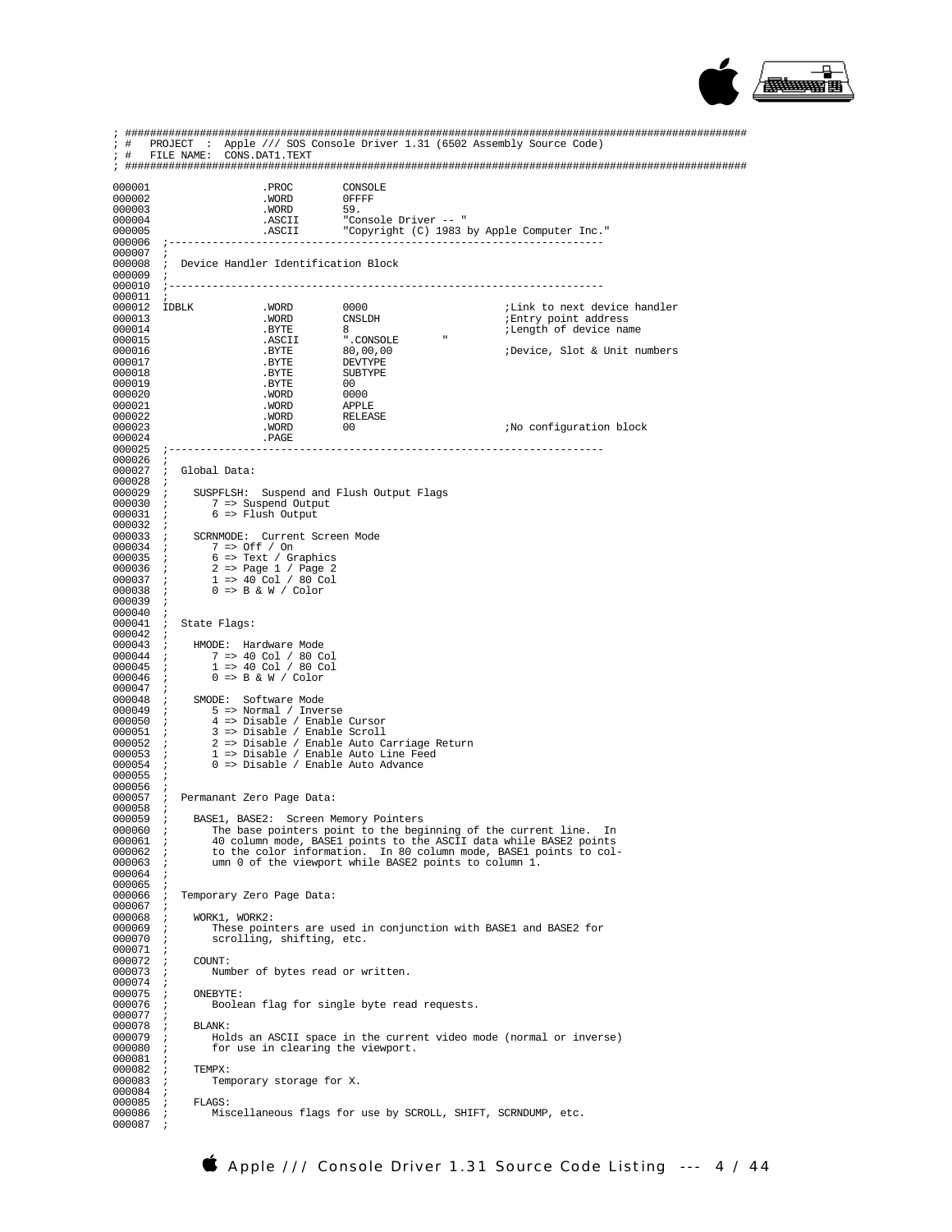```
; ###################################################################################################
; #   PROJECT  :  Apple /// SOS Console Driver 1.31 (6502 Assembly Source Code)
; #   FILE NAME:  CONS.DAT1.TEXT
; ###################################################################################################

000001                  .PROC       CONSOLE
000002                  .WORD       0FFFF
000003                  .WORD       59.
000004                  .ASCII      "Console Driver -- "
000005                  .ASCII      "Copyright (C) 1983 by Apple Computer Inc."
000006  ;----------------------------------------------------------------------
000007  ;
000008  ;  Device Handler Identification Block
000009  ;
000010  ;----------------------------------------------------------------------
000011  ;
000012  IDBLK           .WORD       0000                    ;Link to next device handler
000013                  .WORD       CNSLDH                  ;Entry point address
000014                  .BYTE       8                       ;Length of device name
000015                  .ASCII      ".CONSOLE       "
000016                  .BYTE       80,00,00                ;Device, Slot & Unit numbers
000017                  .BYTE       DEVTYPE
000018                  .BYTE       SUBTYPE
000019                  .BYTE       00
000020                  .WORD       0000
000021                  .WORD       APPLE
000022                  .WORD       RELEASE
000023                  .WORD       00                      ;No configuration block
000024                  .PAGE
000025  ;----------------------------------------------------------------------
000026  ;
000027  ;  Global Data:
000028  ;
000029  ;     SUSPFLSH:  Suspend and Flush Output Flags
000030  ;        7 => Suspend Output
000031  ;        6 => Flush Output
000032  ;
000033  ;     SCRNMODE:  Current Screen Mode
000034  ;        7 => Off / On
000035  ;        6 => Text / Graphics
000036  ;        2 => Page 1 / Page 2
000037  ;        1 => 40 Col / 80 Col
000038  ;        0 => B & W / Color
000039  ;
000040  ;
000041  ;  State Flags:
000042  ;
000043  ;     HMODE:  Hardware Mode
000044  ;        7 => 40 Col / 80 Col
000045  ;        1 => 40 Col / 80 Col
000046  ;        0 => B & W / Color
000047  ;
000048  ;     SMODE:  Software Mode
000049  ;        5 => Normal / Inverse
000050  ;        4 => Disable / Enable Cursor
000051  ;        3 => Disable / Enable Scroll
000052  ;        2 => Disable / Enable Auto Carriage Return
000053  ;        1 => Disable / Enable Auto Line Feed
000054  ;        0 => Disable / Enable Auto Advance
000055  ;
000056  ;
000057  ;  Permanant Zero Page Data:
000058  ;
000059  ;     BASE1, BASE2:  Screen Memory Pointers
000060  ;        The base pointers point to the beginning of the current line.  In
000061  ;        40 column mode, BASE1 points to the ASCII data while BASE2 points
000062  ;        to the color information.  In 80 column mode, BASE1 points to col-
000063  ;        umn 0 of the viewport while BASE2 points to column 1.
000064  ;
000065  ;
000066  ;  Temporary Zero Page Data:
000067  ;
000068  ;     WORK1, WORK2:
000069  ;        These pointers are used in conjunction with BASE1 and BASE2 for
000070  ;        scrolling, shifting, etc.
000071  ;
000072  ;     COUNT:
000073  ;        Number of bytes read or written.
000074  ;
000075  ;     ONEBYTE:
000076  ;        Boolean flag for single byte read requests.
000077  ;
000078  ;     BLANK:
000079  ;        Holds an ASCII space in the current video mode (normal or inverse)
000080  ;        for use in clearing the viewport.
000081  ;
000082  ;     TEMPX:
000083  ;        Temporary storage for X.
000084  ;
000085  ;     FLAGS:
000086  ;        Miscellaneous flags for use by SCROLL, SHIFT, SCRNDUMP, etc.
000087  ;
```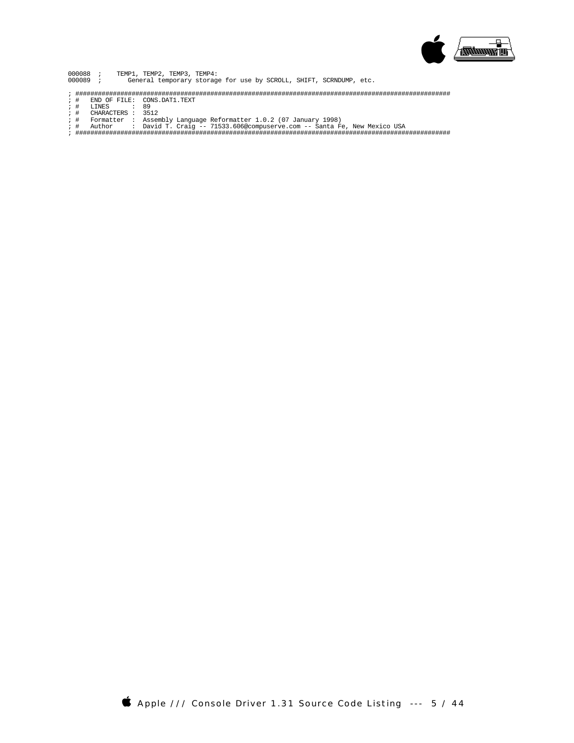```
000088  ;     TEMP1, TEMP2, TEMP3, TEMP4:
000089  ;        General temporary storage for use by SCROLL, SHIFT, SCRNDUMP, etc.

; ####################################################################################################
; #    END OF FILE:  CONS.DAT1.TEXT
; #    LINES      :  89
; #    CHARACTERS :  3512
; #    Formatter  :  Assembly Language Reformatter 1.0.2 (07 January 1998)
; #    Author     :  David T. Craig -- 71533.606@compuserve.com -- Santa Fe, New Mexico USA
; ####################################################################################################
```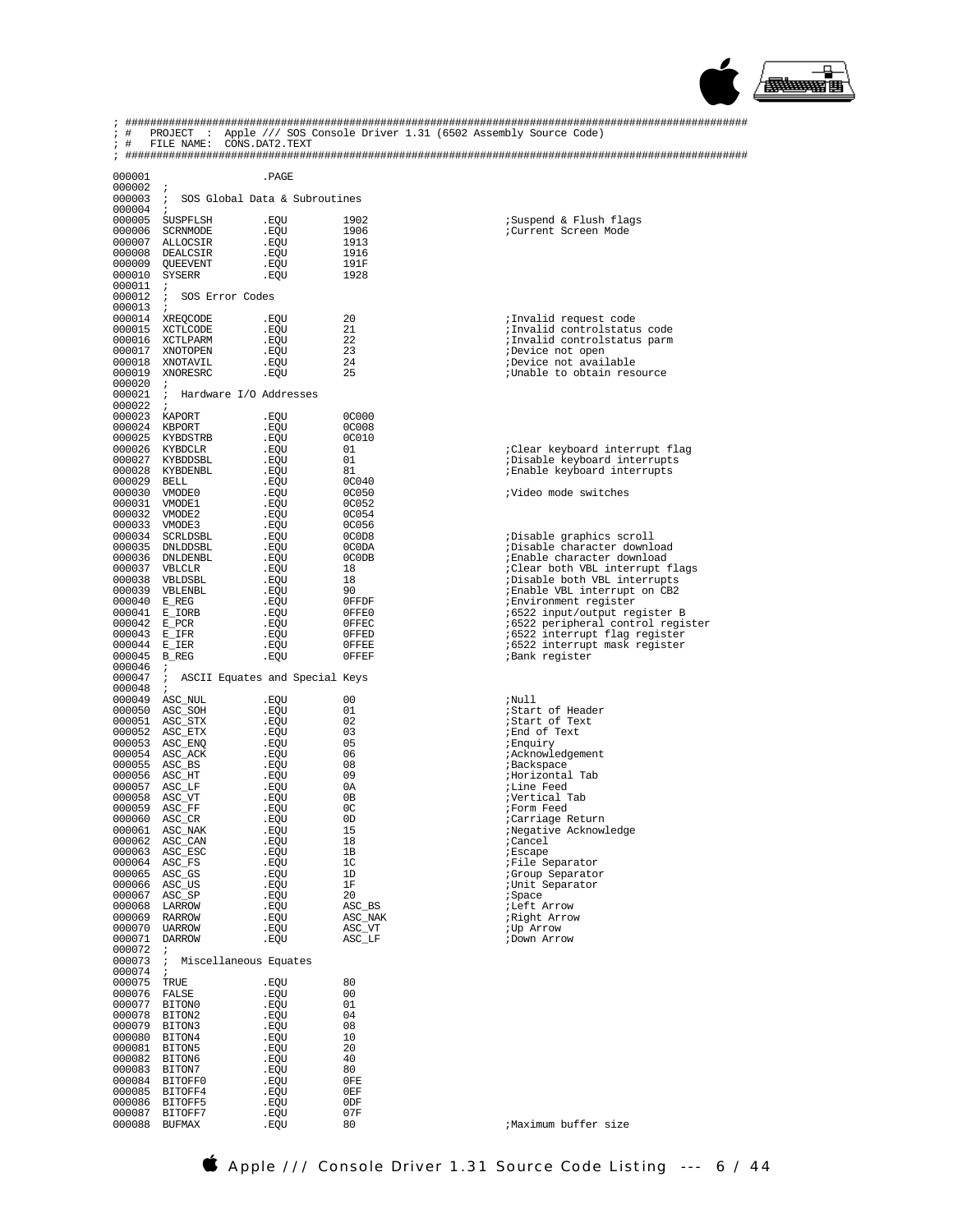```
; ##################################################################################################
; #   PROJECT  :  Apple /// SOS Console Driver 1.31 (6502 Assembly Source Code)
; #   FILE NAME:  CONS.DAT2.TEXT
; ##################################################################################################

000001                  .PAGE
000002  ;
000003  ;  SOS Global Data & Subroutines
000004  ;
000005  SUSPFLSH        .EQU        1902                       ;Suspend & Flush flags
000006  SCRNMODE        .EQU        1906                       ;Current Screen Mode
000007  ALLOCSIR        .EQU        1913
000008  DEALCSIR        .EQU        1916
000009  QUEEVENT        .EQU        191F
000010  SYSERR          .EQU        1928
000011  ;
000012  ;  SOS Error Codes
000013  ;
000014  XREQCODE        .EQU        20                         ;Invalid request code
000015  XCTLCODE        .EQU        21                         ;Invalid controlstatus code
000016  XCTLPARM        .EQU        22                         ;Invalid controlstatus parm
000017  XNOTOPEN        .EQU        23                         ;Device not open
000018  XNOTAVIL        .EQU        24                         ;Device not available
000019  XNORESRC        .EQU        25                         ;Unable to obtain resource
000020  ;
000021  ;  Hardware I/O Addresses
000022  ;
000023  KAPORT          .EQU        0C000
000024  KBPORT          .EQU        0C008
000025  KYBDSTRB        .EQU        0C010
000026  KYBDCLR         .EQU        01                         ;Clear keyboard interrupt flag
000027  KYBDDSBL        .EQU        01                         ;Disable keyboard interrupts
000028  KYBDENBL        .EQU        81                         ;Enable keyboard interrupts
000029  BELL            .EQU        0C040
000030  VMODE0          .EQU        0C050                      ;Video mode switches
000031  VMODE1          .EQU        0C052
000032  VMODE2          .EQU        0C054
000033  VMODE3          .EQU        0C056
000034  SCRLDSBL        .EQU        0C0D8                      ;Disable graphics scroll
000035  DNLDDSBL        .EQU        0C0DA                      ;Disable character download
000036  DNLDENBL        .EQU        0C0DB                      ;Enable character download
000037  VBLCLR          .EQU        18                         ;Clear both VBL interrupt flags
000038  VBLDSBL         .EQU        18                         ;Disable both VBL interrupts
000039  VBLENBL         .EQU        90                         ;Enable VBL interrupt on CB2
000040  E_REG           .EQU        0FFDF                      ;Environment register
000041  E_IORB          .EQU        0FFE0                      ;6522 input/output register B
000042  E_PCR           .EQU        0FFEC                      ;6522 peripheral control register
000043  E_IFR           .EQU        0FFED                      ;6522 interrupt flag register
000044  E_IER           .EQU        0FFEE                      ;6522 interrupt mask register
000045  B_REG           .EQU        0FFEF                      ;Bank register
000046  ;
000047  ;  ASCII Equates and Special Keys
000048  ;
000049  ASC_NUL         .EQU        00                         ;Null
000050  ASC_SOH         .EQU        01                         ;Start of Header
000051  ASC_STX         .EQU        02                         ;Start of Text
000052  ASC_ETX         .EQU        03                         ;End of Text
000053  ASC_ENQ         .EQU        05                         ;Enquiry
000054  ASC_ACK         .EQU        06                         ;Acknowledgement
000055  ASC_BS          .EQU        08                         ;Backspace
000056  ASC_HT          .EQU        09                         ;Horizontal Tab
000057  ASC_LF          .EQU        0A                         ;Line Feed
000058  ASC_VT          .EQU        0B                         ;Vertical Tab
000059  ASC_FF          .EQU        0C                         ;Form Feed
000060  ASC_CR          .EQU        0D                         ;Carriage Return
000061  ASC_NAK         .EQU        15                         ;Negative Acknowledge
000062  ASC_CAN         .EQU        18                         ;Cancel
000063  ASC_ESC         .EQU        1B                         ;Escape
000064  ASC_FS          .EQU        1C                         ;File Separator
000065  ASC_GS          .EQU        1D                         ;Group Separator
000066  ASC_US          .EQU        1F                         ;Unit Separator
000067  ASC_SP          .EQU        20                         ;Space
000068  LARROW          .EQU        ASC_BS                     ;Left Arrow
000069  RARROW          .EQU        ASC_NAK                    ;Right Arrow
000070  UARROW          .EQU        ASC_VT                     ;Up Arrow
000071  DARROW          .EQU        ASC_LF                     ;Down Arrow
000072  ;
000073  ;  Miscellaneous Equates
000074  ;
000075  TRUE            .EQU        80
000076  FALSE           .EQU        00
000077  BITON0          .EQU        01
000078  BITON2          .EQU        04
000079  BITON3          .EQU        08
000080  BITON4          .EQU        10
000081  BITON5          .EQU        20
000082  BITON6          .EQU        40
000083  BITON7          .EQU        80
000084  BITOFF0         .EQU        0FE
000085  BITOFF4         .EQU        0EF
000086  BITOFF5         .EQU        0DF
000087  BITOFF7         .EQU        07F
000088  BUFMAX          .EQU        80                         ;Maximum buffer size
```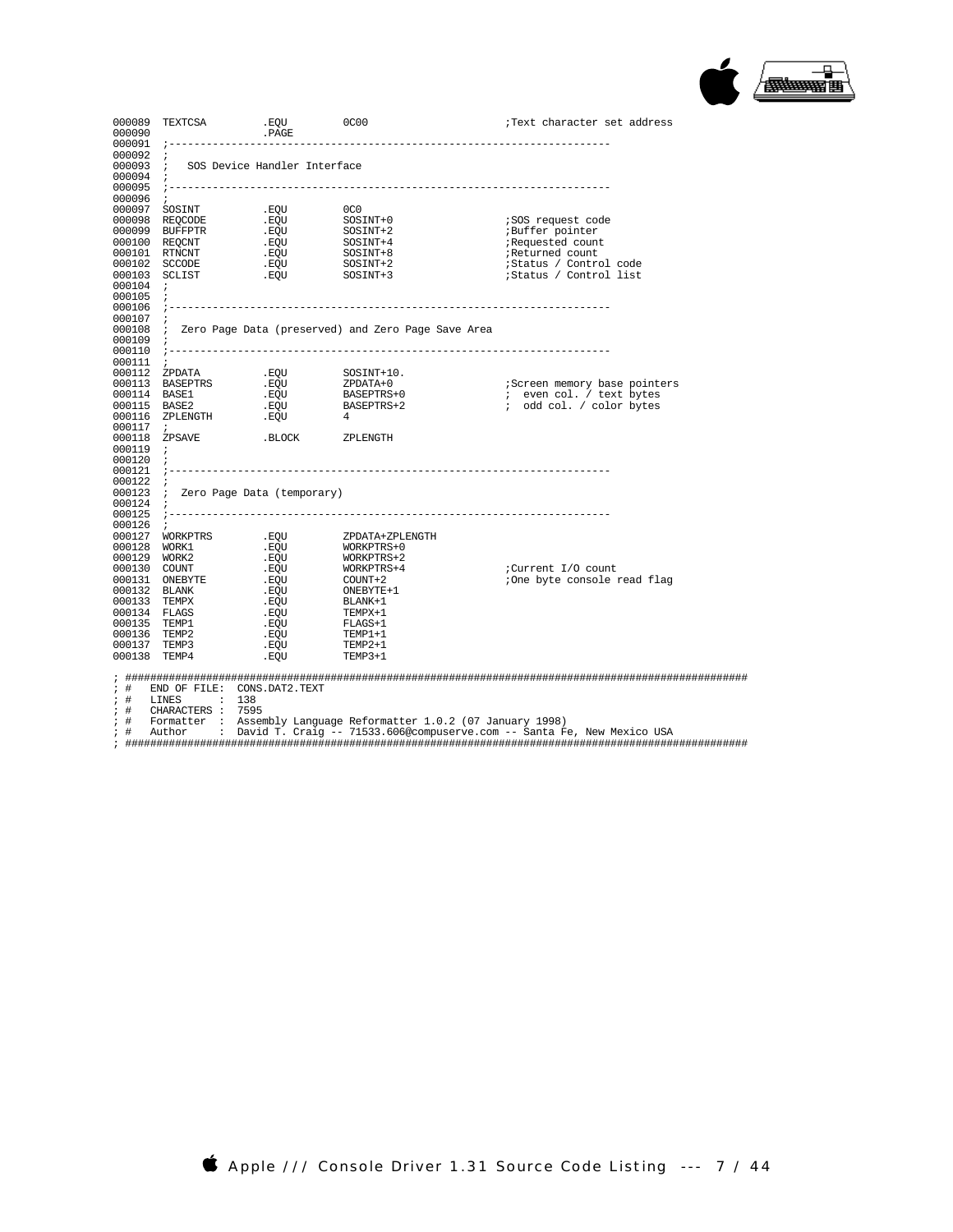```
000089  TEXTCSA         .EQU        0C00                    ;Text character set address
000090                  .PAGE
000091  ;----------------------------------------------------------------------
000092  ;
000093  ;   SOS Device Handler Interface
000094  ;
000095  ;----------------------------------------------------------------------
000096  ;
000097  SOSINT          .EQU        0C0
000098  REQCODE         .EQU        SOSINT+0                ;SOS request code
000099  BUFFPTR         .EQU        SOSINT+2                ;Buffer pointer
000100  REQCNT          .EQU        SOSINT+4                ;Requested count
000101  RTNCNT          .EQU        SOSINT+8                ;Returned count
000102  SCCODE          .EQU        SOSINT+2                ;Status / Control code
000103  SCLIST          .EQU        SOSINT+3                ;Status / Control list
000104  ;
000105  ;
000106  ;----------------------------------------------------------------------
000107  ;
000108  ;  Zero Page Data (preserved) and Zero Page Save Area
000109  ;
000110  ;----------------------------------------------------------------------
000111  ;
000112  ZPDATA          .EQU        SOSINT+10.
000113  BASEPTRS        .EQU        ZPDATA+0                ;Screen memory base pointers
000114  BASE1           .EQU        BASEPTRS+0              ;  even col. / text bytes
000115  BASE2           .EQU        BASEPTRS+2              ;  odd col. / color bytes
000116  ZPLENGTH        .EQU        4
000117  ;
000118  ZPSAVE          .BLOCK      ZPLENGTH
000119  ;
000120  ;
000121  ;----------------------------------------------------------------------
000122  ;
000123  ;  Zero Page Data (temporary)
000124  ;
000125  ;----------------------------------------------------------------------
000126  ;
000127  WORKPTRS        .EQU        ZPDATA+ZPLENGTH
000128  WORK1           .EQU        WORKPTRS+0
000129  WORK2           .EQU        WORKPTRS+2
000130  COUNT           .EQU        WORKPTRS+4              ;Current I/O count
000131  ONEBYTE         .EQU        COUNT+2                 ;One byte console read flag
000132  BLANK           .EQU        ONEBYTE+1
000133  TEMPX           .EQU        BLANK+1
000134  FLAGS           .EQU        TEMPX+1
000135  TEMP1           .EQU        FLAGS+1
000136  TEMP2           .EQU        TEMP1+1
000137  TEMP3           .EQU        TEMP2+1
000138  TEMP4           .EQU        TEMP3+1

; ##########################################################################################################
; #   END OF FILE:  CONS.DAT2.TEXT
; #   LINES       :  138
; #   CHARACTERS :  7595
; #   Formatter  :  Assembly Language Reformatter 1.0.2 (07 January 1998)
; #   Author     :  David T. Craig -- 71533.606@compuserve.com -- Santa Fe, New Mexico USA
; ##########################################################################################################
```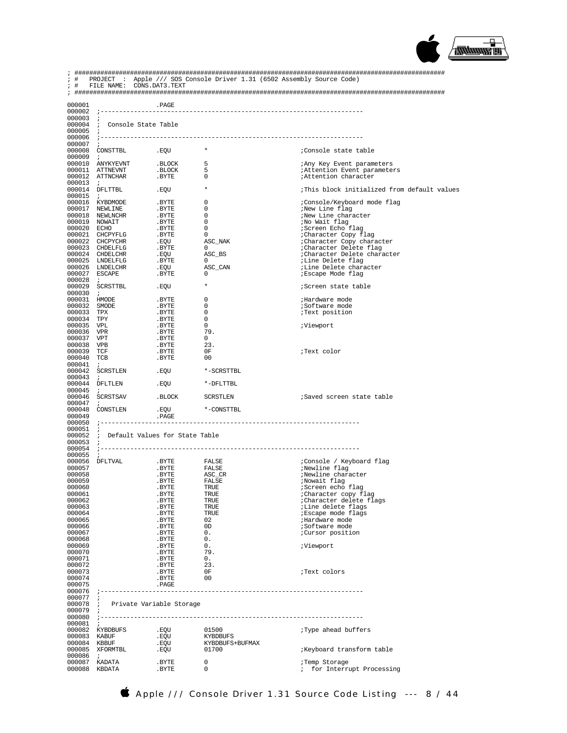```
; ##############################################################################################
; #   PROJECT  :  Apple /// SOS Console Driver 1.31 (6502 Assembly Source Code)
; #   FILE NAME:  CONS.DAT3.TEXT
; ##############################################################################################

000001                  .PAGE
000002  ;----------------------------------------------------------------------
000003  ;
000004  ;  Console State Table
000005  ;
000006  ;----------------------------------------------------------------------
000007  ;
000008  CONSTTBL        .EQU        *                           ;Console state table
000009  ;
000010  ANYKYEVNT       .BLOCK      5                           ;Any Key Event parameters
000011  ATTNEVNT        .BLOCK      5                           ;Attention Event parameters
000012  ATTNCHAR        .BYTE       0                           ;Attention character
000013  ;
000014  DFLTTBL         .EQU        *                           ;This block initialized from default values
000015  ;
000016  KYBDMODE        .BYTE       0                           ;Console/Keyboard mode flag
000017  NEWLINE         .BYTE       0                           ;New Line flag
000018  NEWLNCHR        .BYTE       0                           ;New Line character
000019  NOWAIT          .BYTE       0                           ;No Wait flag
000020  ECHO            .BYTE       0                           ;Screen Echo flag
000021  CHCPYFLG        .BYTE       0                           ;Character Copy flag
000022  CHCPYCHR        .EQU        ASC_NAK                     ;Character Copy character
000023  CHDELFLG        .BYTE       0                           ;Character Delete flag
000024  CHDELCHR        .EQU        ASC_BS                      ;Character Delete character
000025  LNDELFLG        .BYTE       0                           ;Line Delete flag
000026  LNDELCHR        .EQU        ASC_CAN                     ;Line Delete character
000027  ESCAPE          .BYTE       0                           ;Escape Mode flag
000028  ;
000029  SCRSTTBL        .EQU        *                           ;Screen state table
000030  ;
000031  HMODE           .BYTE       0                           ;Hardware mode
000032  SMODE           .BYTE       0                           ;Software mode
000033  TPX             .BYTE       0                           ;Text position
000034  TPY             .BYTE       0
000035  VPL             .BYTE       0                           ;Viewport
000036  VPR             .BYTE       79.
000037  VPT             .BYTE       0
000038  VPB             .BYTE       23.
000039  TCF             .BYTE       0F                          ;Text color
000040  TCB             .BYTE       00
000041  ;
000042  SCRSTLEN        .EQU        *-SCRSTTBL
000043  ;
000044  DFLTLEN         .EQU        *-DFLTTBL
000045  ;
000046  SCRSTSAV        .BLOCK      SCRSTLEN                    ;Saved screen state table
000047  ;
000048  CONSTLEN        .EQU        *-CONSTTBL
000049                  .PAGE
000050  ;----------------------------------------------------------------------
000051  ;
000052  ;  Default Values for State Table
000053  ;
000054  ;----------------------------------------------------------------------
000055  ;
000056  DFLTVAL         .BYTE       FALSE                       ;Console / Keyboard flag
000057                  .BYTE       FALSE                       ;Newline flag
000058                  .BYTE       ASC_CR                      ;Newline character
000059                  .BYTE       FALSE                       ;Nowait flag
000060                  .BYTE       TRUE                        ;Screen echo flag
000061                  .BYTE       TRUE                        ;Character copy flag
000062                  .BYTE       TRUE                        ;Character delete flags
000063                  .BYTE       TRUE                        ;Line delete flags
000064                  .BYTE       TRUE                        ;Escape mode flags
000065                  .BYTE       02                          ;Hardware mode
000066                  .BYTE       0D                          ;Software mode
000067                  .BYTE       0.                          ;Cursor position
000068                  .BYTE       0.
000069                  .BYTE       0.                          ;Viewport
000070                  .BYTE       79.
000071                  .BYTE       0.
000072                  .BYTE       23.
000073                  .BYTE       0F                          ;Text colors
000074                  .BYTE       00
000075                  .PAGE
000076  ;----------------------------------------------------------------------
000077  ;
000078  ;   Private Variable Storage
000079  ;
000080  ;----------------------------------------------------------------------
000081  ;
000082  KYBDBUFS        .EQU        01500                       ;Type ahead buffers
000083  KABUF           .EQU        KYBDBUFS
000084  KBBUF           .EQU        KYBDBUFS+BUFMAX
000085  XFORMTBL        .EQU        01700                       ;Keyboard transform table
000086  ;
000087  KADATA          .BYTE       0                           ;Temp Storage
000088  KBDATA          .BYTE       0                           ; for Interrupt Processing
```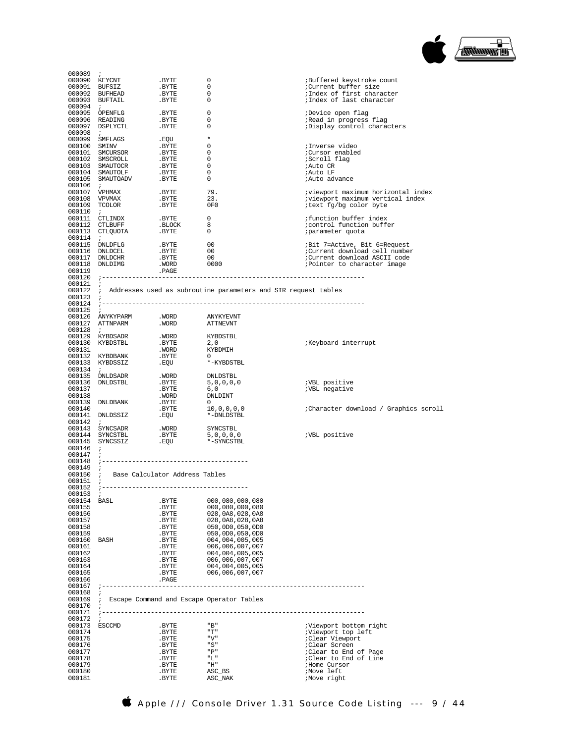```
000089  ;
000090  KEYCNT          .BYTE       0                               ;Buffered keystroke count
000091  BUFSIZ          .BYTE       0                               ;Current buffer size
000092  BUFHEAD         .BYTE       0                               ;Index of first character
000093  BUFTAIL         .BYTE       0                               ;Index of last character
000094  ;
000095  OPENFLG         .BYTE       0                               ;Device open flag
000096  READING         .BYTE       0                               ;Read in progress flag
000097  DSPLYCTL        .BYTE       0                               ;Display control characters
000098  ;
000099  SMFLAGS         .EQU        *
000100  SMINV           .BYTE       0                               ;Inverse video
000101  SMCURSOR        .BYTE       0                               ;Cursor enabled
000102  SMSCROLL        .BYTE       0                               ;Scroll flag
000103  SMAUTOCR        .BYTE       0                               ;Auto CR
000104  SMAUTOLF        .BYTE       0                               ;Auto LF
000105  SMAUTOADV       .BYTE       0                               ;Auto advance
000106  ;
000107  VPHMAX          .BYTE       79.                             ;viewport maximum horizontal index
000108  VPVMAX          .BYTE       23.                             ;viewport maximum vertical index
000109  TCOLOR          .BYTE       0F0                             ;text fg/bg color byte
000110  ;
000111  CTLINDX         .BYTE       0                               ;function buffer index
000112  CTLBUFF         .BLOCK      8                               ;control function buffer
000113  CTLQUOTA        .BYTE       0                               ;parameter quota
000114  ;
000115  DNLDFLG         .BYTE       00                              ;Bit 7=Active, Bit 6=Request
000116  DNLDCEL         .BYTE       00                              ;Current download cell number
000117  DNLDCHR         .BYTE       00                              ;Current download ASCII code
000118  DNLDIMG         .WORD       0000                            ;Pointer to character image
000119                  .PAGE
000120  ;---------------------------------------------------------------------
000121  ;
000122  ;  Addresses used as subroutine parameters and SIR request tables
000123  ;
000124  ;---------------------------------------------------------------------
000125  ;
000126  ANYKYPARM       .WORD       ANYKYEVNT
000127  ATTNPARM        .WORD       ATTNEVNT
000128  ;
000129  KYBDSADR        .WORD       KYBDSTBL
000130  KYBDSTBL        .BYTE       2,0                             ;Keyboard interrupt
000131                  .WORD       KYBDMIH
000132  KYBDBANK        .BYTE       0
000133  KYBDSSIZ        .EQU        *-KYBDSTBL
000134  ;
000135  DNLDSADR        .WORD       DNLDSTBL
000136  DNLDSTBL        .BYTE       5,0,0,0,0                       ;VBL positive
000137                  .BYTE       6,0                             ;VBL negative
000138                  .WORD       DNLDINT
000139  DNLDBANK        .BYTE       0
000140                  .BYTE       10,0,0,0,0                      ;Character download / Graphics scroll
000141  DNLDSSIZ        .EQU        *-DNLDSTBL
000142  ;
000143  SYNCSADR        .WORD       SYNCSTBL
000144  SYNCSTBL        .BYTE       5,0,0,0,0                       ;VBL positive
000145  SYNCSSIZ        .EQU        *-SYNCSTBL
000146  ;
000147  ;
000148  ;--------------------------------------
000149  ;
000150  ;   Base Calculator Address Tables
000151  ;
000152  ;--------------------------------------
000153  ;
000154  BASL            .BYTE       000,080,000,080
000155                  .BYTE       000,080,000,080
000156                  .BYTE       028,0A8,028,0A8
000157                  .BYTE       028,0A8,028,0A8
000158                  .BYTE       050,0D0,050,0D0
000159                  .BYTE       050,0D0,050,0D0
000160  BASH            .BYTE       004,004,005,005
000161                  .BYTE       006,006,007,007
000162                  .BYTE       004,004,005,005
000163                  .BYTE       006,006,007,007
000164                  .BYTE       004,004,005,005
000165                  .BYTE       006,006,007,007
000166                  .PAGE
000167  ;---------------------------------------------------------------------
000168  ;
000169  ;  Escape Command and Escape Operator Tables
000170  ;
000171  ;---------------------------------------------------------------------
000172  ;
000173  ESCCMD          .BYTE       "B"                             ;Viewport bottom right
000174                  .BYTE       "T"                             ;Viewport top left
000175                  .BYTE       "V"                             ;Clear Viewport
000176                  .BYTE       "S"                             ;Clear Screen
000177                  .BYTE       "P"                             ;Clear to End of Page
000178                  .BYTE       "L"                             ;Clear to End of Line
000179                  .BYTE       "H"                             ;Home Cursor
000180                  .BYTE       ASC_BS                          ;Move left
000181                  .BYTE       ASC_NAK                         ;Move right
```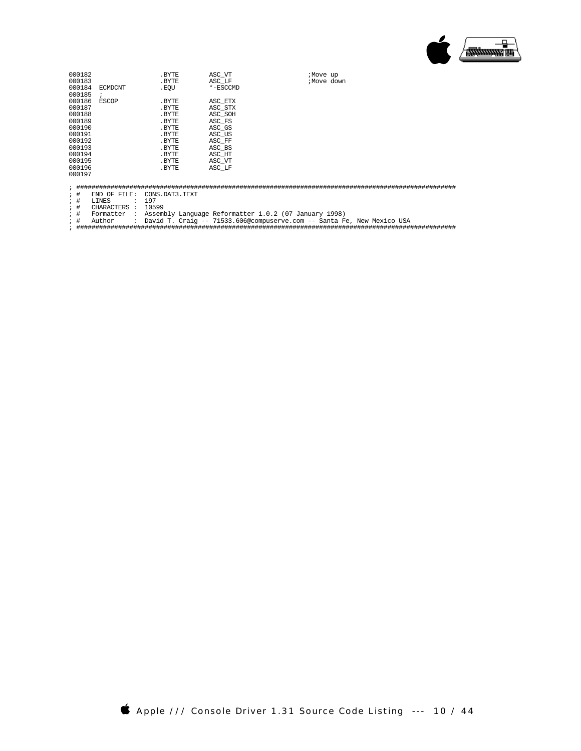```
000182                  .BYTE       ASC_VT                  ;Move up
000183                  .BYTE       ASC_LF                  ;Move down
000184  ECMDCNT         .EQU        *-ESCCMD
000185  ;
000186  ESCOP           .BYTE       ASC_ETX
000187                  .BYTE       ASC_STX
000188                  .BYTE       ASC_SOH
000189                  .BYTE       ASC_FS
000190                  .BYTE       ASC_GS
000191                  .BYTE       ASC_US
000192                  .BYTE       ASC_FF
000193                  .BYTE       ASC_BS
000194                  .BYTE       ASC_HT
000195                  .BYTE       ASC_VT
000196                  .BYTE       ASC_LF
000197

; ######################################################################################################
; #   END OF FILE:  CONS.DAT3.TEXT
; #   LINES      :  197
; #   CHARACTERS :  10599
; #   Formatter  :  Assembly Language Reformatter 1.0.2 (07 January 1998)
; #   Author     :  David T. Craig -- 71533.606@compuserve.com -- Santa Fe, New Mexico USA
; ######################################################################################################
```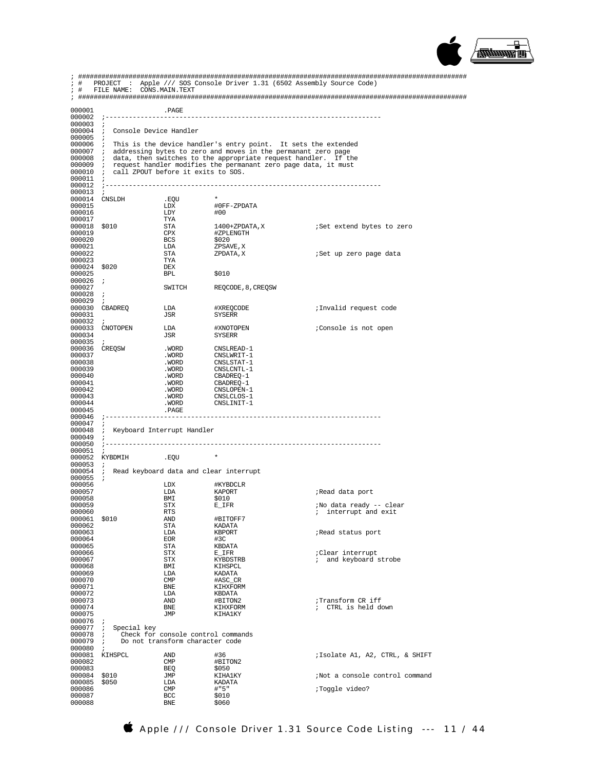```
; ##################################################################################################
; #   PROJECT  :  Apple /// SOS Console Driver 1.31 (6502 Assembly Source Code)
; #   FILE NAME:  CONS.MAIN.TEXT
; ##################################################################################################

000001                  .PAGE
000002  ;----------------------------------------------------------------------
000003  ;
000004  ;  Console Device Handler
000005  ;
000006  ;  This is the device handler's entry point.  It sets the extended
000007  ;  addressing bytes to zero and moves in the permanant zero page
000008  ;  data, then switches to the appropriate request handler.  If the
000009  ;  request handler modifies the permanant zero page data, it must
000010  ;  call ZPOUT before it exits to SOS.
000011  ;
000012  ;----------------------------------------------------------------------
000013  ;
000014  CNSLDH          .EQU        *
000015                  LDX         #0FF-ZPDATA
000016                  LDY         #00
000017                  TYA
000018  $010            STA         1400+ZPDATA,X             ;Set extend bytes to zero
000019                  CPX         #ZPLENGTH
000020                  BCS         $020
000021                  LDA         ZPSAVE,X
000022                  STA         ZPDATA,X                  ;Set up zero page data
000023                  TYA
000024  $020            DEX
000025                  BPL         $010
000026  ;
000027                  SWITCH      REQCODE,8,CREQSW
000028  ;
000029  ;
000030  CBADREQ         LDA         #XREQCODE                 ;Invalid request code
000031                  JSR         SYSERR
000032  ;
000033  CNOTOPEN        LDA         #XNOTOPEN                 ;Console is not open
000034                  JSR         SYSERR
000035  ;
000036  CREQSW          .WORD       CNSLREAD-1
000037                  .WORD       CNSLWRIT-1
000038                  .WORD       CNSLSTAT-1
000039                  .WORD       CNSLCNTL-1
000040                  .WORD       CBADREQ-1
000041                  .WORD       CBADREQ-1
000042                  .WORD       CNSLOPEN-1
000043                  .WORD       CNSLCLOS-1
000044                  .WORD       CNSLINIT-1
000045                  .PAGE
000046  ;----------------------------------------------------------------------
000047  ;
000048  ;  Keyboard Interrupt Handler
000049  ;
000050  ;----------------------------------------------------------------------
000051  ;
000052  KYBDMIH         .EQU        *
000053  ;
000054  ;  Read keyboard data and clear interrupt
000055  ;
000056                  LDX         #KYBDCLR
000057                  LDA         KAPORT                    ;Read data port
000058                  BMI         $010
000059                  STX         E_IFR                     ;No data ready -- clear
000060                  RTS                                   ;  interrupt and exit
000061  $010            AND         #BITOFF7
000062                  STA         KADATA
000063                  LDA         KBPORT                    ;Read status port
000064                  EOR         #3C
000065                  STA         KBDATA
000066                  STX         E_IFR                     ;Clear interrupt
000067                  STX         KYBDSTRB                  ;  and keyboard strobe
000068                  BMI         KIHSPCL
000069                  LDA         KADATA
000070                  CMP         #ASC_CR
000071                  BNE         KIHXFORM
000072                  LDA         KBDATA
000073                  AND         #BITON2                   ;Transform CR iff
000074                  BNE         KIHXFORM                  ;  CTRL is held down
000075                  JMP         KIHA1KY
000076  ;
000077  ;  Special key
000078  ;     Check for console control commands
000079  ;     Do not transform character code
000080  ;
000081  KIHSPCL         AND         #36                       ;Isolate A1, A2, CTRL, & SHIFT
000082                  CMP         #BITON2
000083                  BEQ         $050
000084  $010            JMP         KIHA1KY                   ;Not a console control command
000085  $050            LDA         KADATA
000086                  CMP         #"5"                      ;Toggle video?
000087                  BCC         $010
000088                  BNE         $060
```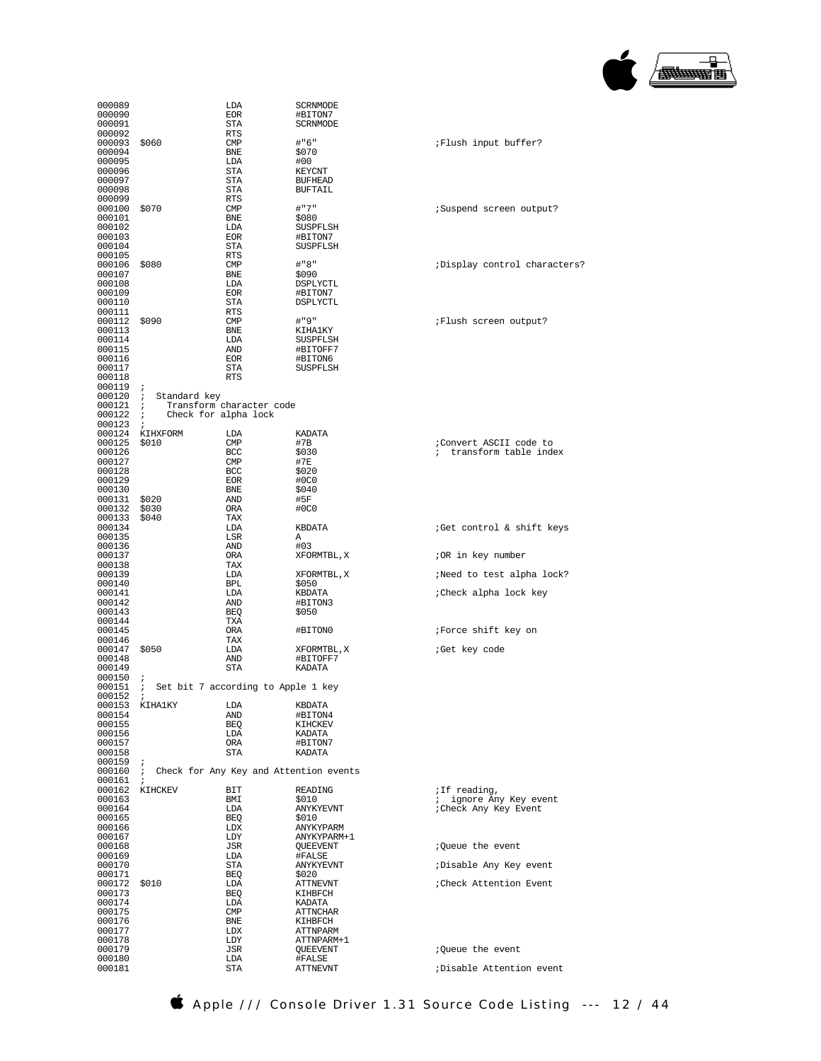```
000089                  LDA         SCRNMODE
000090                  EOR         #BITON7
000091                  STA         SCRNMODE
000092                  RTS
000093  $060            CMP         #"6"                    ;Flush input buffer?
000094                  BNE         $070
000095                  LDA         #00
000096                  STA         KEYCNT
000097                  STA         BUFHEAD
000098                  STA         BUFTAIL
000099                  RTS
000100  $070            CMP         #"7"                    ;Suspend screen output?
000101                  BNE         $080
000102                  LDA         SUSPFLSH
000103                  EOR         #BITON7
000104                  STA         SUSPFLSH
000105                  RTS
000106  $080            CMP         #"8"                    ;Display control characters?
000107                  BNE         $090
000108                  LDA         DSPLYCTL
000109                  EOR         #BITON7
000110                  STA         DSPLYCTL
000111                  RTS
000112  $090            CMP         #"9"                    ;Flush screen output?
000113                  BNE         KIHA1KY
000114                  LDA         SUSPFLSH
000115                  AND         #BITOFF7
000116                  EOR         #BITON6
000117                  STA         SUSPFLSH
000118                  RTS
000119  ;
000120  ;  Standard key
000121  ;    Transform character code
000122  ;    Check for alpha lock
000123  ;
000124  KIHXFORM        LDA         KADATA
000125  $010            CMP         #7B                     ;Convert ASCII code to
000126                  BCC         $030                    ;  transform table index
000127                  CMP         #7E
000128                  BCC         $020
000129                  EOR         #0C0
000130                  BNE         $040
000131  $020            AND         #5F
000132  $030            ORA         #0C0
000133  $040            TAX
000134                  LDA         KBDATA                  ;Get control & shift keys
000135                  LSR         A
000136                  AND         #03
000137                  ORA         XFORMTBL,X              ;OR in key number
000138                  TAX
000139                  LDA         XFORMTBL,X              ;Need to test alpha lock?
000140                  BPL         $050
000141                  LDA         KBDATA                  ;Check alpha lock key
000142                  AND         #BITON3
000143                  BEQ         $050
000144                  TXA
000145                  ORA         #BITON0                 ;Force shift key on
000146                  TAX
000147  $050            LDA         XFORMTBL,X              ;Get key code
000148                  AND         #BITOFF7
000149                  STA         KADATA
000150  ;
000151  ;  Set bit 7 according to Apple 1 key
000152  ;
000153  KIHA1KY         LDA         KBDATA
000154                  AND         #BITON4
000155                  BEQ         KIHCKEV
000156                  LDA         KADATA
000157                  ORA         #BITON7
000158                  STA         KADATA
000159  ;
000160  ;  Check for Any Key and Attention events
000161  ;
000162  KIHCKEV         BIT         READING                 ;If reading,
000163                  BMI         $010                    ;  ignore Any Key event
000164                  LDA         ANYKYEVNT               ;Check Any Key Event
000165                  BEQ         $010
000166                  LDX         ANYKYPARM
000167                  LDY         ANYKYPARM+1
000168                  JSR         QUEEVENT                ;Queue the event
000169                  LDA         #FALSE
000170                  STA         ANYKYEVNT               ;Disable Any Key event
000171                  BEQ         $020
000172  $010            LDA         ATTNEVNT                ;Check Attention Event
000173                  BEQ         KIHBFCH
000174                  LDA         KADATA
000175                  CMP         ATTNCHAR
000176                  BNE         KIHBFCH
000177                  LDX         ATTNPARM
000178                  LDY         ATTNPARM+1
000179                  JSR         QUEEVENT                ;Queue the event
000180                  LDA         #FALSE
000181                  STA         ATTNEVNT                ;Disable Attention event
```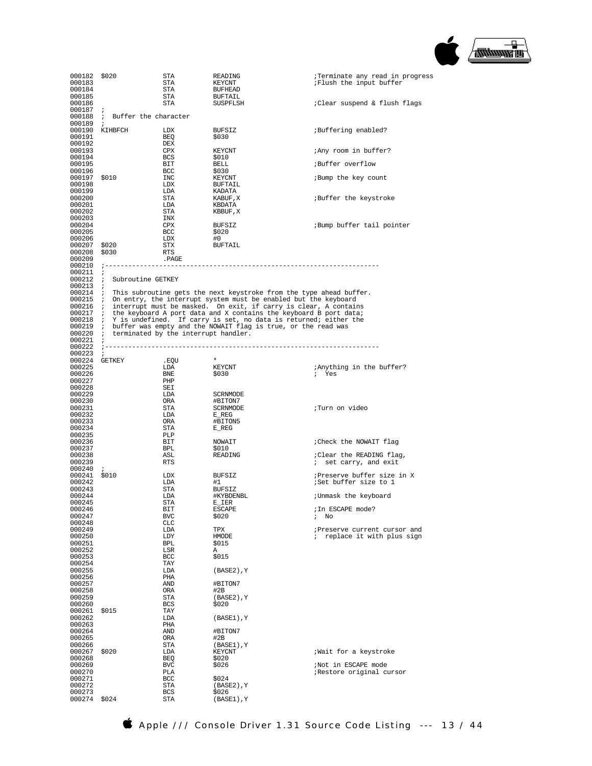```
000182 $020          STA      READING                 ;Terminate any read in progress
000183               STA      KEYCNT                  ;Flush the input buffer
000184               STA      BUFHEAD
000185               STA      BUFTAIL
000186               STA      SUSPFLSH                ;Clear suspend & flush flags
000187 ;
000188 ;  Buffer the character
000189 ;
000190 KIHBFCH       LDX      BUFSIZ                  ;Buffering enabled?
000191               BEQ      $030
000192               DEX
000193               CPX      KEYCNT                  ;Any room in buffer?
000194               BCS      $010
000195               BIT      BELL                    ;Buffer overflow
000196               BCC      $030
000197 $010          INC      KEYCNT                  ;Bump the key count
000198               LDX      BUFTAIL
000199               LDA      KADATA
000200               STA      KABUF,X                 ;Buffer the keystroke
000201               LDA      KBDATA
000202               STA      KBBUF,X
000203               INX
000204               CPX      BUFSIZ                  ;Bump buffer tail pointer
000205               BCC      $020
000206               LDX      #0
000207 $020          STX      BUFTAIL
000208 $030          RTS
000209               .PAGE
000210 ;----------------------------------------------------------------------
000211 ;
000212 ;  Subroutine GETKEY
000213 ;
000214 ;  This subroutine gets the next keystroke from the type ahead buffer.
000215 ;  On entry, the interrupt system must be enabled but the keyboard
000216 ;  interrupt must be masked.  On exit, if carry is clear, A contains
000217 ;  the keyboard A port data and X contains the keyboard B port data;
000218 ;  Y is undefined.  If carry is set, no data is returned; either the
000219 ;  buffer was empty and the NOWAIT flag is true, or the read was
000220 ;  terminated by the interrupt handler.
000221 ;
000222 ;----------------------------------------------------------------------
000223 ;
000224 GETKEY        .EQU     *
000225               LDA      KEYCNT                  ;Anything in the buffer?
000226               BNE      $030                    ;  Yes
000227               PHP
000228               SEI
000229               LDA      SCRNMODE
000230               ORA      #BITON7
000231               STA      SCRNMODE                ;Turn on video
000232               LDA      E_REG
000233               ORA      #BITON5
000234               STA      E_REG
000235               PLP
000236               BIT      NOWAIT                  ;Check the NOWAIT flag
000237               BPL      $010
000238               ASL      READING                 ;Clear the READING flag,
000239               RTS                              ;  set carry, and exit
000240 ;
000241 $010          LDX      BUFSIZ                  ;Preserve buffer size in X
000242               LDA      #1                      ;Set buffer size to 1
000243               STA      BUFSIZ
000244               LDA      #KYBDENBL               ;Unmask the keyboard
000245               STA      E_IER
000246               BIT      ESCAPE                  ;In ESCAPE mode?
000247               BVC      $020                    ;  No
000248               CLC
000249               LDA      TPX                     ;Preserve current cursor and
000250               LDY      HMODE                   ;  replace it with plus sign
000251               BPL      $015
000252               LSR      A
000253               BCC      $015
000254               TAY
000255               LDA      (BASE2),Y
000256               PHA
000257               AND      #BITON7
000258               ORA      #2B
000259               STA      (BASE2),Y
000260               BCS      $020
000261 $015          TAY
000262               LDA      (BASE1),Y
000263               PHA
000264               AND      #BITON7
000265               ORA      #2B
000266               STA      (BASE1),Y
000267 $020          LDA      KEYCNT                  ;Wait for a keystroke
000268               BEQ      $020
000269               BVC      $026                    ;Not in ESCAPE mode
000270               PLA                              ;Restore original cursor
000271               BCC      $024
000272               STA      (BASE2),Y
000273               BCS      $026
000274 $024          STA      (BASE1),Y
```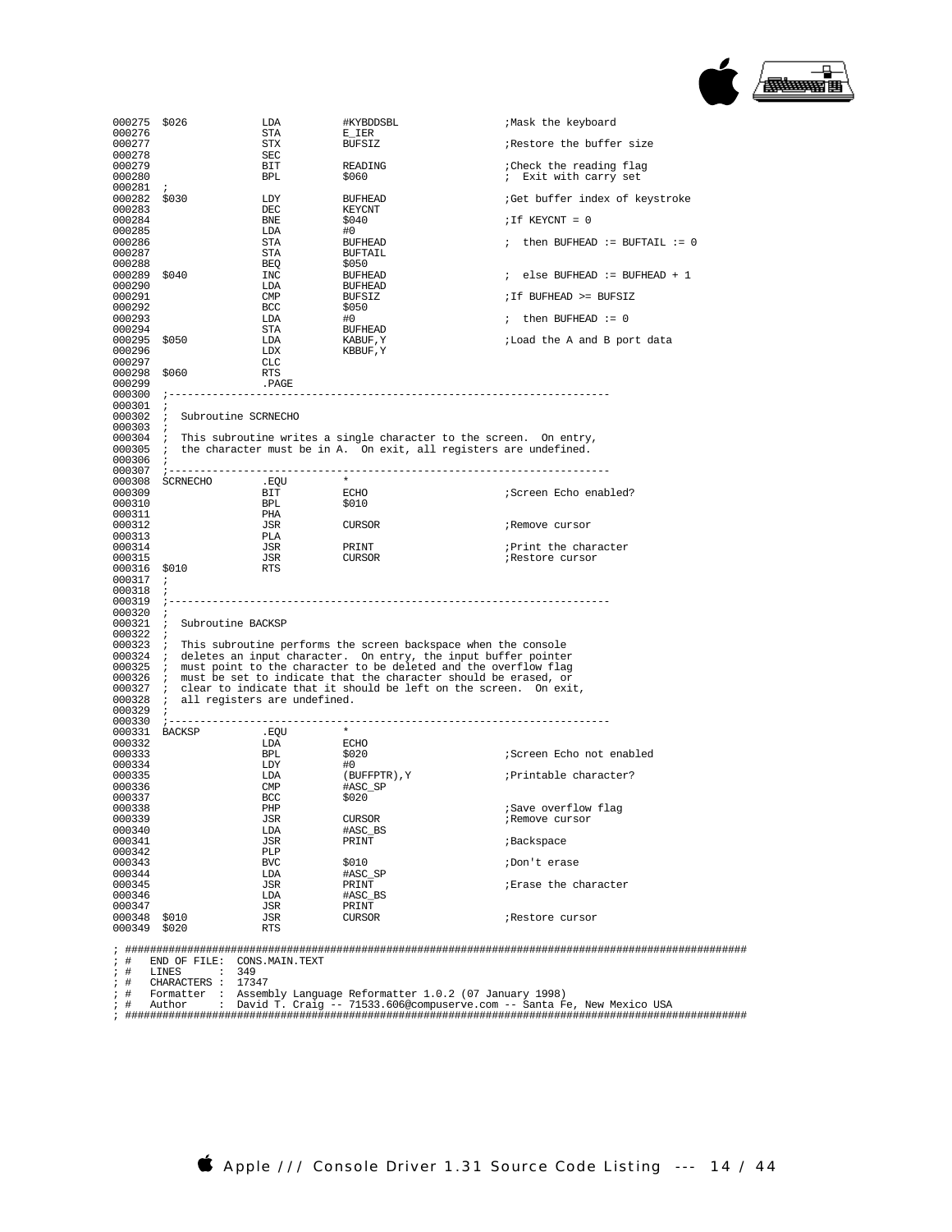```
000275  $026            LDA         #KYBDDSBL                   ;Mask the keyboard
000276                  STA         E_IER
000277                  STX         BUFSIZ                      ;Restore the buffer size
000278                  SEC
000279                  BIT         READING                     ;Check the reading flag
000280                  BPL         $060                        ;  Exit with carry set
000281  ;
000282  $030            LDY         BUFHEAD                     ;Get buffer index of keystroke
000283                  DEC         KEYCNT
000284                  BNE         $040                        ;If KEYCNT = 0
000285                  LDA         #0
000286                  STA         BUFHEAD                     ;  then BUFHEAD := BUFTAIL := 0
000287                  STA         BUFTAIL
000288                  BEQ         $050
000289  $040            INC         BUFHEAD                     ;  else BUFHEAD := BUFHEAD + 1
000290                  LDA         BUFHEAD
000291                  CMP         BUFSIZ                      ;If BUFHEAD >= BUFSIZ
000292                  BCC         $050
000293                  LDA         #0                          ;  then BUFHEAD := 0
000294                  STA         BUFHEAD
000295  $050            LDA         KABUF,Y                     ;Load the A and B port data
000296                  LDX         KBBUF,Y
000297                  CLC
000298  $060            RTS
000299                  .PAGE
000300  ;----------------------------------------------------------------------
000301  ;
000302  ;   Subroutine SCRNECHO
000303  ;
000304  ;   This subroutine writes a single character to the screen.  On entry,
000305  ;   the character must be in A.  On exit, all registers are undefined.
000306  ;
000307  ;----------------------------------------------------------------------
000308  SCRNECHO        .EQU        *
000309                  BIT         ECHO                        ;Screen Echo enabled?
000310                  BPL         $010
000311                  PHA
000312                  JSR         CURSOR                      ;Remove cursor
000313                  PLA
000314                  JSR         PRINT                       ;Print the character
000315                  JSR         CURSOR                      ;Restore cursor
000316  $010            RTS
000317  ;
000318  ;
000319  ;----------------------------------------------------------------------
000320  ;
000321  ;   Subroutine BACKSP
000322  ;
000323  ;   This subroutine performs the screen backspace when the console
000324  ;   deletes an input character.  On entry, the input buffer pointer
000325  ;   must point to the character to be deleted and the overflow flag
000326  ;   must be set to indicate that the character should be erased, or
000327  ;   clear to indicate that it should be left on the screen.  On exit,
000328  ;   all registers are undefined.
000329  ;
000330  ;----------------------------------------------------------------------
000331  BACKSP          .EQU        *
000332                  LDA         ECHO
000333                  BPL         $020                        ;Screen Echo not enabled
000334                  LDY         #0
000335                  LDA         (BUFFPTR),Y                 ;Printable character?
000336                  CMP         #ASC_SP
000337                  BCC         $020
000338                  PHP                                     ;Save overflow flag
000339                  JSR         CURSOR                      ;Remove cursor
000340                  LDA         #ASC_BS
000341                  JSR         PRINT                       ;Backspace
000342                  PLP
000343                  BVC         $010                        ;Don't erase
000344                  LDA         #ASC_SP
000345                  JSR         PRINT                       ;Erase the character
000346                  LDA         #ASC_BS
000347                  JSR         PRINT
000348  $010            JSR         CURSOR                      ;Restore cursor
000349  $020            RTS

; ##########################################################################################################
; #   END OF FILE:  CONS.MAIN.TEXT
; #   LINES      :  349
; #   CHARACTERS :  17347
; #   Formatter  :  Assembly Language Reformatter 1.0.2 (07 January 1998)
; #   Author     :  David T. Craig -- 71533.606@compuserve.com -- Santa Fe, New Mexico USA
; ##########################################################################################################
```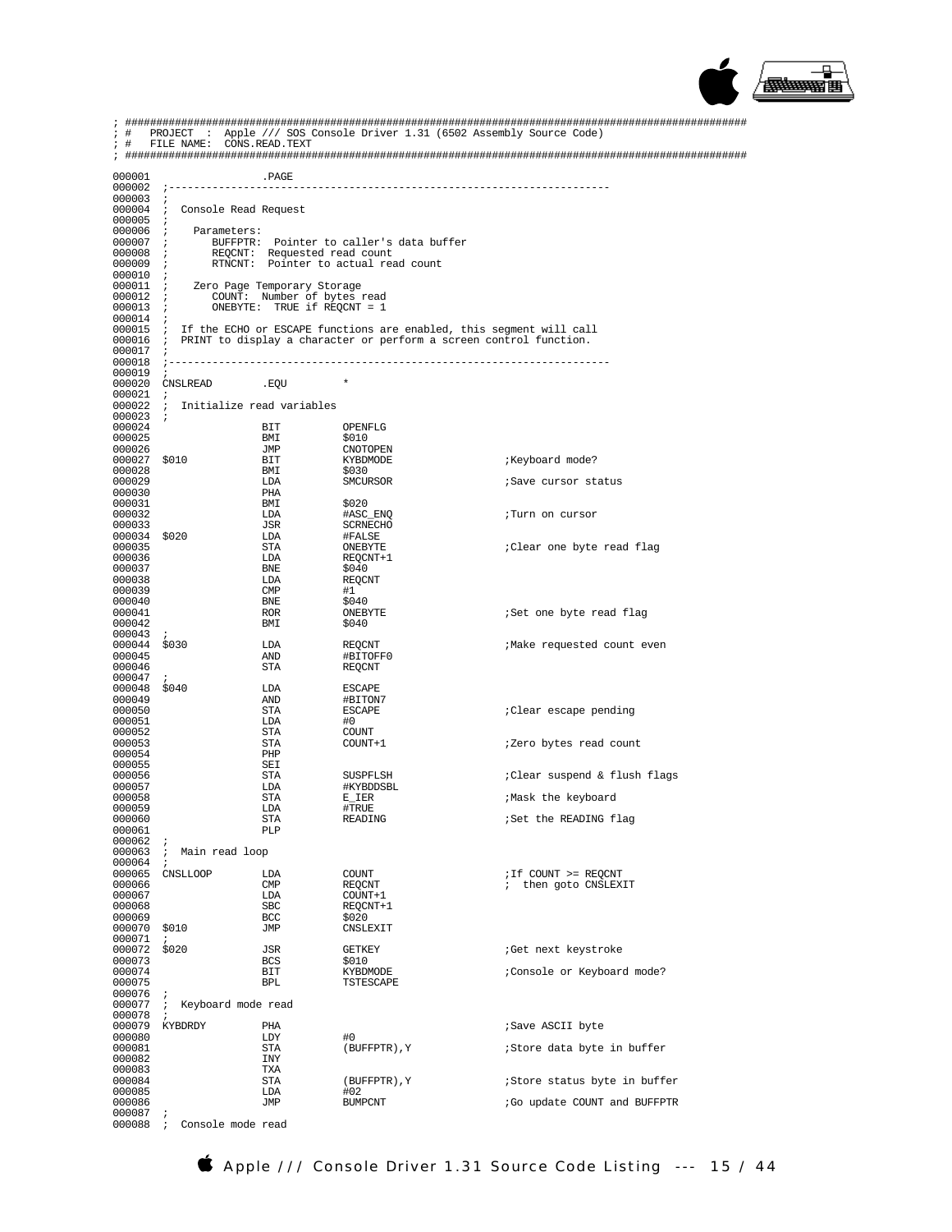```
; ################################################################################################
; #   PROJECT  :  Apple /// SOS Console Driver 1.31 (6502 Assembly Source Code)
; #   FILE NAME:  CONS.READ.TEXT
; ################################################################################################

000001                  .PAGE
000002  ;----------------------------------------------------------------------
000003  ;
000004  ;  Console Read Request
000005  ;
000006  ;    Parameters:
000007  ;       BUFFPTR:  Pointer to caller's data buffer
000008  ;       REQCNT:  Requested read count
000009  ;       RTNCNT:  Pointer to actual read count
000010  ;
000011  ;    Zero Page Temporary Storage
000012  ;       COUNT:  Number of bytes read
000013  ;       ONEBYTE:  TRUE if REQCNT = 1
000014  ;
000015  ;  If the ECHO or ESCAPE functions are enabled, this segment will call
000016  ;  PRINT to display a character or perform a screen control function.
000017  ;
000018  ;----------------------------------------------------------------------
000019  ;
000020  CNSLREAD        .EQU         *
000021  ;
000022  ;  Initialize read variables
000023  ;
000024                  BIT          OPENFLG
000025                  BMI          $010
000026                  JMP          CNOTOPEN
000027  $010            BIT          KYBDMODE                     ;Keyboard mode?
000028                  BMI          $030
000029                  LDA          SMCURSOR                     ;Save cursor status
000030                  PHA
000031                  BMI          $020
000032                  LDA          #ASC_ENQ                     ;Turn on cursor
000033                  JSR          SCRNECHO
000034  $020            LDA          #FALSE
000035                  STA          ONEBYTE                      ;Clear one byte read flag
000036                  LDA          REQCNT+1
000037                  BNE          $040
000038                  LDA          REQCNT
000039                  CMP          #1
000040                  BNE          $040
000041                  ROR          ONEBYTE                      ;Set one byte read flag
000042                  BMI          $040
000043  ;
000044  $030            LDA          REQCNT                       ;Make requested count even
000045                  AND          #BITOFF0
000046                  STA          REQCNT
000047  ;
000048  $040            LDA          ESCAPE
000049                  AND          #BITON7
000050                  STA          ESCAPE                       ;Clear escape pending
000051                  LDA          #0
000052                  STA          COUNT
000053                  STA          COUNT+1                      ;Zero bytes read count
000054                  PHP
000055                  SEI
000056                  STA          SUSPFLSH                     ;Clear suspend & flush flags
000057                  LDA          #KYBDDSBL
000058                  STA          E_IER                        ;Mask the keyboard
000059                  LDA          #TRUE
000060                  STA          READING                      ;Set the READING flag
000061                  PLP
000062  ;
000063  ;  Main read loop
000064  ;
000065  CNSLLOOP        LDA          COUNT                        ;If COUNT >= REQCNT
000066                  CMP          REQCNT                       ;  then goto CNSLEXIT
000067                  LDA          COUNT+1
000068                  SBC          REQCNT+1
000069                  BCC          $020
000070  $010            JMP          CNSLEXIT
000071  ;
000072  $020            JSR          GETKEY                       ;Get next keystroke
000073                  BCS          $010
000074                  BIT          KYBDMODE                     ;Console or Keyboard mode?
000075                  BPL          TSTESCAPE
000076  ;
000077  ;  Keyboard mode read
000078  ;
000079  KYBDRDY         PHA                                       ;Save ASCII byte
000080                  LDY          #0
000081                  STA          (BUFFPTR),Y                  ;Store data byte in buffer
000082                  INY
000083                  TXA
000084                  STA          (BUFFPTR),Y                  ;Store status byte in buffer
000085                  LDA          #02
000086                  JMP          BUMPCNT                      ;Go update COUNT and BUFFPTR
000087  ;
000088  ;  Console mode read
```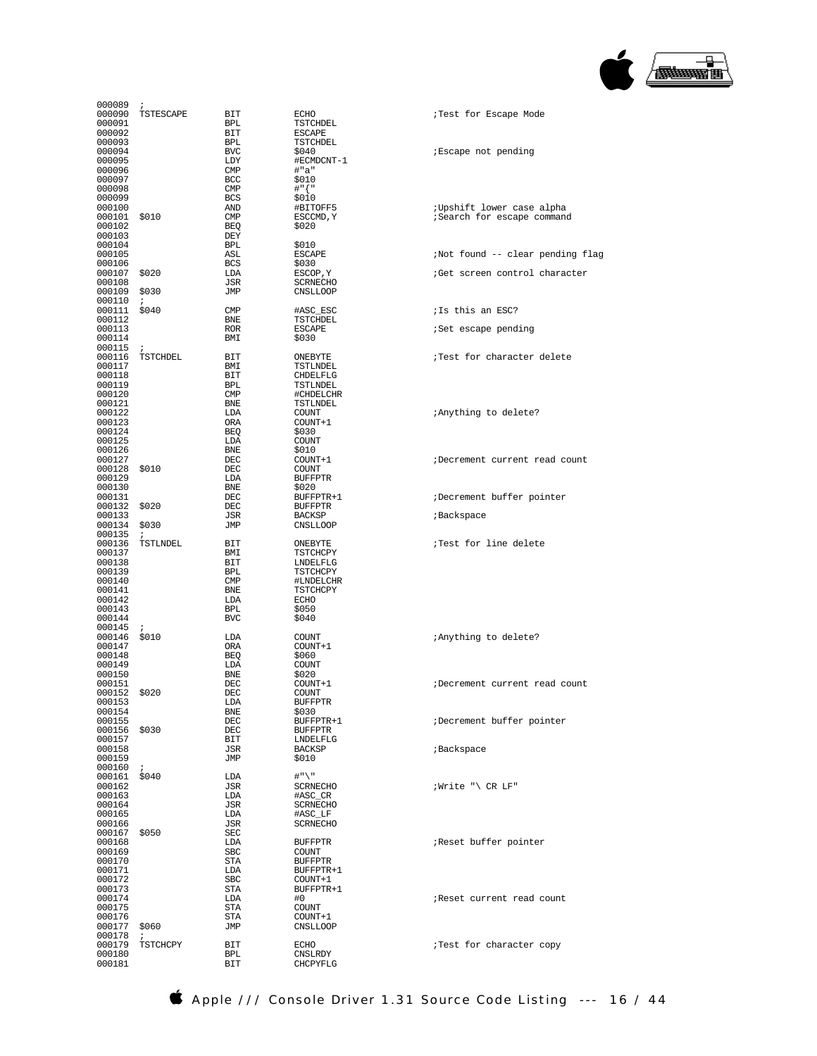```
000089  ;
000090  TSTESCAPE       BIT         ECHO                    ;Test for Escape Mode
000091                  BPL         TSTCHDEL
000092                  BIT         ESCAPE
000093                  BPL         TSTCHDEL
000094                  BVC         $040                    ;Escape not pending
000095                  LDY         #ECMDCNT-1
000096                  CMP         #"a"
000097                  BCC         $010
000098                  CMP         #"{"
000099                  BCS         $010
000100                  AND         #BITOFF5                ;Upshift lower case alpha
000101  $010            CMP         ESCCMD,Y                ;Search for escape command
000102                  BEQ         $020
000103                  DEY
000104                  BPL         $010
000105                  ASL         ESCAPE                  ;Not found -- clear pending flag
000106                  BCS         $030
000107  $020            LDA         ESCOP,Y                 ;Get screen control character
000108                  JSR         SCRNECHO
000109  $030            JMP         CNSLLOOP
000110  ;
000111  $040            CMP         #ASC_ESC                ;Is this an ESC?
000112                  BNE         TSTCHDEL
000113                  ROR         ESCAPE                  ;Set escape pending
000114                  BMI         $030
000115  ;
000116  TSTCHDEL        BIT         ONEBYTE                 ;Test for character delete
000117                  BMI         TSTLNDEL
000118                  BIT         CHDELFLG
000119                  BPL         TSTLNDEL
000120                  CMP         #CHDELCHR
000121                  BNE         TSTLNDEL
000122                  LDA         COUNT                   ;Anything to delete?
000123                  ORA         COUNT+1
000124                  BEQ         $030
000125                  LDA         COUNT
000126                  BNE         $010
000127                  DEC         COUNT+1                 ;Decrement current read count
000128  $010            DEC         COUNT
000129                  LDA         BUFFPTR
000130                  BNE         $020
000131                  DEC         BUFFPTR+1               ;Decrement buffer pointer
000132  $020            DEC         BUFFPTR
000133                  JSR         BACKSP                  ;Backspace
000134  $030            JMP         CNSLLOOP
000135  ;
000136  TSTLNDEL        BIT         ONEBYTE                 ;Test for line delete
000137                  BMI         TSTCHCPY
000138                  BIT         LNDELFLG
000139                  BPL         TSTCHCPY
000140                  CMP         #LNDELCHR
000141                  BNE         TSTCHCPY
000142                  LDA         ECHO
000143                  BPL         $050
000144                  BVC         $040
000145  ;
000146  $010            LDA         COUNT                   ;Anything to delete?
000147                  ORA         COUNT+1
000148                  BEQ         $060
000149                  LDA         COUNT
000150                  BNE         $020
000151                  DEC         COUNT+1                 ;Decrement current read count
000152  $020            DEC         COUNT
000153                  LDA         BUFFPTR
000154                  BNE         $030
000155                  DEC         BUFFPTR+1               ;Decrement buffer pointer
000156  $030            DEC         BUFFPTR
000157                  BIT         LNDELFLG
000158                  JSR         BACKSP                  ;Backspace
000159                  JMP         $010
000160  ;
000161  $040            LDA         #"\"
000162                  JSR         SCRNECHO                ;Write "\ CR LF"
000163                  LDA         #ASC_CR
000164                  JSR         SCRNECHO
000165                  LDA         #ASC_LF
000166                  JSR         SCRNECHO
000167  $050            SEC
000168                  LDA         BUFFPTR                 ;Reset buffer pointer
000169                  SBC         COUNT
000170                  STA         BUFFPTR
000171                  LDA         BUFFPTR+1
000172                  SBC         COUNT+1
000173                  STA         BUFFPTR+1
000174                  LDA         #0                      ;Reset current read count
000175                  STA         COUNT
000176                  STA         COUNT+1
000177  $060            JMP         CNSLLOOP
000178  ;
000179  TSTCHCPY        BIT         ECHO                    ;Test for character copy
000180                  BPL         CNSLRDY
000181                  BIT         CHCPYFLG
```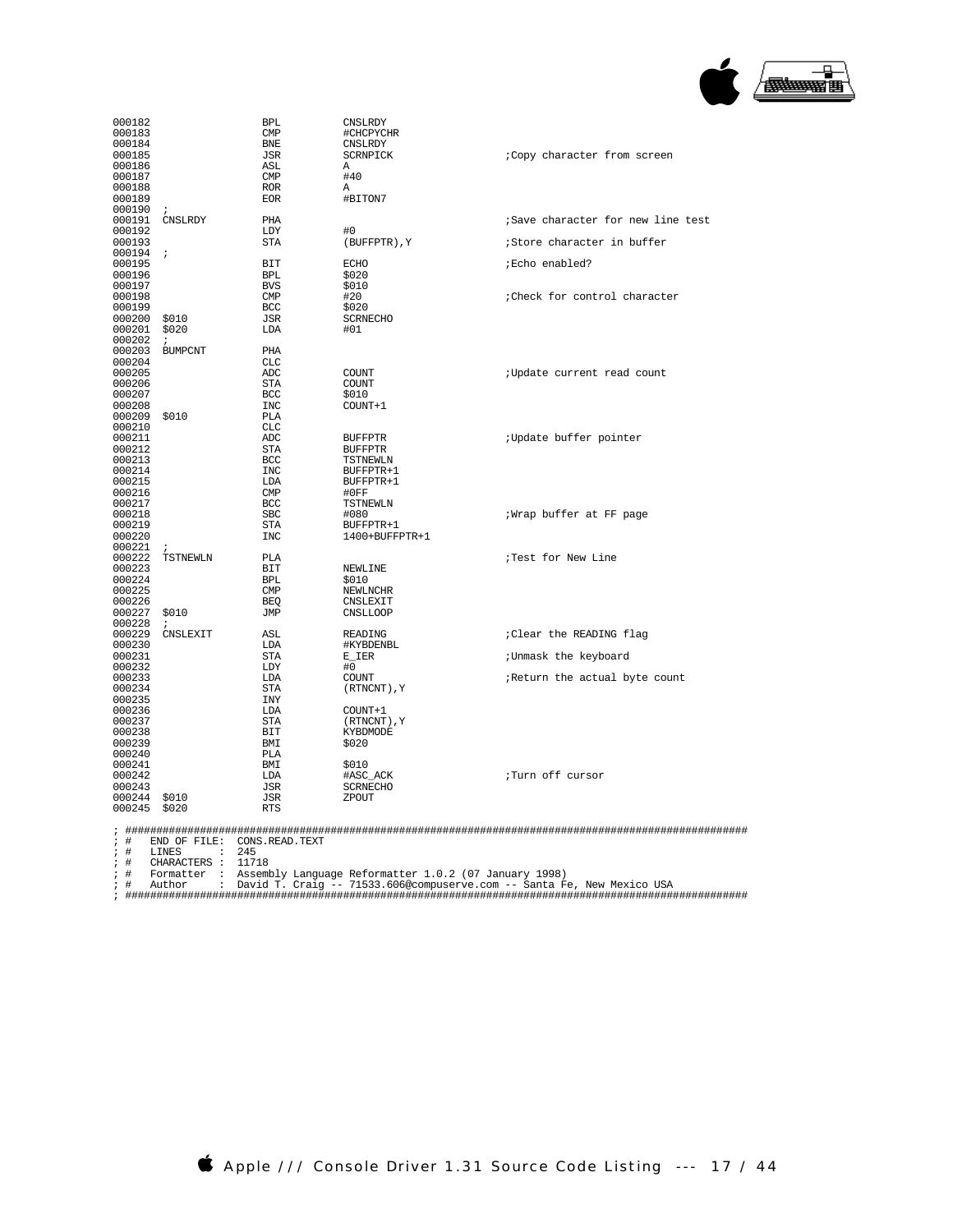```
000182                    BPL         CNSLRDY
000183                    CMP         #CHCPYCHR
000184                    BNE         CNSLRDY
000185                    JSR         SCRNPICK                ;Copy character from screen
000186                    ASL         A
000187                    CMP         #40
000188                    ROR         A
000189                    EOR         #BITON7
000190  ;
000191  CNSLRDY           PHA                                 ;Save character for new line test
000192                    LDY         #0
000193                    STA         (BUFFPTR),Y             ;Store character in buffer
000194  ;
000195                    BIT         ECHO                    ;Echo enabled?
000196                    BPL         $020
000197                    BVS         $010
000198                    CMP         #20                     ;Check for control character
000199                    BCC         $020
000200  $010              JSR         SCRNECHO
000201  $020              LDA         #01
000202  ;
000203  BUMPCNT           PHA
000204                    CLC
000205                    ADC         COUNT                   ;Update current read count
000206                    STA         COUNT
000207                    BCC         $010
000208                    INC         COUNT+1
000209  $010              PLA
000210                    CLC
000211                    ADC         BUFFPTR                 ;Update buffer pointer
000212                    STA         BUFFPTR
000213                    BCC         TSTNEWLN
000214                    INC         BUFFPTR+1
000215                    LDA         BUFFPTR+1
000216                    CMP         #0FF
000217                    BCC         TSTNEWLN
000218                    SBC         #080                    ;Wrap buffer at FF page
000219                    STA         BUFFPTR+1
000220                    INC         1400+BUFFPTR+1
000221  ;
000222  TSTNEWLN          PLA                                 ;Test for New Line
000223                    BIT         NEWLINE
000224                    BPL         $010
000225                    CMP         NEWLNCHR
000226                    BEQ         CNSLEXIT
000227  $010              JMP         CNSLLOOP
000228  ;
000229  CNSLEXIT          ASL         READING                 ;Clear the READING flag
000230                    LDA         #KYBDENBL
000231                    STA         E_IER                   ;Unmask the keyboard
000232                    LDY         #0
000233                    LDA         COUNT                   ;Return the actual byte count
000234                    STA         (RTNCNT),Y
000235                    INY
000236                    LDA         COUNT+1
000237                    STA         (RTNCNT),Y
000238                    BIT         KYBDMODE
000239                    BMI         $020
000240                    PLA
000241                    BMI         $010
000242                    LDA         #ASC_ACK                ;Turn off cursor
000243                    JSR         SCRNECHO
000244  $010              JSR         ZPOUT
000245  $020              RTS

; ##################################################################################################
; #   END OF FILE:  CONS.READ.TEXT
; #   LINES       :  245
; #   CHARACTERS  :  11718
; #   Formatter   :  Assembly Language Reformatter 1.0.2 (07 January 1998)
; #   Author      :  David T. Craig -- 71533.606@compuserve.com -- Santa Fe, New Mexico USA
; ##################################################################################################
```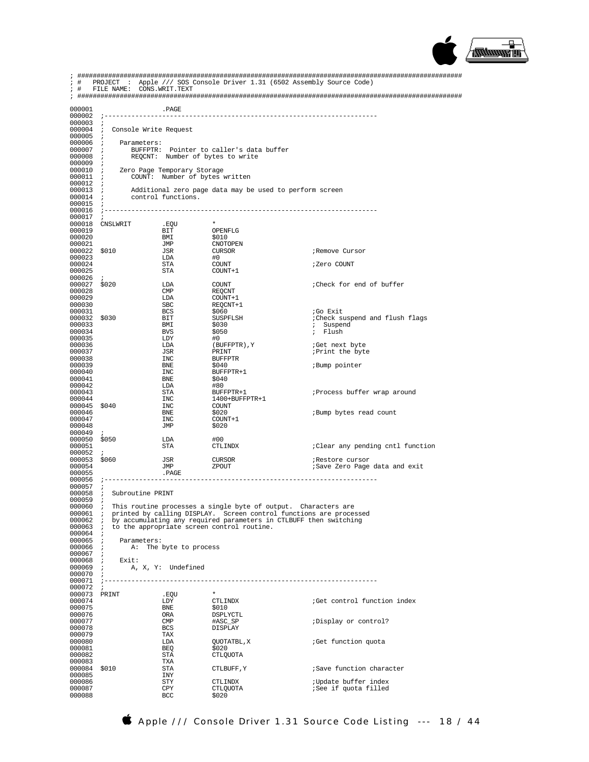```
; ##################################################################################################
; #   PROJECT  :  Apple /// SOS Console Driver 1.31 (6502 Assembly Source Code)
; #   FILE NAME:  CONS.WRIT.TEXT
; ##################################################################################################

000001                  .PAGE
000002  ;----------------------------------------------------------------------
000003  ;
000004  ;  Console Write Request
000005  ;
000006  ;    Parameters:
000007  ;       BUFFPTR:  Pointer to caller's data buffer
000008  ;       REQCNT:  Number of bytes to write
000009  ;
000010  ;    Zero Page Temporary Storage
000011  ;       COUNT:  Number of bytes written
000012  ;
000013  ;       Additional zero page data may be used to perform screen
000014  ;       control functions.
000015  ;
000016  ;----------------------------------------------------------------------
000017  ;
000018  CNSLWRIT        .EQU        *
000019                  BIT         OPENFLG
000020                  BMI         $010
000021                  JMP         CNOTOPEN
000022  $010            JSR         CURSOR                  ;Remove Cursor
000023                  LDA         #0
000024                  STA         COUNT                   ;Zero COUNT
000025                  STA         COUNT+1
000026  ;
000027  $020            LDA         COUNT                   ;Check for end of buffer
000028                  CMP         REQCNT
000029                  LDA         COUNT+1
000030                  SBC         REQCNT+1
000031                  BCS         $060                    ;Go Exit
000032  $030            BIT         SUSPFLSH                ;Check suspend and flush flags
000033                  BMI         $030                    ;  Suspend
000034                  BVS         $050                    ;  Flush
000035                  LDY         #0
000036                  LDA         (BUFFPTR),Y             ;Get next byte
000037                  JSR         PRINT                   ;Print the byte
000038                  INC         BUFFPTR
000039                  BNE         $040                    ;Bump pointer
000040                  INC         BUFFPTR+1
000041                  BNE         $040
000042                  LDA         #80
000043                  STA         BUFFPTR+1               ;Process buffer wrap around
000044                  INC         1400+BUFFPTR+1
000045  $040            INC         COUNT
000046                  BNE         $020                    ;Bump bytes read count
000047                  INC         COUNT+1
000048                  JMP         $020
000049  ;
000050  $050            LDA         #00
000051                  STA         CTLINDX                 ;Clear any pending cntl function
000052  ;
000053  $060            JSR         CURSOR                  ;Restore cursor
000054                  JMP         ZPOUT                   ;Save Zero Page data and exit
000055                  .PAGE
000056  ;----------------------------------------------------------------------
000057  ;
000058  ;  Subroutine PRINT
000059  ;
000060  ;  This routine processes a single byte of output.  Characters are
000061  ;  printed by calling DISPLAY.  Screen control functions are processed
000062  ;  by accumulating any required parameters in CTLBUFF then switching
000063  ;  to the appropriate screen control routine.
000064  ;
000065  ;    Parameters:
000066  ;       A:  The byte to process
000067  ;
000068  ;    Exit:
000069  ;       A, X, Y:  Undefined
000070  ;
000071  ;----------------------------------------------------------------------
000072  ;
000073  PRINT           .EQU        *
000074                  LDY         CTLINDX                 ;Get control function index
000075                  BNE         $010
000076                  ORA         DSPLYCTL
000077                  CMP         #ASC_SP                 ;Display or control?
000078                  BCS         DISPLAY
000079                  TAX
000080                  LDA         QUOTATBL,X              ;Get function quota
000081                  BEQ         $020
000082                  STA         CTLQUOTA
000083                  TXA
000084  $010            STA         CTLBUFF,Y               ;Save function character
000085                  INY
000086                  STY         CTLINDX                 ;Update buffer index
000087                  CPY         CTLQUOTA                ;See if quota filled
000088                  BCC         $020
```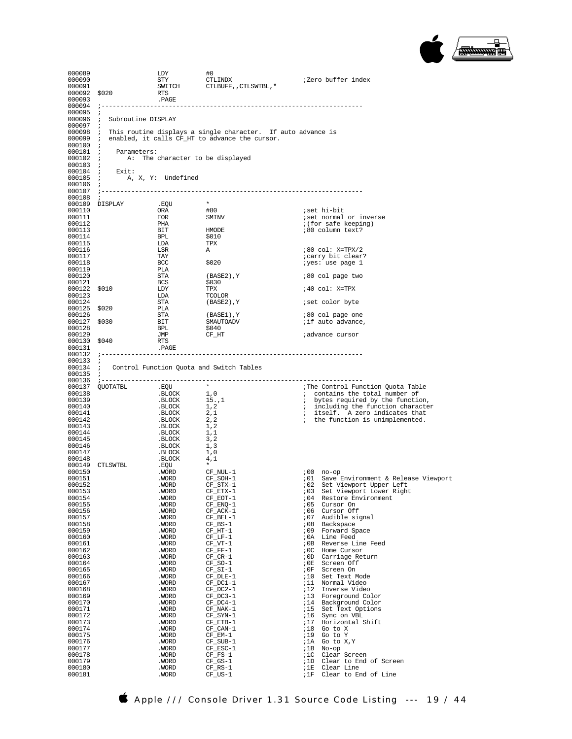```
000089                  LDY         #0
000090                  STY         CTLINDX                 ;Zero buffer index
000091                  SWITCH      CTLBUFF,,CTLSWTBL,*
000092  $020            RTS
000093                  .PAGE
000094  ;----------------------------------------------------------------------
000095  ;
000096  ;  Subroutine DISPLAY
000097  ;
000098  ;  This routine displays a single character.  If auto advance is
000099  ;  enabled, it calls CF_HT to advance the cursor.
000100  ;
000101  ;    Parameters:
000102  ;       A:  The character to be displayed
000103  ;
000104  ;    Exit:
000105  ;       A, X, Y:  Undefined
000106  ;
000107  ;----------------------------------------------------------------------
000108  ;
000109  DISPLAY         .EQU        *
000110                  ORA         #80                     ;set hi-bit
000111                  EOR         SMINV                   ;set normal or inverse
000112                  PHA                                 ;(for safe keeping)
000113                  BIT         HMODE                   ;80 column text?
000114                  BPL         $010
000115                  LDA         TPX
000116                  LSR         A                       ;80 col: X=TPX/2
000117                  TAY                                 ;carry bit clear?
000118                  BCC         $020                    ;yes: use page 1
000119                  PLA
000120                  STA         (BASE2),Y               ;80 col page two
000121                  BCS         $030
000122  $010            LDY         TPX                     ;40 col: X=TPX
000123                  LDA         TCOLOR
000124                  STA         (BASE2),Y               ;set color byte
000125  $020            PLA
000126                  STA         (BASE1),Y               ;80 col page one
000127  $030            BIT         SMAUTOADV               ;if auto advance,
000128                  BPL         $040
000129                  JMP         CF_HT                   ;advance cursor
000130  $040            RTS
000131                  .PAGE
000132  ;----------------------------------------------------------------------
000133  ;
000134  ;   Control Function Quota and Switch Tables
000135  ;
000136  ;----------------------------------------------------------------------
000137  QUOTATBL        .EQU        *                       ;The Control Function Quota Table
000138                  .BLOCK      1,0                     ;  contains the total number of
000139                  .BLOCK      15.,1                   ;  bytes required by the function,
000140                  .BLOCK      1,2                     ;  including the function character
000141                  .BLOCK      2,1                     ;  itself.  A zero indicates that
000142                  .BLOCK      2,2                     ;  the function is unimplemented.
000143                  .BLOCK      1,2
000144                  .BLOCK      1,1
000145                  .BLOCK      3,2
000146                  .BLOCK      1,3
000147                  .BLOCK      1,0
000148                  .BLOCK      4,1
000149  CTLSWTBL        .EQU        *
000150                  .WORD       CF_NUL-1                ;00  no-op
000151                  .WORD       CF_SOH-1                ;01  Save Environment & Release Viewport
000152                  .WORD       CF_STX-1                ;02  Set Viewport Upper Left
000153                  .WORD       CF_ETX-1                ;03  Set Viewport Lower Right
000154                  .WORD       CF_EOT-1                ;04  Restore Environment
000155                  .WORD       CF_ENQ-1                ;05  Cursor On
000156                  .WORD       CF_ACK-1                ;06  Cursor Off
000157                  .WORD       CF_BEL-1                ;07  Audible signal
000158                  .WORD       CF_BS-1                 ;08  Backspace
000159                  .WORD       CF_HT-1                 ;09  Forward Space
000160                  .WORD       CF_LF-1                 ;0A  Line Feed
000161                  .WORD       CF_VT-1                 ;0B  Reverse Line Feed
000162                  .WORD       CF_FF-1                 ;0C  Home Cursor
000163                  .WORD       CF_CR-1                 ;0D  Carriage Return
000164                  .WORD       CF_SO-1                 ;0E  Screen Off
000165                  .WORD       CF_SI-1                 ;0F  Screen On
000166                  .WORD       CF_DLE-1                ;10  Set Text Mode
000167                  .WORD       CF_DC1-1                ;11  Normal Video
000168                  .WORD       CF_DC2-1                ;12  Inverse Video
000169                  .WORD       CF_DC3-1                ;13  Foreground Color
000170                  .WORD       CF_DC4-1                ;14  Background Color
000171                  .WORD       CF_NAK-1                ;15  Set Text Options
000172                  .WORD       CF_SYN-1                ;16  Sync on VBL
000173                  .WORD       CF_ETB-1                ;17  Horizontal Shift
000174                  .WORD       CF_CAN-1                ;18  Go to X
000175                  .WORD       CF_EM-1                 ;19  Go to Y
000176                  .WORD       CF_SUB-1                ;1A  Go to X,Y
000177                  .WORD       CF_ESC-1                ;1B  No-op
000178                  .WORD       CF_FS-1                 ;1C  Clear Screen
000179                  .WORD       CF_GS-1                 ;1D  Clear to End of Screen
000180                  .WORD       CF_RS-1                 ;1E  Clear Line
000181                  .WORD       CF_US-1                 ;1F  Clear to End of Line
```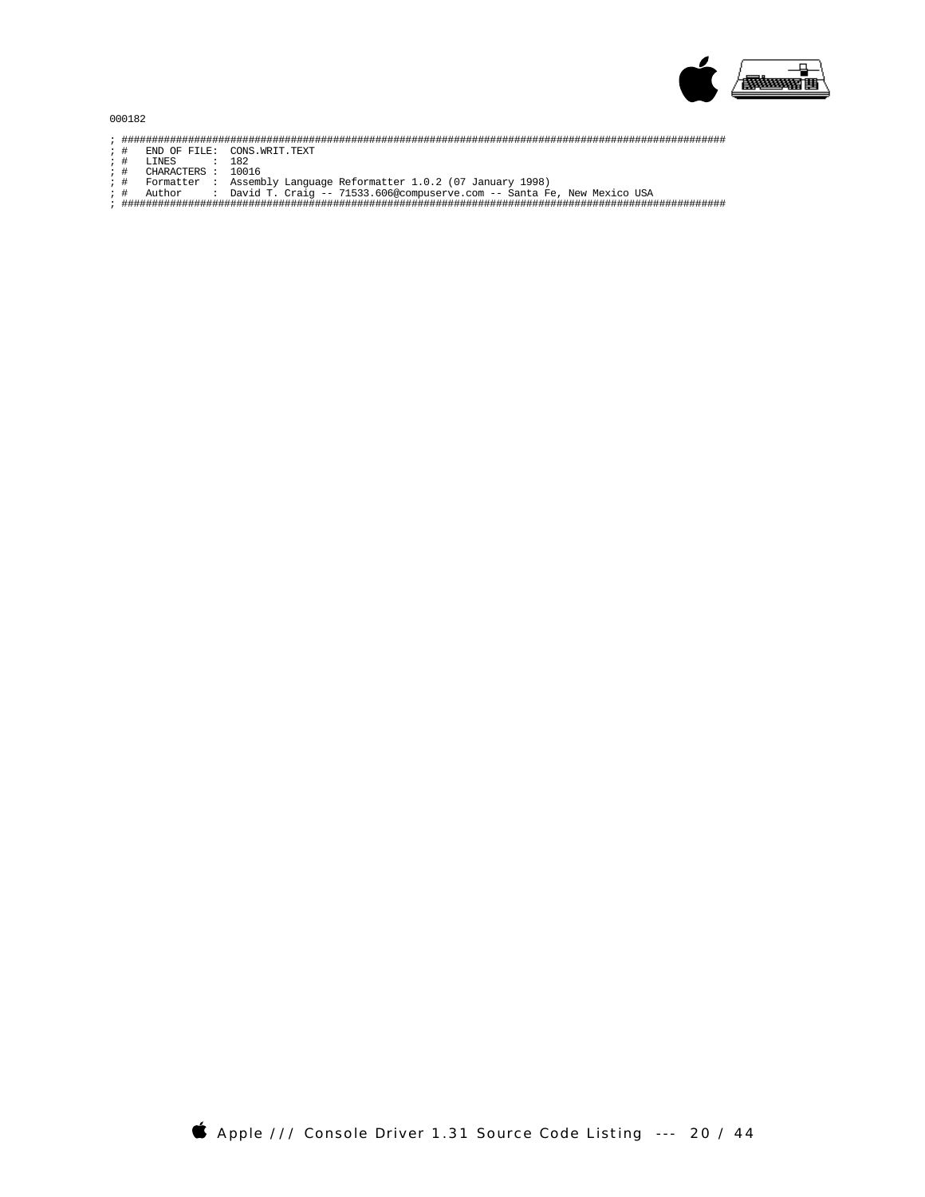000182

```
; ######################################################################################################
; #   END OF FILE:  CONS.WRIT.TEXT
; #   LINES      :  182
; #   CHARACTERS :  10016
; #   Formatter  :  Assembly Language Reformatter 1.0.2 (07 January 1998)
; #   Author     :  David T. Craig -- 71533.606@compuserve.com -- Santa Fe, New Mexico USA
; ######################################################################################################
```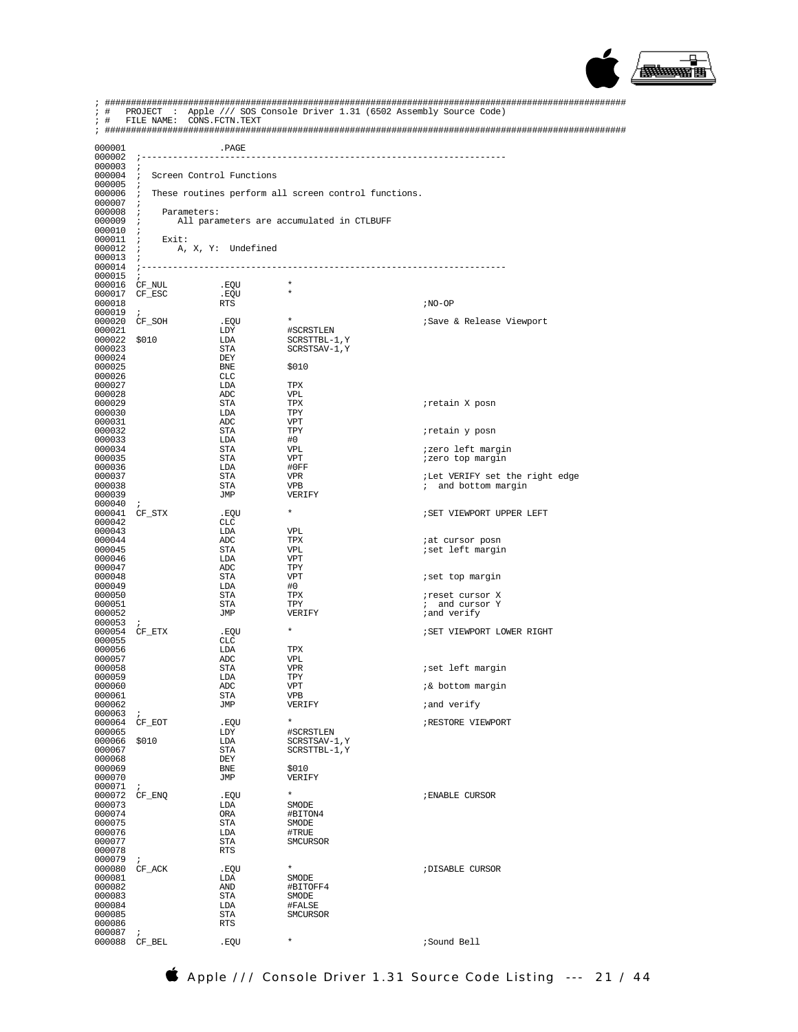```
; ################################################################################################
; #   PROJECT  :  Apple /// SOS Console Driver 1.31 (6502 Assembly Source Code)
; #   FILE NAME:  CONS.FCTN.TEXT
; ################################################################################################

000001                  .PAGE
000002  ;-----------------------------------------------------------------------
000003  ;
000004  ;  Screen Control Functions
000005  ;
000006  ;  These routines perform all screen control functions.
000007  ;
000008  ;    Parameters:
000009  ;       All parameters are accumulated in CTLBUFF
000010  ;
000011  ;    Exit:
000012  ;       A, X, Y:  Undefined
000013  ;
000014  ;-----------------------------------------------------------------------
000015  ;
000016  CF_NUL          .EQU        *
000017  CF_ESC          .EQU        *
000018                  RTS                                     ;NO-OP
000019  ;
000020  CF_SOH          .EQU        *                           ;Save & Release Viewport
000021                  LDY         #SCRSTLEN
000022  $010            LDA         SCRSTTBL-1,Y
000023                  STA         SCRSTSAV-1,Y
000024                  DEY
000025                  BNE         $010
000026                  CLC
000027                  LDA         TPX
000028                  ADC         VPL
000029                  STA         TPX                         ;retain X posn
000030                  LDA         TPY
000031                  ADC         VPT
000032                  STA         TPY                         ;retain y posn
000033                  LDA         #0
000034                  STA         VPL                         ;zero left margin
000035                  STA         VPT                         ;zero top margin
000036                  LDA         #0FF
000037                  STA         VPR                         ;Let VERIFY set the right edge
000038                  STA         VPB                         ;  and bottom margin
000039                  JMP         VERIFY
000040  ;
000041  CF_STX          .EQU        *                           ;SET VIEWPORT UPPER LEFT
000042                  CLC
000043                  LDA         VPL
000044                  ADC         TPX                         ;at cursor posn
000045                  STA         VPL                         ;set left margin
000046                  LDA         VPT
000047                  ADC         TPY
000048                  STA         VPT                         ;set top margin
000049                  LDA         #0
000050                  STA         TPX                         ;reset cursor X
000051                  STA         TPY                         ;  and cursor Y
000052                  JMP         VERIFY                      ;and verify
000053  ;
000054  CF_ETX          .EQU        *                           ;SET VIEWPORT LOWER RIGHT
000055                  CLC
000056                  LDA         TPX
000057                  ADC         VPL
000058                  STA         VPR                         ;set left margin
000059                  LDA         TPY
000060                  ADC         VPT                         ;& bottom margin
000061                  STA         VPB
000062                  JMP         VERIFY                      ;and verify
000063  ;
000064  CF_EOT          .EQU        *                           ;RESTORE VIEWPORT
000065                  LDY         #SCRSTLEN
000066  $010            LDA         SCRSTSAV-1,Y
000067                  STA         SCRSTTBL-1,Y
000068                  DEY
000069                  BNE         $010
000070                  JMP         VERIFY
000071  ;
000072  CF_ENQ          .EQU        *                           ;ENABLE CURSOR
000073                  LDA         SMODE
000074                  ORA         #BITON4
000075                  STA         SMODE
000076                  LDA         #TRUE
000077                  STA         SMCURSOR
000078                  RTS
000079  ;
000080  CF_ACK          .EQU        *                           ;DISABLE CURSOR
000081                  LDA         SMODE
000082                  AND         #BITOFF4
000083                  STA         SMODE
000084                  LDA         #FALSE
000085                  STA         SMCURSOR
000086                  RTS
000087  ;
000088  CF_BEL          .EQU        *                           ;Sound Bell
```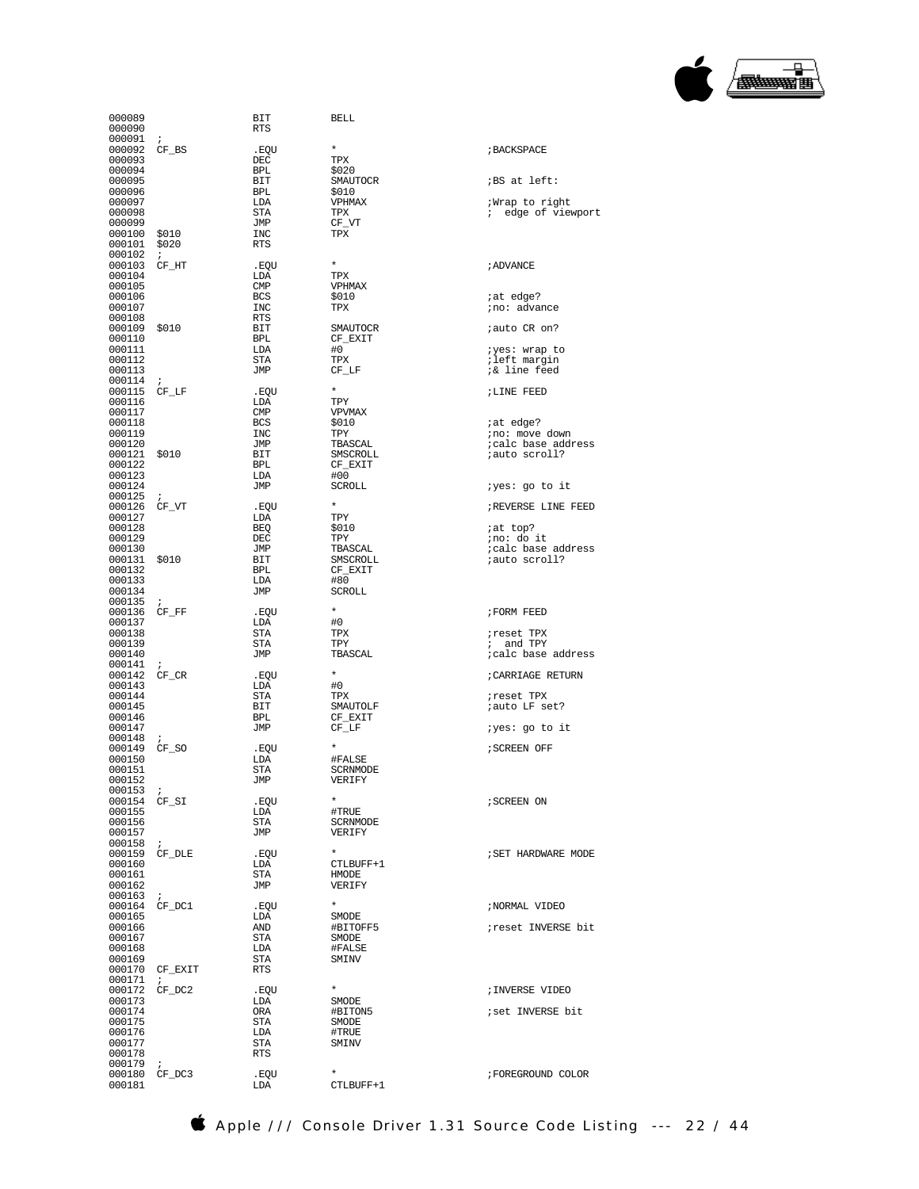```
000089                  BIT         BELL
000090                  RTS
000091  ;
000092  CF_BS           .EQU        *                   ;BACKSPACE
000093                  DEC         TPX
000094                  BPL         $020
000095                  BIT         SMAUTOCR            ;BS at left:
000096                  BPL         $010
000097                  LDA         VPHMAX              ;Wrap to right
000098                  STA         TPX                 ;  edge of viewport
000099                  JMP         CF_VT
000100  $010            INC         TPX
000101  $020            RTS
000102  ;
000103  CF_HT           .EQU        *                   ;ADVANCE
000104                  LDA         TPX
000105                  CMP         VPHMAX
000106                  BCS         $010                ;at edge?
000107                  INC         TPX                 ;no: advance
000108                  RTS
000109  $010            BIT         SMAUTOCR            ;auto CR on?
000110                  BPL         CF_EXIT
000111                  LDA         #0                  ;yes: wrap to
000112                  STA         TPX                 ;left margin
000113                  JMP         CF_LF               ;& line feed
000114  ;
000115  CF_LF           .EQU        *                   ;LINE FEED
000116                  LDA         TPY
000117                  CMP         VPVMAX
000118                  BCS         $010                ;at edge?
000119                  INC         TPY                 ;no: move down
000120                  JMP         TBASCAL             ;calc base address
000121  $010            BIT         SMSCROLL            ;auto scroll?
000122                  BPL         CF_EXIT
000123                  LDA         #00
000124                  JMP         SCROLL              ;yes: go to it
000125  ;
000126  CF_VT           .EQU        *                   ;REVERSE LINE FEED
000127                  LDA         TPY
000128                  BEQ         $010                ;at top?
000129                  DEC         TPY                 ;no: do it
000130                  JMP         TBASCAL             ;calc base address
000131  $010            BIT         SMSCROLL            ;auto scroll?
000132                  BPL         CF_EXIT
000133                  LDA         #80
000134                  JMP         SCROLL
000135  ;
000136  CF_FF           .EQU        *                   ;FORM FEED
000137                  LDA         #0
000138                  STA         TPX                 ;reset TPX
000139                  STA         TPY                 ;  and TPY
000140                  JMP         TBASCAL             ;calc base address
000141  ;
000142  CF_CR           .EQU        *                   ;CARRIAGE RETURN
000143                  LDA         #0
000144                  STA         TPX                 ;reset TPX
000145                  BIT         SMAUTOLF            ;auto LF set?
000146                  BPL         CF_EXIT
000147                  JMP         CF_LF               ;yes: go to it
000148  ;
000149  CF_SO           .EQU        *                   ;SCREEN OFF
000150                  LDA         #FALSE
000151                  STA         SCRNMODE
000152                  JMP         VERIFY
000153  ;
000154  CF_SI           .EQU        *                   ;SCREEN ON
000155                  LDA         #TRUE
000156                  STA         SCRNMODE
000157                  JMP         VERIFY
000158  ;
000159  CF_DLE          .EQU        *                   ;SET HARDWARE MODE
000160                  LDA         CTLBUFF+1
000161                  STA         HMODE
000162                  JMP         VERIFY
000163  ;
000164  CF_DC1          .EQU        *                   ;NORMAL VIDEO
000165                  LDA         SMODE
000166                  AND         #BITOFF5            ;reset INVERSE bit
000167                  STA         SMODE
000168                  LDA         #FALSE
000169                  STA         SMINV
000170  CF_EXIT         RTS
000171  ;
000172  CF_DC2          .EQU        *                   ;INVERSE VIDEO
000173                  LDA         SMODE
000174                  ORA         #BITON5             ;set INVERSE bit
000175                  STA         SMODE
000176                  LDA         #TRUE
000177                  STA         SMINV
000178                  RTS
000179  ;
000180  CF_DC3          .EQU        *                   ;FOREGROUND COLOR
000181                  LDA         CTLBUFF+1
```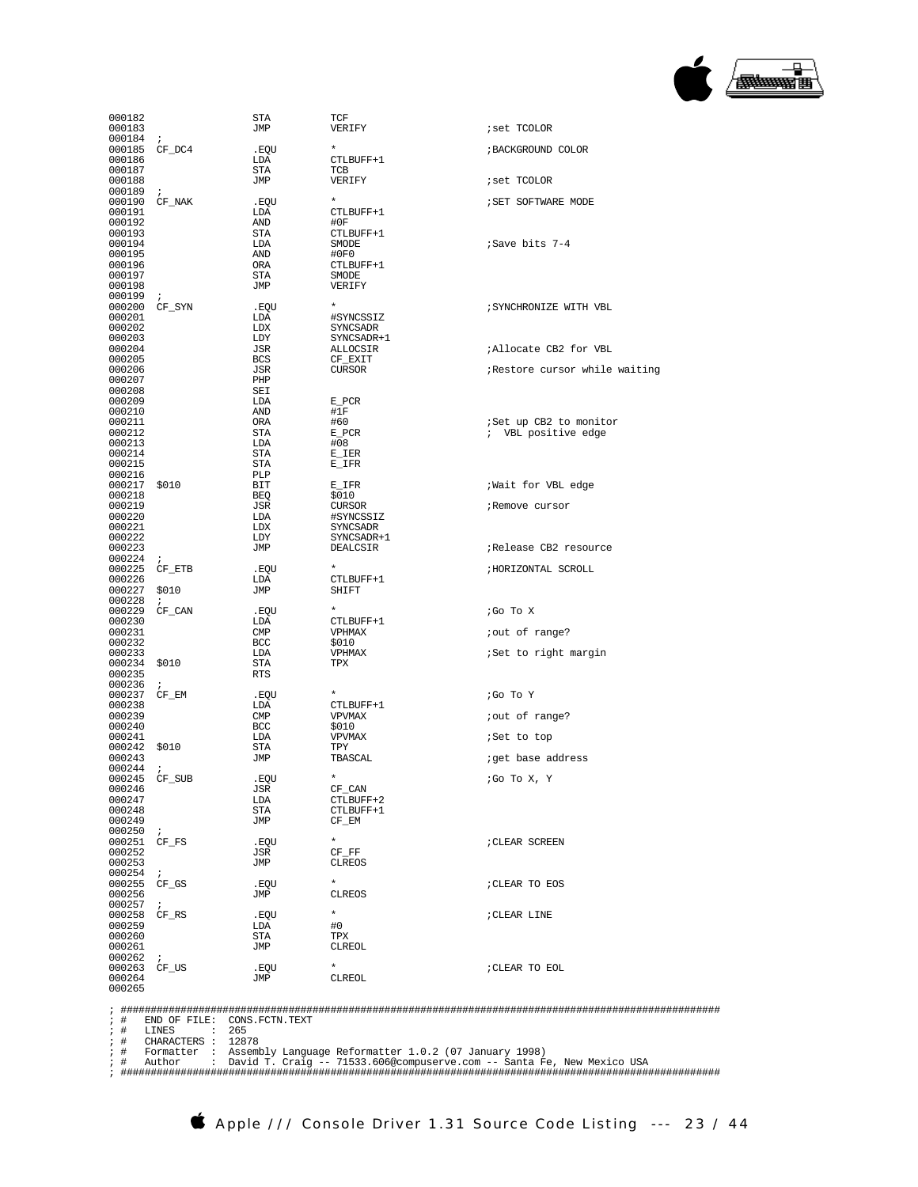```
000182                  STA         TCF
000183                  JMP         VERIFY                  ;set TCOLOR
000184  ;
000185  CF_DC4          .EQU        *                       ;BACKGROUND COLOR
000186                  LDA         CTLBUFF+1
000187                  STA         TCB
000188                  JMP         VERIFY                  ;set TCOLOR
000189  ;
000190  CF_NAK          .EQU        *                       ;SET SOFTWARE MODE
000191                  LDA         CTLBUFF+1
000192                  AND         #0F
000193                  STA         CTLBUFF+1
000194                  LDA         SMODE                   ;Save bits 7-4
000195                  AND         #0F0
000196                  ORA         CTLBUFF+1
000197                  STA         SMODE
000198                  JMP         VERIFY
000199  ;
000200  CF_SYN          .EQU        *                       ;SYNCHRONIZE WITH VBL
000201                  LDA         #SYNCSSIZ
000202                  LDX         SYNCSADR
000203                  LDY         SYNCSADR+1
000204                  JSR         ALLOCSIR                ;Allocate CB2 for VBL
000205                  BCS         CF_EXIT
000206                  JSR         CURSOR                  ;Restore cursor while waiting
000207                  PHP
000208                  SEI
000209                  LDA         E_PCR
000210                  AND         #1F
000211                  ORA         #60                     ;Set up CB2 to monitor
000212                  STA         E_PCR                   ;  VBL positive edge
000213                  LDA         #08
000214                  STA         E_IER
000215                  STA         E_IFR
000216                  PLP
000217  $010            BIT         E_IFR                   ;Wait for VBL edge
000218                  BEQ         $010
000219                  JSR         CURSOR                  ;Remove cursor
000220                  LDA         #SYNCSSIZ
000221                  LDX         SYNCSADR
000222                  LDY         SYNCSADR+1
000223                  JMP         DEALCSIR                ;Release CB2 resource
000224  ;
000225  CF_ETB          .EQU        *                       ;HORIZONTAL SCROLL
000226                  LDA         CTLBUFF+1
000227  $010            JMP         SHIFT
000228  ;
000229  CF_CAN          .EQU        *                       ;Go To X
000230                  LDA         CTLBUFF+1
000231                  CMP         VPHMAX                  ;out of range?
000232                  BCC         $010
000233                  LDA         VPHMAX                  ;Set to right margin
000234  $010            STA         TPX
000235                  RTS
000236  ;
000237  CF_EM           .EQU        *                       ;Go To Y
000238                  LDA         CTLBUFF+1
000239                  CMP         VPVMAX                  ;out of range?
000240                  BCC         $010
000241                  LDA         VPVMAX                  ;Set to top
000242  $010            STA         TPY
000243                  JMP         TBASCAL                 ;get base address
000244  ;
000245  CF_SUB          .EQU        *                       ;Go To X, Y
000246                  JSR         CF_CAN
000247                  LDA         CTLBUFF+2
000248                  STA         CTLBUFF+1
000249                  JMP         CF_EM
000250  ;
000251  CF_FS           .EQU        *                       ;CLEAR SCREEN
000252                  JSR         CF_FF
000253                  JMP         CLREOS
000254  ;
000255  CF_GS           .EQU        *                       ;CLEAR TO EOS
000256                  JMP         CLREOS
000257  ;
000258  CF_RS           .EQU        *                       ;CLEAR LINE
000259                  LDA         #0
000260                  STA         TPX
000261                  JMP         CLREOL
000262  ;
000263  CF_US           .EQU        *                       ;CLEAR TO EOL
000264                  JMP         CLREOL
000265

; ###########################################################################################################
; #   END OF FILE:  CONS.FCTN.TEXT
; #   LINES       :  265
; #   CHARACTERS  :  12878
; #   Formatter   :  Assembly Language Reformatter 1.0.2 (07 January 1998)
; #   Author      :  David T. Craig -- 71533.606@compuserve.com -- Santa Fe, New Mexico USA
; ###########################################################################################################
```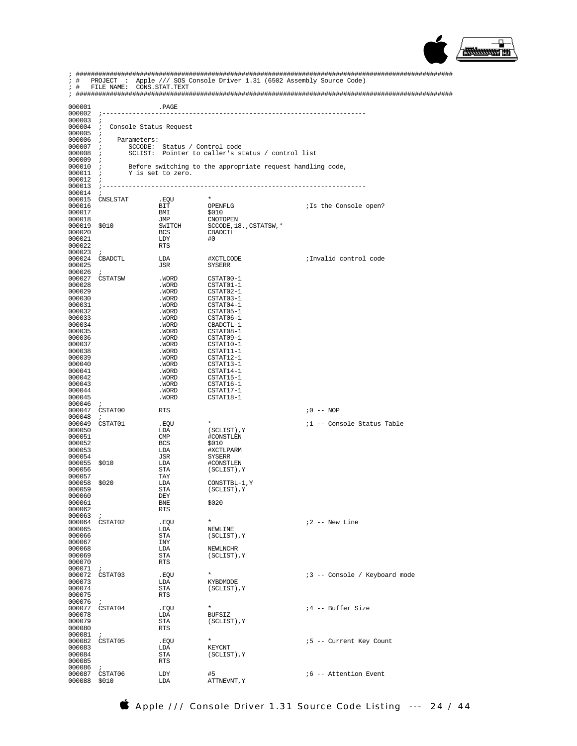```
; ##################################################################################################
; #   PROJECT  :  Apple /// SOS Console Driver 1.31 (6502 Assembly Source Code)
; #   FILE NAME:  CONS.STAT.TEXT
; ##################################################################################################

000001                  .PAGE
000002  ;-------------------------------------------------------------------
000003  ;
000004  ;  Console Status Request
000005  ;
000006  ;    Parameters:
000007  ;       SCCODE:  Status / Control code
000008  ;       SCLIST:  Pointer to caller's status / control list
000009  ;
000010  ;       Before switching to the appropriate request handling code,
000011  ;       Y is set to zero.
000012  ;
000013  ;-------------------------------------------------------------------
000014  ;
000015  CNSLSTAT        .EQU         *
000016                  BIT          OPENFLG                ;Is the Console open?
000017                  BMI          $010
000018                  JMP          CNOTOPEN
000019  $010            SWITCH       SCCODE,18.,CSTATSW,*
000020                  BCS          CBADCTL
000021                  LDY          #0
000022                  RTS
000023  ;
000024  CBADCTL         LDA          #XCTLCODE              ;Invalid control code
000025                  JSR          SYSERR
000026  ;
000027  CSTATSW         .WORD        CSTAT00-1
000028                  .WORD        CSTAT01-1
000029                  .WORD        CSTAT02-1
000030                  .WORD        CSTAT03-1
000031                  .WORD        CSTAT04-1
000032                  .WORD        CSTAT05-1
000033                  .WORD        CSTAT06-1
000034                  .WORD        CBADCTL-1
000035                  .WORD        CSTAT08-1
000036                  .WORD        CSTAT09-1
000037                  .WORD        CSTAT10-1
000038                  .WORD        CSTAT11-1
000039                  .WORD        CSTAT12-1
000040                  .WORD        CSTAT13-1
000041                  .WORD        CSTAT14-1
000042                  .WORD        CSTAT15-1
000043                  .WORD        CSTAT16-1
000044                  .WORD        CSTAT17-1
000045                  .WORD        CSTAT18-1
000046  ;
000047  CSTAT00         RTS                                 ;0 -- NOP
000048  ;
000049  CSTAT01         .EQU         *                      ;1 -- Console Status Table
000050                  LDA          (SCLIST),Y
000051                  CMP          #CONSTLEN
000052                  BCS          $010
000053                  LDA          #XCTLPARM
000054                  JSR          SYSERR
000055  $010            LDA          #CONSTLEN
000056                  STA          (SCLIST),Y
000057                  TAY
000058  $020            LDA          CONSTTBL-1,Y
000059                  STA          (SCLIST),Y
000060                  DEY
000061                  BNE          $020
000062                  RTS
000063  ;
000064  CSTAT02         .EQU         *                      ;2 -- New Line
000065                  LDA          NEWLINE
000066                  STA          (SCLIST),Y
000067                  INY
000068                  LDA          NEWLNCHR
000069                  STA          (SCLIST),Y
000070                  RTS
000071  ;
000072  CSTAT03         .EQU         *                      ;3 -- Console / Keyboard mode
000073                  LDA          KYBDMODE
000074                  STA          (SCLIST),Y
000075                  RTS
000076  ;
000077  CSTAT04         .EQU         *                      ;4 -- Buffer Size
000078                  LDA          BUFSIZ
000079                  STA          (SCLIST),Y
000080                  RTS
000081  ;
000082  CSTAT05         .EQU         *                      ;5 -- Current Key Count
000083                  LDA          KEYCNT
000084                  STA          (SCLIST),Y
000085                  RTS
000086  ;
000087  CSTAT06         LDY          #5                     ;6 -- Attention Event
000088  $010            LDA          ATTNEVNT,Y
```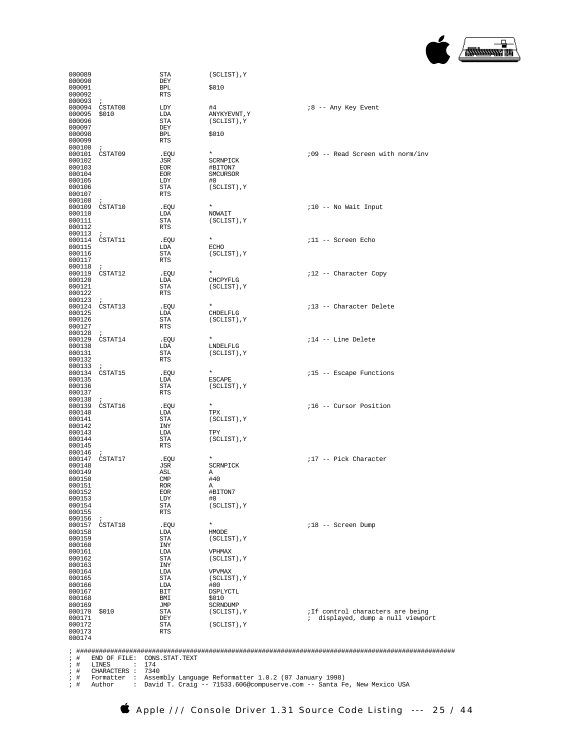```
000089                  STA          (SCLIST),Y
000090                  DEY
000091                  BPL          $010
000092                  RTS
000093  ;
000094  CSTAT08         LDY          #4                          ;8 -- Any Key Event
000095  $010            LDA          ANYKYEVNT,Y
000096                  STA          (SCLIST),Y
000097                  DEY
000098                  BPL          $010
000099                  RTS
000100  ;
000101  CSTAT09         .EQU         *                           ;09 -- Read Screen with norm/inv
000102                  JSR          SCRNPICK
000103                  EOR          #BITON7
000104                  EOR          SMCURSOR
000105                  LDY          #0
000106                  STA          (SCLIST),Y
000107                  RTS
000108  ;
000109  CSTAT10         .EQU         *                           ;10 -- No Wait Input
000110                  LDA          NOWAIT
000111                  STA          (SCLIST),Y
000112                  RTS
000113  ;
000114  CSTAT11         .EQU         *                           ;11 -- Screen Echo
000115                  LDA          ECHO
000116                  STA          (SCLIST),Y
000117                  RTS
000118  ;
000119  CSTAT12         .EQU         *                           ;12 -- Character Copy
000120                  LDA          CHCPYFLG
000121                  STA          (SCLIST),Y
000122                  RTS
000123  ;
000124  CSTAT13         .EQU         *                           ;13 -- Character Delete
000125                  LDA          CHDELFLG
000126                  STA          (SCLIST),Y
000127                  RTS
000128  ;
000129  CSTAT14         .EQU         *                           ;14 -- Line Delete
000130                  LDA          LNDELFLG
000131                  STA          (SCLIST),Y
000132                  RTS
000133  ;
000134  CSTAT15         .EQU         *                           ;15 -- Escape Functions
000135                  LDA          ESCAPE
000136                  STA          (SCLIST),Y
000137                  RTS
000138  ;
000139  CSTAT16         .EQU         *                           ;16 -- Cursor Position
000140                  LDA          TPX
000141                  STA          (SCLIST),Y
000142                  INY
000143                  LDA          TPY
000144                  STA          (SCLIST),Y
000145                  RTS
000146  ;
000147  CSTAT17         .EQU         *                           ;17 -- Pick Character
000148                  JSR          SCRNPICK
000149                  ASL          A
000150                  CMP          #40
000151                  ROR          A
000152                  EOR          #BITON7
000153                  LDY          #0
000154                  STA          (SCLIST),Y
000155                  RTS
000156  ;
000157  CSTAT18         .EQU         *                           ;18 -- Screen Dump
000158                  LDA          HMODE
000159                  STA          (SCLIST),Y
000160                  INY
000161                  LDA          VPHMAX
000162                  STA          (SCLIST),Y
000163                  INY
000164                  LDA          VPVMAX
000165                  STA          (SCLIST),Y
000166                  LDA          #00
000167                  BIT          DSPLYCTL
000168                  BMI          $010
000169                  JMP          SCRNDUMP
000170  $010            STA          (SCLIST),Y                  ;If control characters are being
000171                  DEY                                      ;  displayed, dump a null viewport
000172                  STA          (SCLIST),Y
000173                  RTS
000174

; ##########################################################################################################
; #   END OF FILE:  CONS.STAT.TEXT
; #   LINES       :  174
; #   CHARACTERS :  7340
; #   Formatter   :  Assembly Language Reformatter 1.0.2 (07 January 1998)
; #   Author      :  David T. Craig -- 71533.606@compuserve.com -- Santa Fe, New Mexico USA
```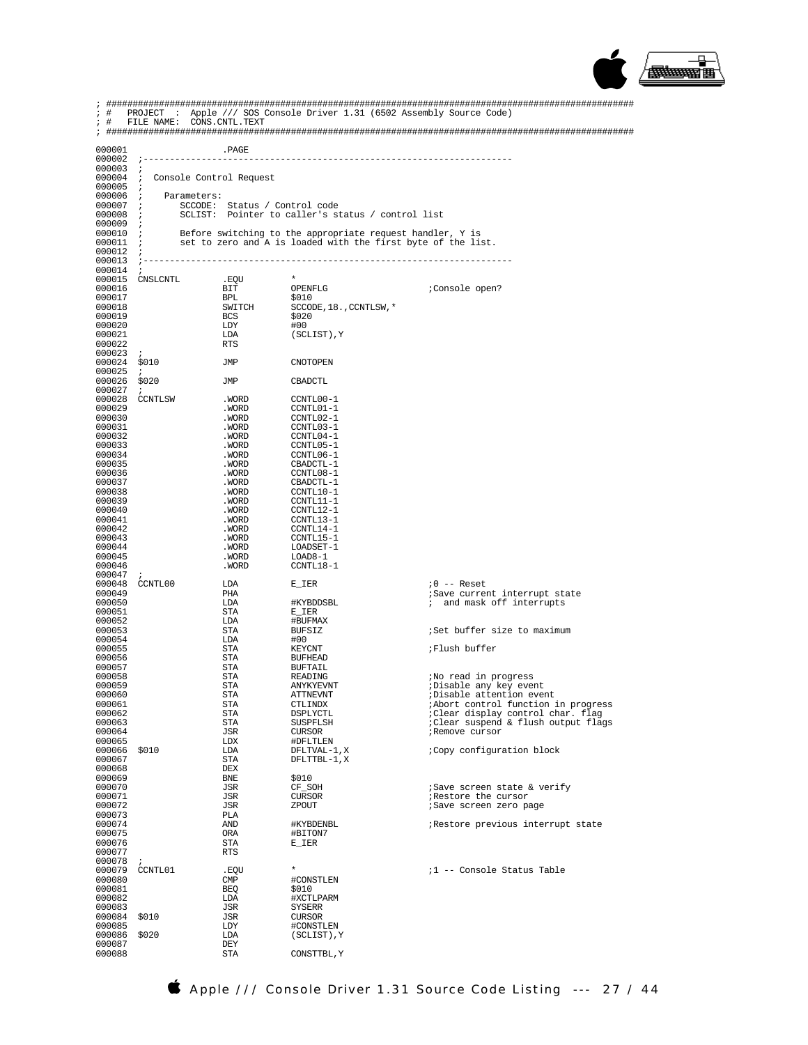```
; ################################################################################################
; #   PROJECT  :  Apple /// SOS Console Driver 1.31 (6502 Assembly Source Code)
; #   FILE NAME:  CONS.CNTL.TEXT
; ################################################################################################

000001                  .PAGE
000002  ;---------------------------------------------------------------------
000003  ;
000004  ;  Console Control Request
000005  ;
000006  ;    Parameters:
000007  ;       SCCODE:  Status / Control code
000008  ;       SCLIST:  Pointer to caller's status / control list
000009  ;
000010  ;       Before switching to the appropriate request handler, Y is
000011  ;       set to zero and A is loaded with the first byte of the list.
000012  ;
000013  ;---------------------------------------------------------------------
000014  ;
000015  CNSLCNTL        .EQU        *
000016                  BIT         OPENFLG                 ;Console open?
000017                  BPL         $010
000018                  SWITCH      SCCODE,18.,CCNTLSW,*
000019                  BCS         $020
000020                  LDY         #00
000021                  LDA         (SCLIST),Y
000022                  RTS
000023  ;
000024  $010            JMP         CNOTOPEN
000025  ;
000026  $020            JMP         CBADCTL
000027  ;
000028  CCNTLSW         .WORD       CCNTL00-1
000029                  .WORD       CCNTL01-1
000030                  .WORD       CCNTL02-1
000031                  .WORD       CCNTL03-1
000032                  .WORD       CCNTL04-1
000033                  .WORD       CCNTL05-1
000034                  .WORD       CCNTL06-1
000035                  .WORD       CBADCTL-1
000036                  .WORD       CCNTL08-1
000037                  .WORD       CBADCTL-1
000038                  .WORD       CCNTL10-1
000039                  .WORD       CCNTL11-1
000040                  .WORD       CCNTL12-1
000041                  .WORD       CCNTL13-1
000042                  .WORD       CCNTL14-1
000043                  .WORD       CCNTL15-1
000044                  .WORD       LOADSET-1
000045                  .WORD       LOAD8-1
000046                  .WORD       CCNTL18-1
000047  ;
000048  CCNTL00         LDA         E_IER                   ;0 -- Reset
000049                  PHA                                 ;Save current interrupt state
000050                  LDA         #KYBDDSBL               ;  and mask off interrupts
000051                  STA         E_IER
000052                  LDA         #BUFMAX
000053                  STA         BUFSIZ                  ;Set buffer size to maximum
000054                  LDA         #00
000055                  STA         KEYCNT                  ;Flush buffer
000056                  STA         BUFHEAD
000057                  STA         BUFTAIL
000058                  STA         READING                 ;No read in progress
000059                  STA         ANYKYEVNT               ;Disable any key event
000060                  STA         ATTNEVNT                ;Disable attention event
000061                  STA         CTLINDX                 ;Abort control function in progress
000062                  STA         DSPLYCTL                ;Clear display control char. flag
000063                  STA         SUSPFLSH                ;Clear suspend & flush output flags
000064                  JSR         CURSOR                  ;Remove cursor
000065                  LDX         #DFLTLEN
000066  $010            LDA         DFLTVAL-1,X             ;Copy configuration block
000067                  STA         DFLTTBL-1,X
000068                  DEX
000069                  BNE         $010
000070                  JSR         CF_SOH                  ;Save screen state & verify
000071                  JSR         CURSOR                  ;Restore the cursor
000072                  JSR         ZPOUT                   ;Save screen zero page
000073                  PLA
000074                  AND         #KYBDENBL               ;Restore previous interrupt state
000075                  ORA         #BITON7
000076                  STA         E_IER
000077                  RTS
000078  ;
000079  CCNTL01         .EQU        *                       ;1 -- Console Status Table
000080                  CMP         #CONSTLEN
000081                  BEQ         $010
000082                  LDA         #XCTLPARM
000083                  JSR         SYSERR
000084  $010            JSR         CURSOR
000085                  LDY         #CONSTLEN
000086  $020            LDA         (SCLIST),Y
000087                  DEY
000088                  STA         CONSTTBL,Y
```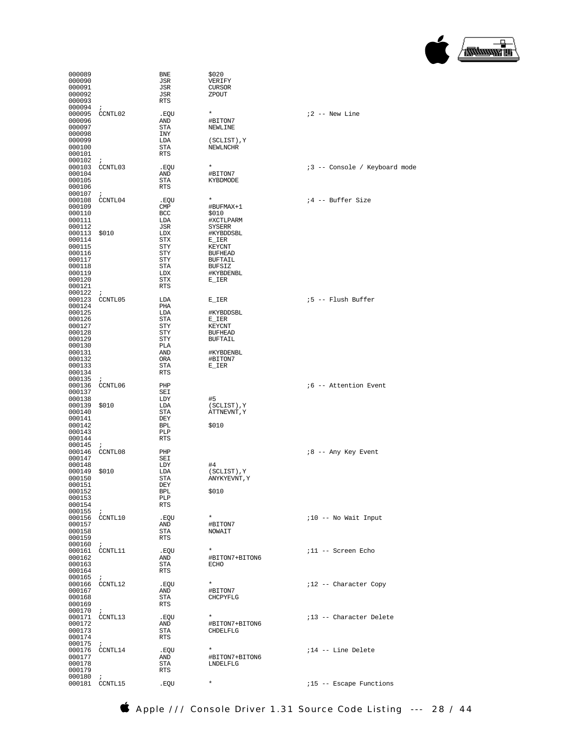```
000089                  BNE         $020
000090                  JSR         VERIFY
000091                  JSR         CURSOR
000092                  JSR         ZPOUT
000093                  RTS
000094  ;
000095  CCNTL02         .EQU        *                       ;2 -- New Line
000096                  AND         #BITON7
000097                  STA         NEWLINE
000098                  INY
000099                  LDA         (SCLIST),Y
000100                  STA         NEWLNCHR
000101                  RTS
000102  ;
000103  CCNTL03         .EQU        *                       ;3 -- Console / Keyboard mode
000104                  AND         #BITON7
000105                  STA         KYBDMODE
000106                  RTS
000107  ;
000108  CCNTL04         .EQU        *                       ;4 -- Buffer Size
000109                  CMP         #BUFMAX+1
000110                  BCC         $010
000111                  LDA         #XCTLPARM
000112                  JSR         SYSERR
000113  $010            LDX         #KYBDDSBL
000114                  STX         E_IER
000115                  STY         KEYCNT
000116                  STY         BUFHEAD
000117                  STY         BUFTAIL
000118                  STA         BUFSIZ
000119                  LDX         #KYBDENBL
000120                  STX         E_IER
000121                  RTS
000122  ;
000123  CCNTL05         LDA         E_IER                   ;5 -- Flush Buffer
000124                  PHA
000125                  LDA         #KYBDDSBL
000126                  STA         E_IER
000127                  STY         KEYCNT
000128                  STY         BUFHEAD
000129                  STY         BUFTAIL
000130                  PLA
000131                  AND         #KYBDENBL
000132                  ORA         #BITON7
000133                  STA         E_IER
000134                  RTS
000135  ;
000136  CCNTL06         PHP                                 ;6 -- Attention Event
000137                  SEI
000138                  LDY         #5
000139  $010            LDA         (SCLIST),Y
000140                  STA         ATTNEVNT,Y
000141                  DEY
000142                  BPL         $010
000143                  PLP
000144                  RTS
000145  ;
000146  CCNTL08         PHP                                 ;8 -- Any Key Event
000147                  SEI
000148                  LDY         #4
000149  $010            LDA         (SCLIST),Y
000150                  STA         ANYKYEVNT,Y
000151                  DEY
000152                  BPL         $010
000153                  PLP
000154                  RTS
000155  ;
000156  CCNTL10         .EQU        *                       ;10 -- No Wait Input
000157                  AND         #BITON7
000158                  STA         NOWAIT
000159                  RTS
000160  ;
000161  CCNTL11         .EQU        *                       ;11 -- Screen Echo
000162                  AND         #BITON7+BITON6
000163                  STA         ECHO
000164                  RTS
000165  ;
000166  CCNTL12         .EQU        *                       ;12 -- Character Copy
000167                  AND         #BITON7
000168                  STA         CHCPYFLG
000169                  RTS
000170  ;
000171  CCNTL13         .EQU        *                       ;13 -- Character Delete
000172                  AND         #BITON7+BITON6
000173                  STA         CHDELFLG
000174                  RTS
000175  ;
000176  CCNTL14         .EQU        *                       ;14 -- Line Delete
000177                  AND         #BITON7+BITON6
000178                  STA         LNDELFLG
000179                  RTS
000180  ;
000181  CCNTL15         .EQU        *                       ;15 -- Escape Functions
```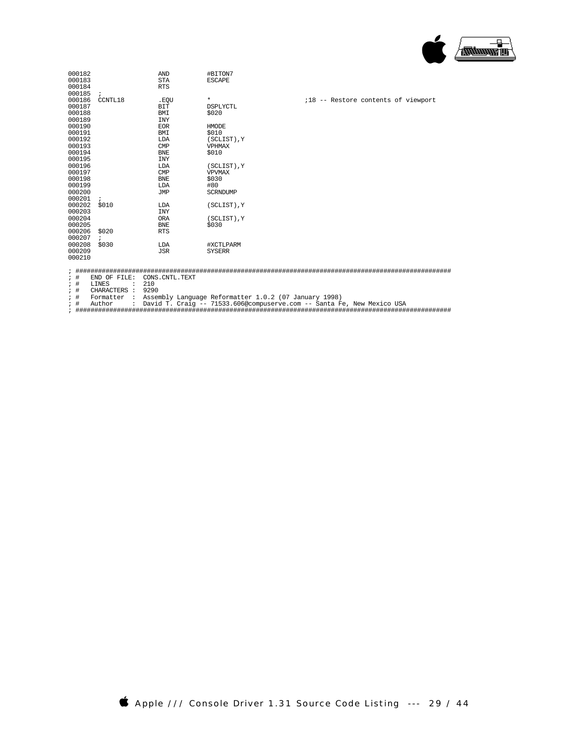```
000182                  AND         #BITON7
000183                  STA         ESCAPE
000184                  RTS
000185  ;
000186  CCNTL18         .EQU        *                       ;18 -- Restore contents of viewport
000187                  BIT         DSPLYCTL
000188                  BMI         $020
000189                  INY
000190                  EOR         HMODE
000191                  BMI         $010
000192                  LDA         (SCLIST),Y
000193                  CMP         VPHMAX
000194                  BNE         $010
000195                  INY
000196                  LDA         (SCLIST),Y
000197                  CMP         VPVMAX
000198                  BNE         $030
000199                  LDA         #80
000200                  JMP         SCRNDUMP
000201  ;
000202  $010            LDA         (SCLIST),Y
000203                  INY
000204                  ORA         (SCLIST),Y
000205                  BNE         $030
000206  $020            RTS
000207  ;
000208  $030            LDA         #XCTLPARM
000209                  JSR         SYSERR
000210

; ####################################################################################################
; #   END OF FILE:  CONS.CNTL.TEXT
; #   LINES       :  210
; #   CHARACTERS  :  9290
; #   Formatter   :  Assembly Language Reformatter 1.0.2 (07 January 1998)
; #   Author      :  David T. Craig -- 71533.606@compuserve.com -- Santa Fe, New Mexico USA
; ####################################################################################################
```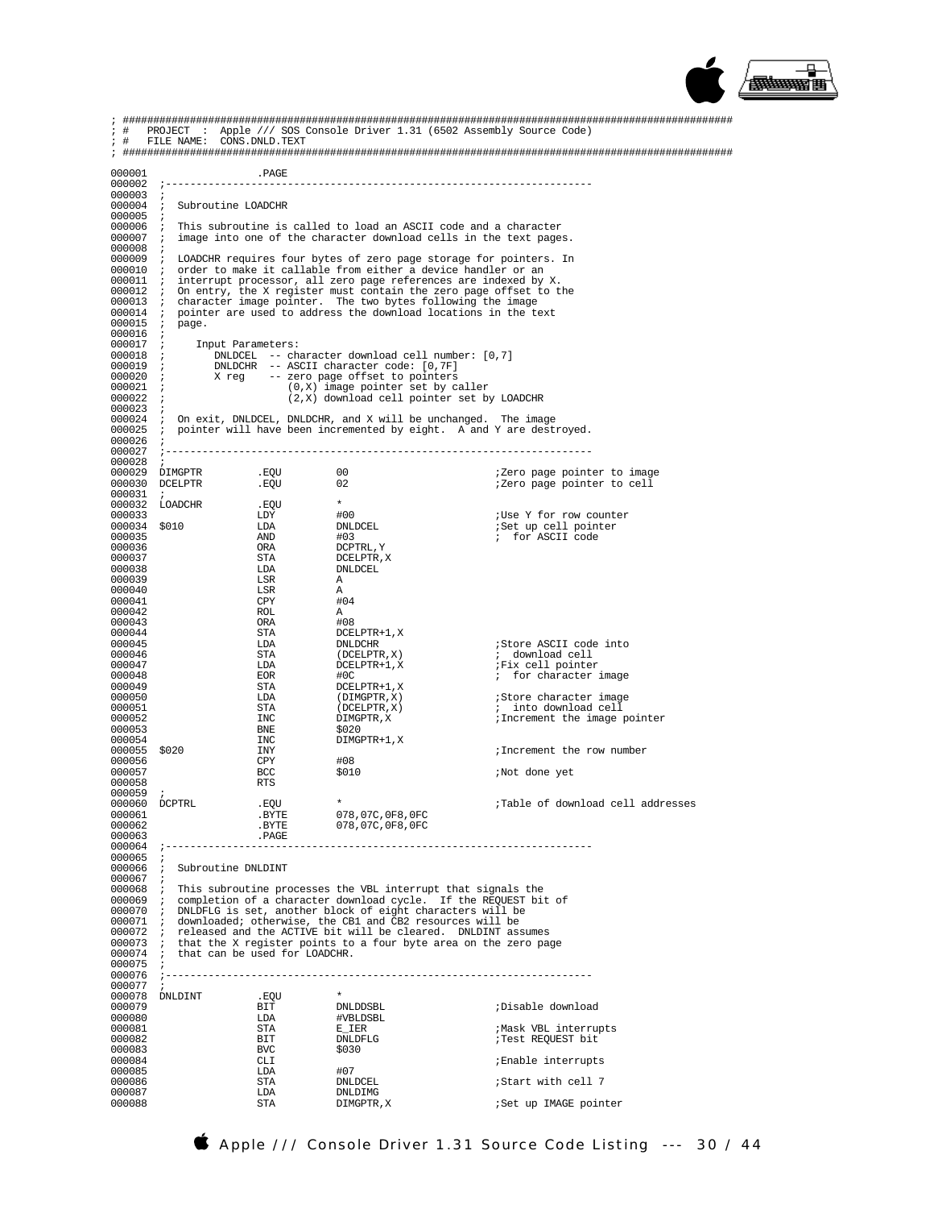```
; ##################################################################################################
; #   PROJECT  :  Apple /// SOS Console Driver 1.31 (6502 Assembly Source Code)
; #   FILE NAME:  CONS.DNLD.TEXT
; ##################################################################################################

000001                  .PAGE
000002  ;----------------------------------------------------------------------
000003  ;
000004  ;  Subroutine LOADCHR
000005  ;
000006  ;  This subroutine is called to load an ASCII code and a character
000007  ;  image into one of the character download cells in the text pages.
000008  ;
000009  ;  LOADCHR requires four bytes of zero page storage for pointers. In
000010  ;  order to make it callable from either a device handler or an
000011  ;  interrupt processor, all zero page references are indexed by X.
000012  ;  On entry, the X register must contain the zero page offset to the
000013  ;  character image pointer.  The two bytes following the image
000014  ;  pointer are used to address the download locations in the text
000015  ;  page.
000016  ;
000017  ;     Input Parameters:
000018  ;        DNLDCEL  -- character download cell number: [0,7]
000019  ;        DNLDCHR  -- ASCII character code: [0,7F]
000020  ;        X reg    -- zero page offset to pointers
000021  ;                    (0,X) image pointer set by caller
000022  ;                    (2,X) download cell pointer set by LOADCHR
000023  ;
000024  ;  On exit, DNLDCEL, DNLDCHR, and X will be unchanged.  The image
000025  ;  pointer will have been incremented by eight.  A and Y are destroyed.
000026  ;
000027  ;----------------------------------------------------------------------
000028  ;
000029  DIMGPTR         .EQU        00                      ;Zero page pointer to image
000030  DCELPTR         .EQU        02                      ;Zero page pointer to cell
000031  ;
000032  LOADCHR         .EQU        *
000033                  LDY         #00                     ;Use Y for row counter
000034  $010            LDA         DNLDCEL                 ;Set up cell pointer
000035                  AND         #03                     ;  for ASCII code
000036                  ORA         DCPTRL,Y
000037                  STA         DCELPTR,X
000038                  LDA         DNLDCEL
000039                  LSR         A
000040                  LSR         A
000041                  CPY         #04
000042                  ROL         A
000043                  ORA         #08
000044                  STA         DCELPTR+1,X
000045                  LDA         DNLDCHR                 ;Store ASCII code into
000046                  STA         (DCELPTR,X)             ;  download cell
000047                  LDA         DCELPTR+1,X             ;Fix cell pointer
000048                  EOR         #0C                     ;  for character image
000049                  STA         DCELPTR+1,X
000050                  LDA         (DIMGPTR,X)             ;Store character image
000051                  STA         (DCELPTR,X)             ;  into download cell
000052                  INC         DIMGPTR,X               ;Increment the image pointer
000053                  BNE         $020
000054                  INC         DIMGPTR+1,X
000055  $020            INY                                 ;Increment the row number
000056                  CPY         #08
000057                  BCC         $010                    ;Not done yet
000058                  RTS
000059  ;
000060  DCPTRL          .EQU        *                       ;Table of download cell addresses
000061                  .BYTE       078,07C,0F8,0FC
000062                  .BYTE       078,07C,0F8,0FC
000063                  .PAGE
000064  ;----------------------------------------------------------------------
000065  ;
000066  ;  Subroutine DNLDINT
000067  ;
000068  ;  This subroutine processes the VBL interrupt that signals the
000069  ;  completion of a character download cycle.  If the REQUEST bit of
000070  ;  DNLDFLG is set, another block of eight characters will be
000071  ;  downloaded; otherwise, the CB1 and CB2 resources will be
000072  ;  released and the ACTIVE bit will be cleared.  DNLDINT assumes
000073  ;  that the X register points to a four byte area on the zero page
000074  ;  that can be used for LOADCHR.
000075  ;
000076  ;----------------------------------------------------------------------
000077  ;
000078  DNLDINT         .EQU        *
000079                  BIT         DNLDDSBL                ;Disable download
000080                  LDA         #VBLDSBL
000081                  STA         E_IER                   ;Mask VBL interrupts
000082                  BIT         DNLDFLG                 ;Test REQUEST bit
000083                  BVC         $030
000084                  CLI                                 ;Enable interrupts
000085                  LDA         #07
000086                  STA         DNLDCEL                 ;Start with cell 7
000087                  LDA         DNLDIMG
000088                  STA         DIMGPTR,X               ;Set up IMAGE pointer
```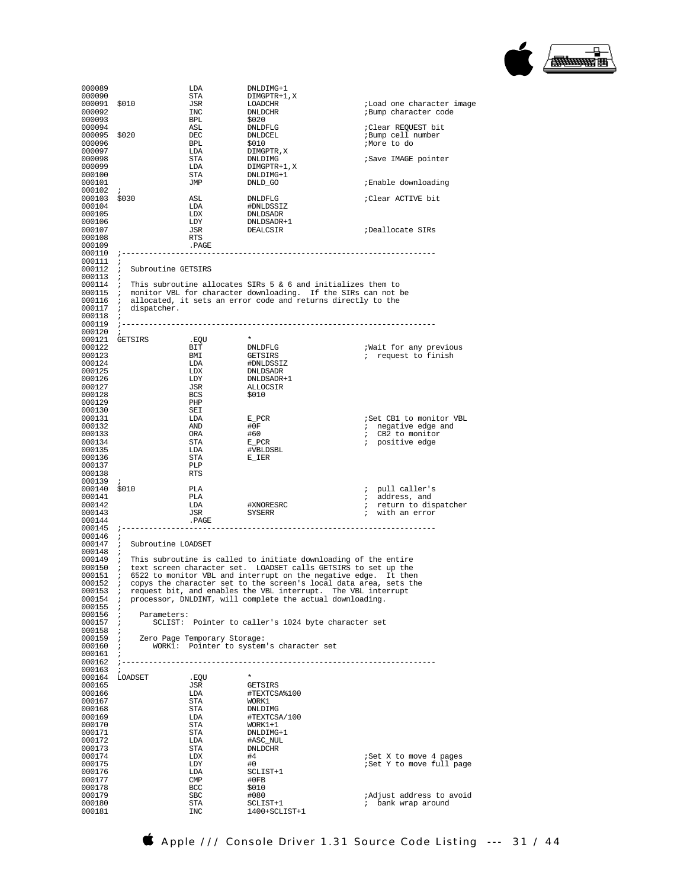```
000089                LDA         DNLDIMG+1
000090                STA         DIMGPTR+1,X
000091 $010           JSR         LOADCHR                ;Load one character image
000092                INC         DNLDCHR                ;Bump character code
000093                BPL         $020
000094                ASL         DNLDFLG                ;Clear REQUEST bit
000095 $020           DEC         DNLDCEL                ;Bump cell number
000096                BPL         $010                   ;More to do
000097                LDA         DIMGPTR,X
000098                STA         DNLDIMG                ;Save IMAGE pointer
000099                LDA         DIMGPTR+1,X
000100                STA         DNLDIMG+1
000101                JMP         DNLD_GO                ;Enable downloading
000102 ;
000103 $030           ASL         DNLDFLG                ;Clear ACTIVE bit
000104                LDA         #DNLDSSIZ
000105                LDX         DNLDSADR
000106                LDY         DNLDSADR+1
000107                JSR         DEALCSIR               ;Deallocate SIRs
000108                RTS
000109                .PAGE
000110 ;---------------------------------------------------------------------
000111 ;
000112 ;  Subroutine GETSIRS
000113 ;
000114 ;  This subroutine allocates SIRs 5 & 6 and initializes them to
000115 ;  monitor VBL for character downloading.  If the SIRs can not be
000116 ;  allocated, it sets an error code and returns directly to the
000117 ;  dispatcher.
000118 ;
000119 ;---------------------------------------------------------------------
000120 ;
000121 GETSIRS        .EQU        *
000122                BIT         DNLDFLG                ;Wait for any previous
000123                BMI         GETSIRS                ; request to finish
000124                LDA         #DNLDSSIZ
000125                LDX         DNLDSADR
000126                LDY         DNLDSADR+1
000127                JSR         ALLOCSIR
000128                BCS         $010
000129                PHP
000130                SEI
000131                LDA         E_PCR                  ;Set CB1 to monitor VBL
000132                AND         #0F                    ; negative edge and
000133                ORA         #60                    ; CB2 to monitor
000134                STA         E_PCR                  ; positive edge
000135                LDA         #VBLDSBL
000136                STA         E_IER
000137                PLP
000138                RTS
000139 ;
000140 $010           PLA                                ; pull caller's
000141                PLA                                ; address, and
000142                LDA         #XNORESRC              ; return to dispatcher
000143                JSR         SYSERR                 ; with an error
000144                .PAGE
000145 ;---------------------------------------------------------------------
000146 ;
000147 ;  Subroutine LOADSET
000148 ;
000149 ;  This subroutine is called to initiate downloading of the entire
000150 ;  text screen character set.  LOADSET calls GETSIRS to set up the
000151 ;  6522 to monitor VBL and interrupt on the negative edge.  It then
000152 ;  copys the character set to the screen's local data area, sets the
000153 ;  request bit, and enables the VBL interrupt.  The VBL interrupt
000154 ;  processor, DNLDINT, will complete the actual downloading.
000155 ;
000156 ;    Parameters:
000157 ;       SCLIST:  Pointer to caller's 1024 byte character set
000158 ;
000159 ;    Zero Page Temporary Storage:
000160 ;       WORK1:  Pointer to system's character set
000161 ;
000162 ;---------------------------------------------------------------------
000163 ;
000164 LOADSET        .EQU        *
000165                JSR         GETSIRS
000166                LDA         #TEXTCSA%100
000167                STA         WORK1
000168                STA         DNLDIMG
000169                LDA         #TEXTCSA/100
000170                STA         WORK1+1
000171                STA         DNLDIMG+1
000172                LDA         #ASC_NUL
000173                STA         DNLDCHR
000174                LDX         #4                     ;Set X to move 4 pages
000175                LDY         #0                     ;Set Y to move full page
000176                LDA         SCLIST+1
000177                CMP         #0FB
000178                BCC         $010
000179                SBC         #080                   ;Adjust address to avoid
000180                STA         SCLIST+1               ; bank wrap around
000181                INC         1400+SCLIST+1
```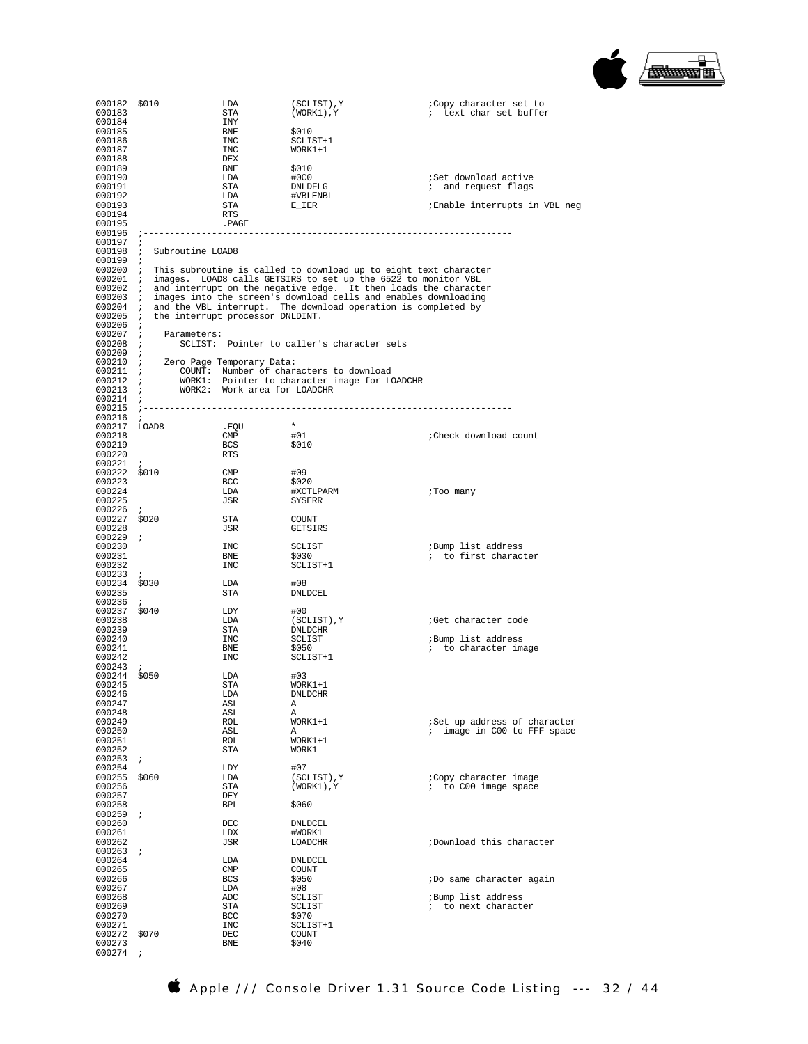```
000182 $010           LDA        (SCLIST),Y              ;Copy character set to
000183                STA        (WORK1),Y               ; text char set buffer
000184                INY
000185                BNE        $010
000186                INC        SCLIST+1
000187                INC        WORK1+1
000188                DEX
000189                BNE        $010
000190                LDA        #0C0                    ;Set download active
000191                STA        DNLDFLG                 ; and request flags
000192                LDA        #VBLENBL
000193                STA        E_IER                   ;Enable interrupts in VBL neg
000194                RTS
000195                .PAGE
000196 ;-----------------------------------------------------------------------
000197 ;
000198 ;  Subroutine LOAD8
000199 ;
000200 ;  This subroutine is called to download up to eight text character
000201 ;  images.  LOAD8 calls GETSIRS to set up the 6522 to monitor VBL
000202 ;  and interrupt on the negative edge.  It then loads the character
000203 ;  images into the screen's download cells and enables downloading
000204 ;  and the VBL interrupt.  The download operation is completed by
000205 ;  the interrupt processor DNLDINT.
000206 ;
000207 ;    Parameters:
000208 ;       SCLIST:  Pointer to caller's character sets
000209 ;
000210 ;    Zero Page Temporary Data:
000211 ;       COUNT:  Number of characters to download
000212 ;       WORK1:  Pointer to character image for LOADCHR
000213 ;       WORK2:  Work area for LOADCHR
000214 ;
000215 ;-----------------------------------------------------------------------
000216 ;
000217 LOAD8          .EQU       *
000218                CMP        #01                     ;Check download count
000219                BCS        $010
000220                RTS
000221 ;
000222 $010           CMP        #09
000223                BCC        $020
000224                LDA        #XCTLPARM               ;Too many
000225                JSR        SYSERR
000226 ;
000227 $020           STA        COUNT
000228                JSR        GETSIRS
000229 ;
000230                INC        SCLIST                  ;Bump list address
000231                BNE        $030                    ; to first character
000232                INC        SCLIST+1
000233 ;
000234 $030           LDA        #08
000235                STA        DNLDCEL
000236 ;
000237 $040           LDY        #00
000238                LDA        (SCLIST),Y              ;Get character code
000239                STA        DNLDCHR
000240                INC        SCLIST                  ;Bump list address
000241                BNE        $050                    ; to character image
000242                INC        SCLIST+1
000243 ;
000244 $050           LDA        #03
000245                STA        WORK1+1
000246                LDA        DNLDCHR
000247                ASL        A
000248                ASL        A
000249                ROL        WORK1+1                 ;Set up address of character
000250                ASL        A                       ; image in C00 to FFF space
000251                ROL        WORK1+1
000252                STA        WORK1
000253 ;
000254                LDY        #07
000255 $060           LDA        (SCLIST),Y              ;Copy character image
000256                STA        (WORK1),Y               ; to C00 image space
000257                DEY
000258                BPL        $060
000259 ;
000260                DEC        DNLDCEL
000261                LDX        #WORK1
000262                JSR        LOADCHR                 ;Download this character
000263 ;
000264                LDA        DNLDCEL
000265                CMP        COUNT
000266                BCS        $050                    ;Do same character again
000267                LDA        #08
000268                ADC        SCLIST                  ;Bump list address
000269                STA        SCLIST                  ; to next character
000270                BCC        $070
000271                INC        SCLIST+1
000272 $070           DEC        COUNT
000273                BNE        $040
000274 ;
```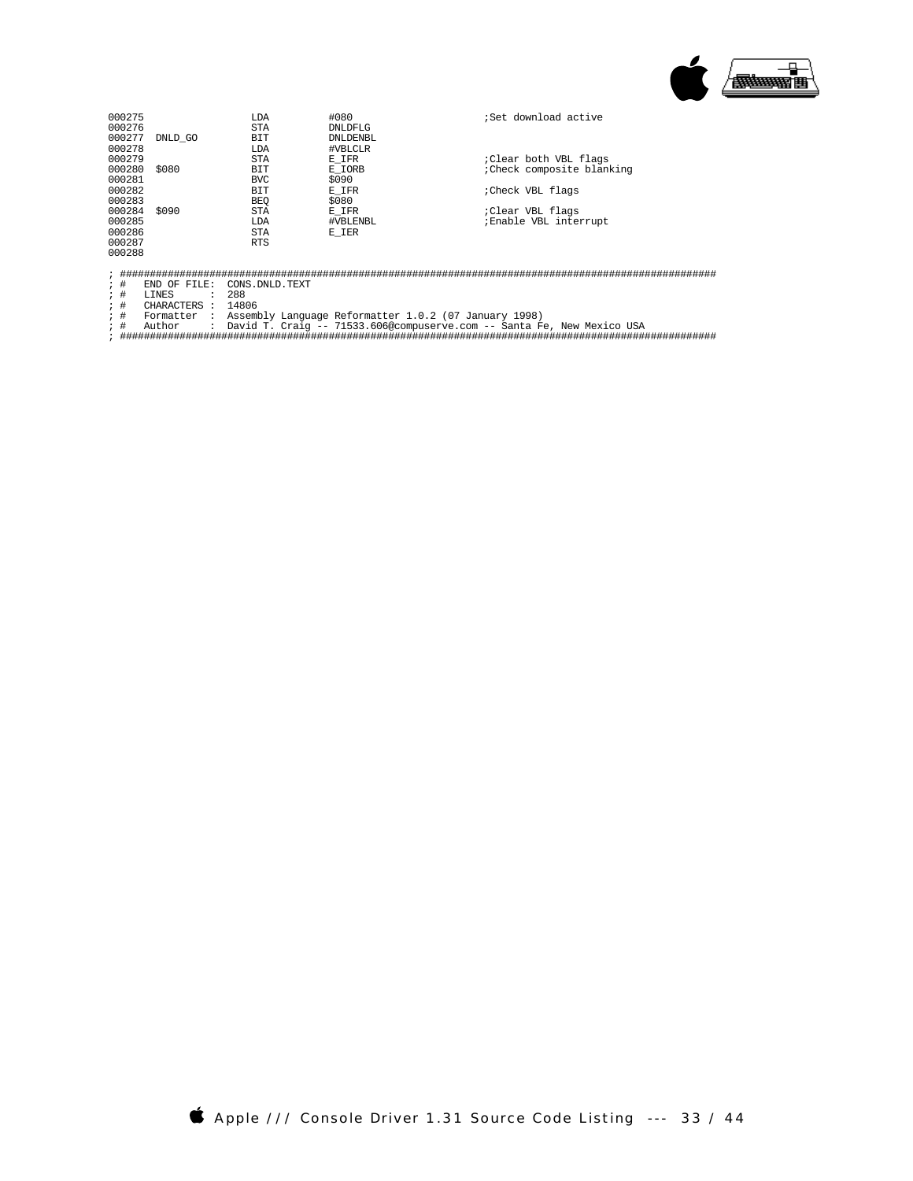```
000275                  LDA         #080                    ;Set download active
000276                  STA         DNLDFLG
000277  DNLD_GO         BIT         DNLDENBL
000278                  LDA         #VBLCLR
000279                  STA         E_IFR                   ;Clear both VBL flags
000280  $080            BIT         E_IORB                  ;Check composite blanking
000281                  BVC         $090
000282                  BIT         E_IFR                   ;Check VBL flags
000283                  BEQ         $080
000284  $090            STA         E_IFR                   ;Clear VBL flags
000285                  LDA         #VBLENBL                ;Enable VBL interrupt
000286                  STA         E_IER
000287                  RTS
000288

; ######################################################################################################
; #   END OF FILE:  CONS.DNLD.TEXT
; #   LINES      :  288
; #   CHARACTERS :  14806
; #   Formatter  :  Assembly Language Reformatter 1.0.2 (07 January 1998)
; #   Author     :  David T. Craig -- 71533.606@compuserve.com -- Santa Fe, New Mexico USA
; ######################################################################################################
```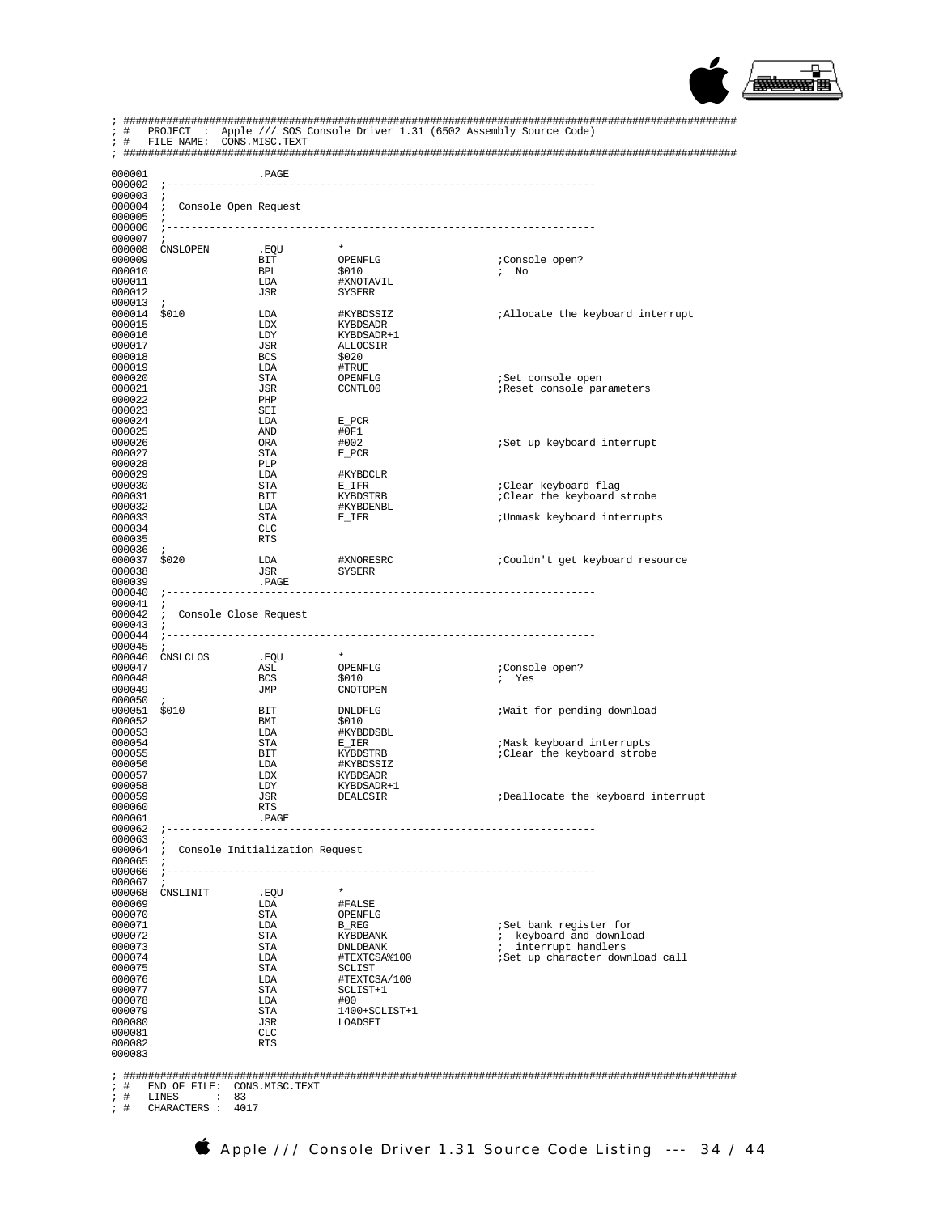```
; #####################################################################################################
; #   PROJECT  :  Apple /// SOS Console Driver 1.31 (6502 Assembly Source Code)
; #   FILE NAME:  CONS.MISC.TEXT
; #####################################################################################################

000001                  .PAGE
000002  ;----------------------------------------------------------------------
000003  ;
000004  ;  Console Open Request
000005  ;
000006  ;----------------------------------------------------------------------
000007  ;
000008  CNSLOPEN        .EQU        *
000009                  BIT         OPENFLG                 ;Console open?
000010                  BPL         $010                    ;  No
000011                  LDA         #XNOTAVIL
000012                  JSR         SYSERR
000013  ;
000014  $010            LDA         #KYBDSSIZ               ;Allocate the keyboard interrupt
000015                  LDX         KYBDSADR
000016                  LDY         KYBDSADR+1
000017                  JSR         ALLOCSIR
000018                  BCS         $020
000019                  LDA         #TRUE
000020                  STA         OPENFLG                 ;Set console open
000021                  JSR         CCNTL00                 ;Reset console parameters
000022                  PHP
000023                  SEI
000024                  LDA         E_PCR
000025                  AND         #0F1
000026                  ORA         #002                    ;Set up keyboard interrupt
000027                  STA         E_PCR
000028                  PLP
000029                  LDA         #KYBDCLR
000030                  STA         E_IFR                   ;Clear keyboard flag
000031                  BIT         KYBDSTRB                ;Clear the keyboard strobe
000032                  LDA         #KYBDENBL
000033                  STA         E_IER                   ;Unmask keyboard interrupts
000034                  CLC
000035                  RTS
000036  ;
000037  $020            LDA         #XNORESRC               ;Couldn't get keyboard resource
000038                  JSR         SYSERR
000039                  .PAGE
000040  ;----------------------------------------------------------------------
000041  ;
000042  ;  Console Close Request
000043  ;
000044  ;----------------------------------------------------------------------
000045  ;
000046  CNSLCLOS        .EQU        *
000047                  ASL         OPENFLG                 ;Console open?
000048                  BCS         $010                    ;  Yes
000049                  JMP         CNOTOPEN
000050  ;
000051  $010            BIT         DNLDFLG                 ;Wait for pending download
000052                  BMI         $010
000053                  LDA         #KYBDDSBL
000054                  STA         E_IER                   ;Mask keyboard interrupts
000055                  BIT         KYBDSTRB                ;Clear the keyboard strobe
000056                  LDA         #KYBDSSIZ
000057                  LDX         KYBDSADR
000058                  LDY         KYBDSADR+1
000059                  JSR         DEALCSIR                ;Deallocate the keyboard interrupt
000060                  RTS
000061                  .PAGE
000062  ;----------------------------------------------------------------------
000063  ;
000064  ;  Console Initialization Request
000065  ;
000066  ;----------------------------------------------------------------------
000067  ;
000068  CNSLINIT        .EQU        *
000069                  LDA         #FALSE
000070                  STA         OPENFLG
000071                  LDA         B_REG                   ;Set bank register for
000072                  STA         KYBDBANK                ;  keyboard and download
000073                  STA         DNLDBANK                ;  interrupt handlers
000074                  LDA         #TEXTCSA%100            ;Set up character download call
000075                  STA         SCLIST
000076                  LDA         #TEXTCSA/100
000077                  STA         SCLIST+1
000078                  LDA         #00
000079                  STA         1400+SCLIST+1
000080                  JSR         LOADSET
000081                  CLC
000082                  RTS
000083

; #####################################################################################################
; #   END OF FILE:  CONS.MISC.TEXT
; #   LINES      :  83
; #   CHARACTERS :  4017
```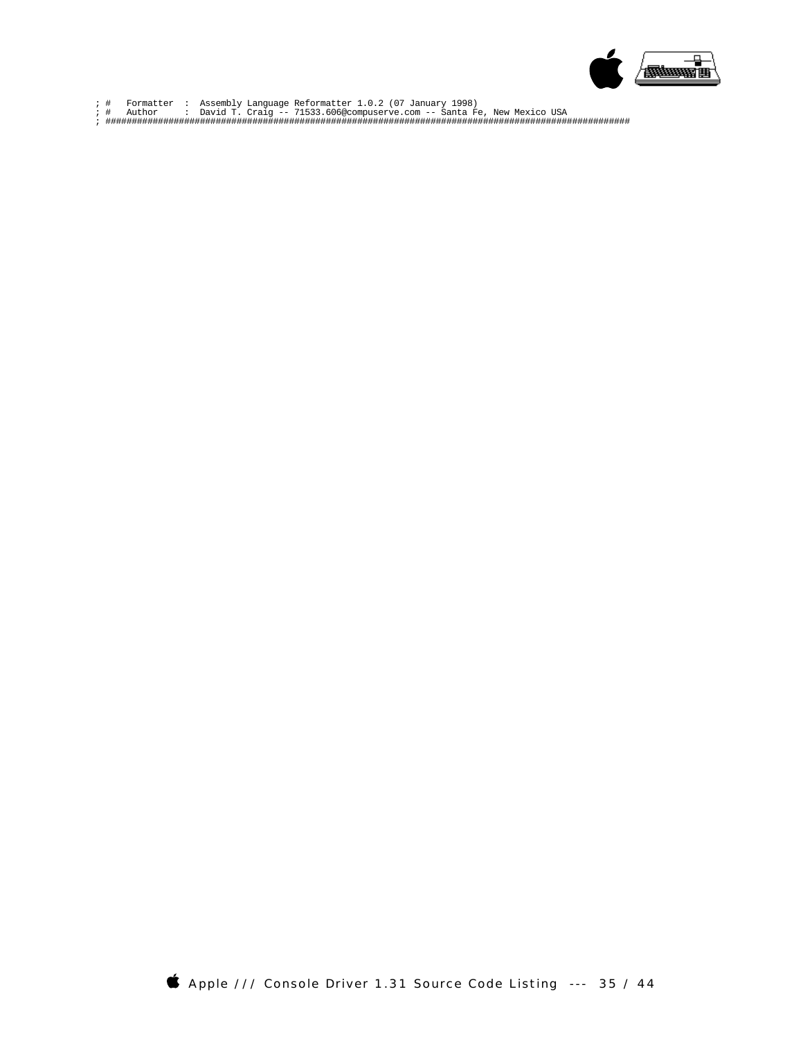```
; #   Formatter  :  Assembly Language Reformatter 1.0.2 (07 January 1998)
; #   Author     :  David T. Craig -- 71533.606@compuserve.com -- Santa Fe, New Mexico USA
; ##################################################################################################
```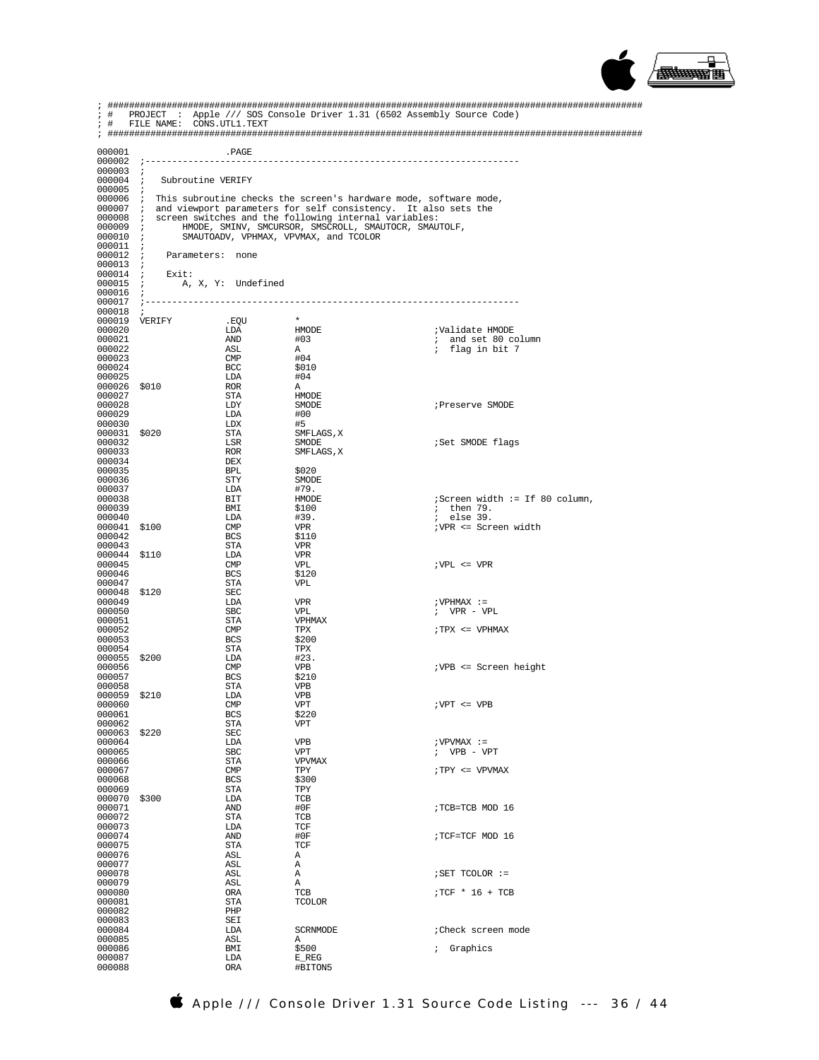```
; ##################################################################################################
; #   PROJECT  :  Apple /// SOS Console Driver 1.31 (6502 Assembly Source Code)
; #   FILE NAME:  CONS.UTL1.TEXT
; ##################################################################################################

000001                 .PAGE
000002  ;----------------------------------------------------------------------
000003  ;
000004  ;   Subroutine VERIFY
000005  ;
000006  ;  This subroutine checks the screen's hardware mode, software mode,
000007  ;  and viewport parameters for self consistency.  It also sets the
000008  ;  screen switches and the following internal variables:
000009  ;       HMODE, SMINV, SMCURSOR, SMSCROLL, SMAUTOCR, SMAUTOLF,
000010  ;       SMAUTOADV, VPHMAX, VPVMAX, and TCOLOR
000011  ;
000012  ;    Parameters:  none
000013  ;
000014  ;    Exit:
000015  ;       A, X, Y:  Undefined
000016  ;
000017  ;----------------------------------------------------------------------
000018  ;
000019  VERIFY          .EQU        *
000020                  LDA         HMODE                   ;Validate HMODE
000021                  AND         #03                     ; and set 80 column
000022                  ASL         A                       ; flag in bit 7
000023                  CMP         #04
000024                  BCC         $010
000025                  LDA         #04
000026  $010            ROR         A
000027                  STA         HMODE
000028                  LDY         SMODE                   ;Preserve SMODE
000029                  LDA         #00
000030                  LDX         #5
000031  $020            STA         SMFLAGS,X
000032                  LSR         SMODE                   ;Set SMODE flags
000033                  ROR         SMFLAGS,X
000034                  DEX
000035                  BPL         $020
000036                  STY         SMODE
000037                  LDA         #79.
000038                  BIT         HMODE                   ;Screen width := If 80 column,
000039                  BMI         $100                    ; then 79.
000040                  LDA         #39.                    ; else 39.
000041  $100            CMP         VPR                     ;VPR <= Screen width
000042                  BCS         $110
000043                  STA         VPR
000044  $110            LDA         VPR
000045                  CMP         VPL                     ;VPL <= VPR
000046                  BCS         $120
000047                  STA         VPL
000048  $120            SEC
000049                  LDA         VPR                     ;VPHMAX :=
000050                  SBC         VPL                     ; VPR - VPL
000051                  STA         VPHMAX
000052                  CMP         TPX                     ;TPX <= VPHMAX
000053                  BCS         $200
000054                  STA         TPX
000055  $200            LDA         #23.
000056                  CMP         VPB                     ;VPB <= Screen height
000057                  BCS         $210
000058                  STA         VPB
000059  $210            LDA         VPB
000060                  CMP         VPT                     ;VPT <= VPB
000061                  BCS         $220
000062                  STA         VPT
000063  $220            SEC
000064                  LDA         VPB                     ;VPVMAX :=
000065                  SBC         VPT                     ; VPB - VPT
000066                  STA         VPVMAX
000067                  CMP         TPY                     ;TPY <= VPVMAX
000068                  BCS         $300
000069                  STA         TPY
000070  $300            LDA         TCB
000071                  AND         #0F                     ;TCB=TCB MOD 16
000072                  STA         TCB
000073                  LDA         TCF
000074                  AND         #0F                     ;TCF=TCF MOD 16
000075                  STA         TCF
000076                  ASL         A
000077                  ASL         A
000078                  ASL         A                       ;SET TCOLOR :=
000079                  ASL         A
000080                  ORA         TCB                     ;TCF * 16 + TCB
000081                  STA         TCOLOR
000082                  PHP
000083                  SEI
000084                  LDA         SCRNMODE                ;Check screen mode
000085                  ASL         A
000086                  BMI         $500                    ; Graphics
000087                  LDA         E_REG
000088                  ORA         #BITON5
```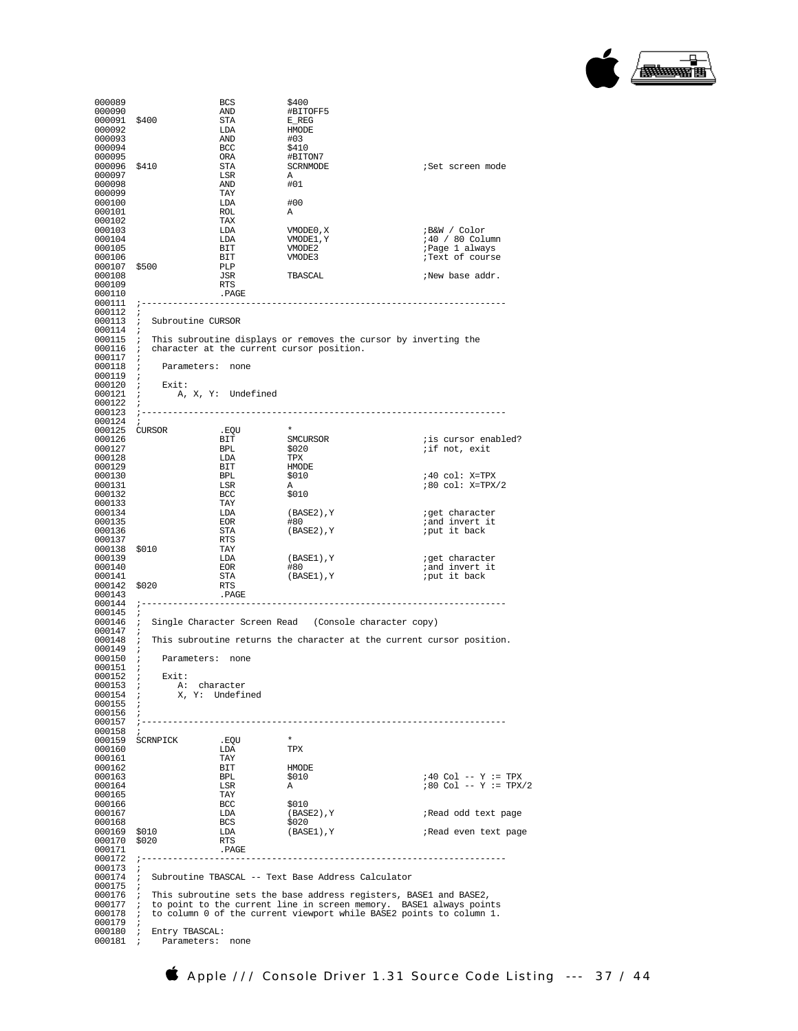```
000089                  BCS         $400
000090                  AND         #BITOFF5
000091  $400            STA         E_REG
000092                  LDA         HMODE
000093                  AND         #03
000094                  BCC         $410
000095                  ORA         #BITON7
000096  $410            STA         SCRNMODE                ;Set screen mode
000097                  LSR         A
000098                  AND         #01
000099                  TAY
000100                  LDA         #00
000101                  ROL         A
000102                  TAX
000103                  LDA         VMODE0,X                ;B&W / Color
000104                  LDA         VMODE1,Y                ;40 / 80 Column
000105                  BIT         VMODE2                  ;Page 1 always
000106                  BIT         VMODE3                  ;Text of course
000107  $500            PLP
000108                  JSR         TBASCAL                 ;New base addr.
000109                  RTS
000110                  .PAGE
000111  ;----------------------------------------------------------------------
000112  ;
000113  ;  Subroutine CURSOR
000114  ;
000115  ;  This subroutine displays or removes the cursor by inverting the
000116  ;  character at the current cursor position.
000117  ;
000118  ;     Parameters:  none
000119  ;
000120  ;     Exit:
000121  ;        A, X, Y:  Undefined
000122  ;
000123  ;----------------------------------------------------------------------
000124  ;
000125  CURSOR          .EQU        *
000126                  BIT         SMCURSOR                ;is cursor enabled?
000127                  BPL         $020                    ;if not, exit
000128                  LDA         TPX
000129                  BIT         HMODE
000130                  BPL         $010                    ;40 col: X=TPX
000131                  LSR         A                       ;80 col: X=TPX/2
000132                  BCC         $010
000133                  TAY
000134                  LDA         (BASE2),Y               ;get character
000135                  EOR         #80                     ;and invert it
000136                  STA         (BASE2),Y               ;put it back
000137                  RTS
000138  $010            TAY
000139                  LDA         (BASE1),Y               ;get character
000140                  EOR         #80                     ;and invert it
000141                  STA         (BASE1),Y               ;put it back
000142  $020            RTS
000143                  .PAGE
000144  ;----------------------------------------------------------------------
000145  ;
000146  ;  Single Character Screen Read   (Console character copy)
000147  ;
000148  ;  This subroutine returns the character at the current cursor position.
000149  ;
000150  ;     Parameters:  none
000151  ;
000152  ;     Exit:
000153  ;        A:  character
000154  ;        X, Y:  Undefined
000155  ;
000156  ;
000157  ;----------------------------------------------------------------------
000158  ;
000159  SCRNPICK        .EQU        *
000160                  LDA         TPX
000161                  TAY
000162                  BIT         HMODE
000163                  BPL         $010                    ;40 Col -- Y := TPX
000164                  LSR         A                       ;80 Col -- Y := TPX/2
000165                  TAY
000166                  BCC         $010
000167                  LDA         (BASE2),Y               ;Read odd text page
000168                  BCS         $020
000169  $010            LDA         (BASE1),Y               ;Read even text page
000170  $020            RTS
000171                  .PAGE
000172  ;----------------------------------------------------------------------
000173  ;
000174  ;  Subroutine TBASCAL -- Text Base Address Calculator
000175  ;
000176  ;  This subroutine sets the base address registers, BASE1 and BASE2,
000177  ;  to point to the current line in screen memory.  BASE1 always points
000178  ;  to column 0 of the current viewport while BASE2 points to column 1.
000179  ;
000180  ;  Entry TBASCAL:
000181  ;     Parameters:  none
```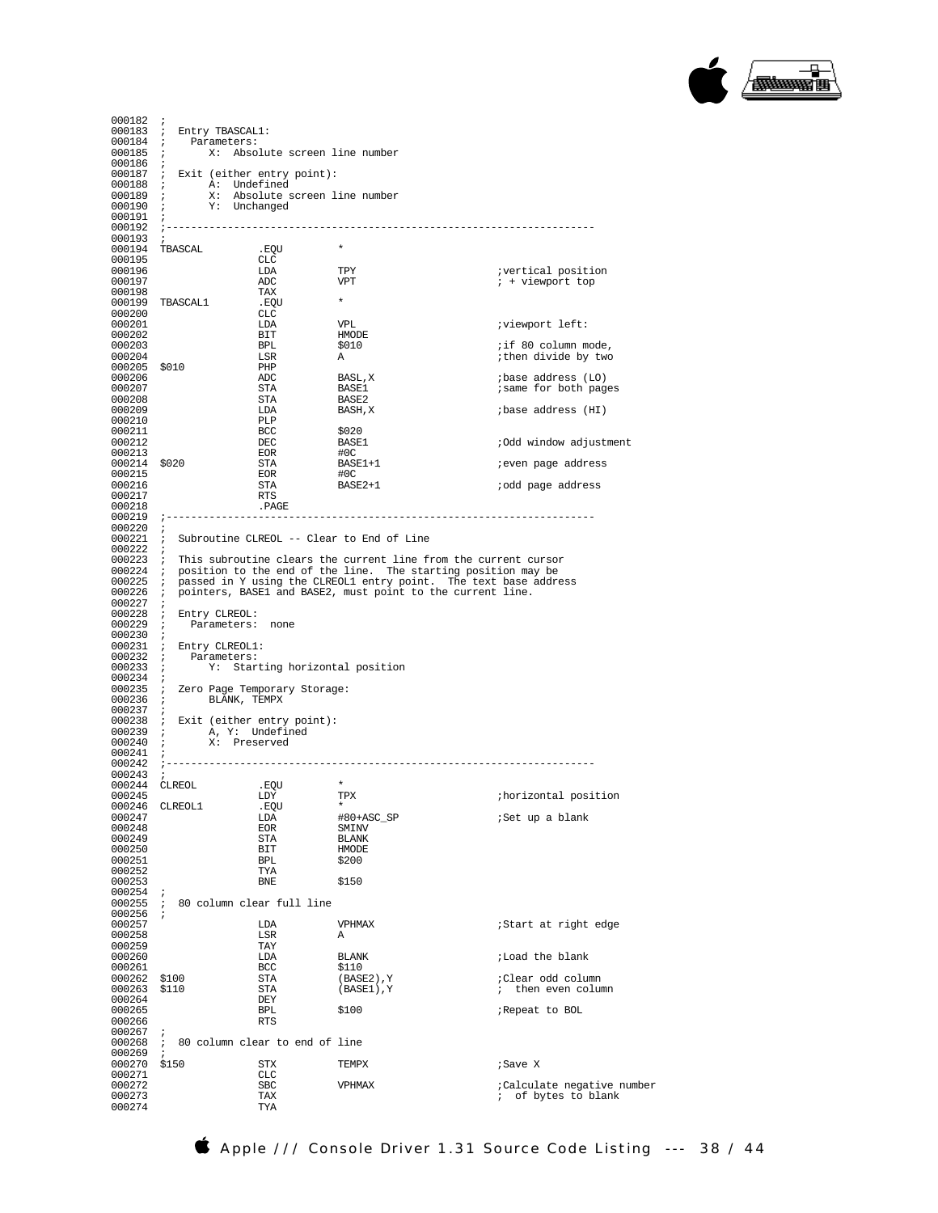```
000182 ;
000183 ;  Entry TBASCAL1:
000184 ;    Parameters:
000185 ;       X:  Absolute screen line number
000186 ;
000187 ;  Exit (either entry point):
000188 ;       A:  Undefined
000189 ;       X:  Absolute screen line number
000190 ;       Y:  Unchanged
000191 ;
000192 ;-------------------------------------------------------------------
000193 ;
000194 TBASCAL         .EQU        *
000195                 CLC
000196                 LDA         TPY                         ;vertical position
000197                 ADC         VPT                         ; + viewport top
000198                 TAX
000199 TBASCAL1        .EQU        *
000200                 CLC
000201                 LDA         VPL                         ;viewport left:
000202                 BIT         HMODE
000203                 BPL         $010                        ;if 80 column mode,
000204                 LSR         A                           ;then divide by two
000205 $010            PHP
000206                 ADC         BASL,X                      ;base address (LO)
000207                 STA         BASE1                       ;same for both pages
000208                 STA         BASE2
000209                 LDA         BASH,X                      ;base address (HI)
000210                 PLP
000211                 BCC         $020
000212                 DEC         BASE1                       ;Odd window adjustment
000213                 EOR         #0C
000214 $020            STA         BASE1+1                     ;even page address
000215                 EOR         #0C
000216                 STA         BASE2+1                     ;odd page address
000217                 RTS
000218                 .PAGE
000219 ;-------------------------------------------------------------------
000220 ;
000221 ;  Subroutine CLREOL -- Clear to End of Line
000222 ;
000223 ;  This subroutine clears the current line from the current cursor
000224 ;  position to the end of the line.  The starting position may be
000225 ;  passed in Y using the CLREOL1 entry point.  The text base address
000226 ;  pointers, BASE1 and BASE2, must point to the current line.
000227 ;
000228 ;  Entry CLREOL:
000229 ;    Parameters:  none
000230 ;
000231 ;  Entry CLREOL1:
000232 ;    Parameters:
000233 ;       Y:  Starting horizontal position
000234 ;
000235 ;  Zero Page Temporary Storage:
000236 ;       BLANK, TEMPX
000237 ;
000238 ;  Exit (either entry point):
000239 ;       A, Y:  Undefined
000240 ;       X:  Preserved
000241 ;
000242 ;-------------------------------------------------------------------
000243 ;
000244 CLREOL          .EQU        *
000245                 LDY         TPX                         ;horizontal position
000246 CLREOL1         .EQU        *
000247                 LDA         #80+ASC_SP                  ;Set up a blank
000248                 EOR         SMINV
000249                 STA         BLANK
000250                 BIT         HMODE
000251                 BPL         $200
000252                 TYA
000253                 BNE         $150
000254 ;
000255 ;  80 column clear full line
000256 ;
000257                 LDA         VPHMAX                      ;Start at right edge
000258                 LSR         A
000259                 TAY
000260                 LDA         BLANK                       ;Load the blank
000261                 BCC         $110
000262 $100            STA         (BASE2),Y                   ;Clear odd column
000263 $110            STA         (BASE1),Y                   ;  then even column
000264                 DEY
000265                 BPL         $100                        ;Repeat to BOL
000266                 RTS
000267 ;
000268 ;  80 column clear to end of line
000269 ;
000270 $150            STX         TEMPX                       ;Save X
000271                 CLC
000272                 SBC         VPHMAX                      ;Calculate negative number
000273                 TAX                                     ;  of bytes to blank
000274                 TYA
```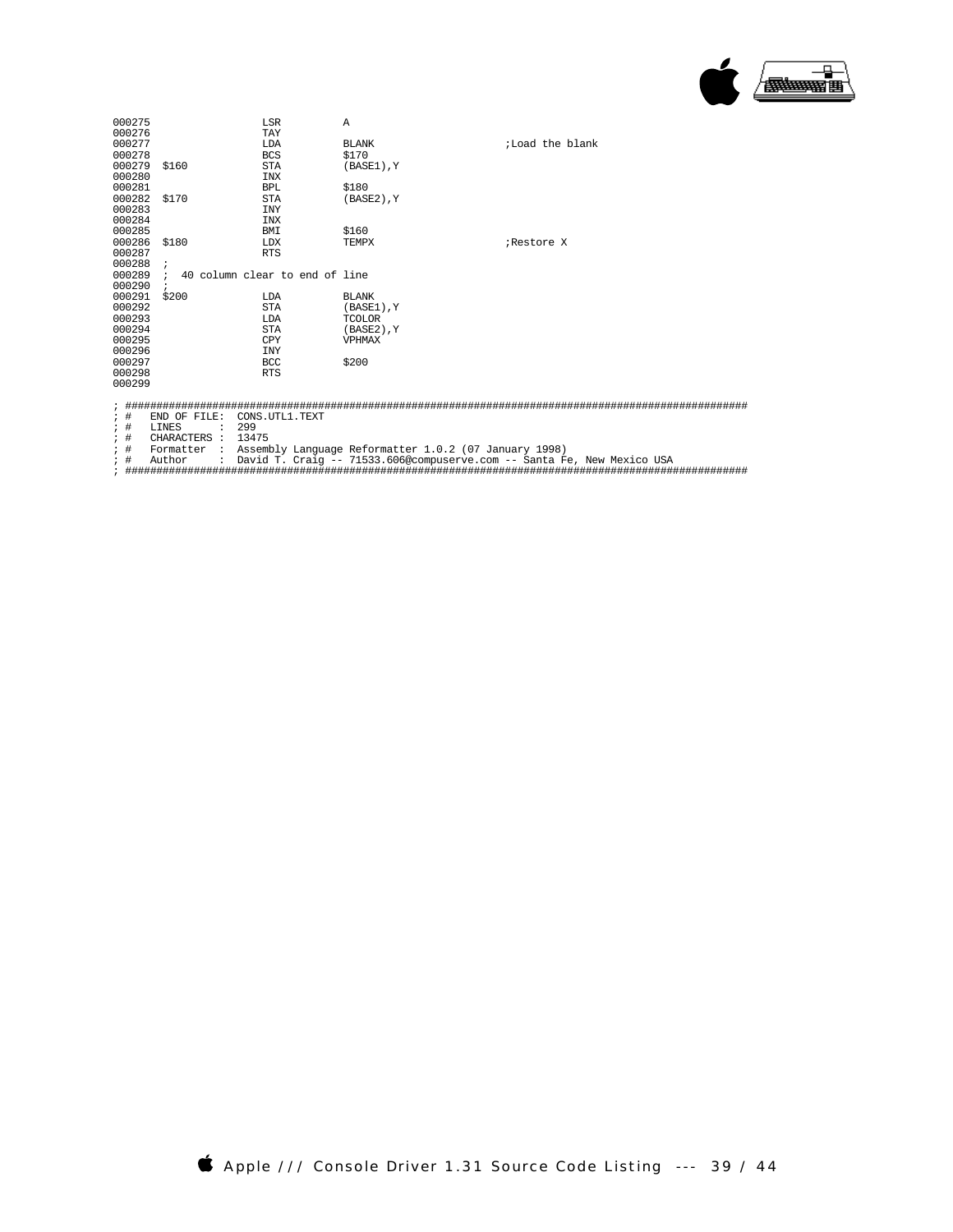```
000275                  LSR         A
000276                  TAY
000277                  LDA         BLANK                   ;Load the blank
000278                  BCS         $170
000279  $160            STA         (BASE1),Y
000280                  INX
000281                  BPL         $180
000282  $170            STA         (BASE2),Y
000283                  INY
000284                  INX
000285                  BMI         $160
000286  $180            LDX         TEMPX                   ;Restore X
000287                  RTS
000288  ;
000289  ;  40 column clear to end of line
000290  ;
000291  $200            LDA         BLANK
000292                  STA         (BASE1),Y
000293                  LDA         TCOLOR
000294                  STA         (BASE2),Y
000295                  CPY         VPHMAX
000296                  INY
000297                  BCC         $200
000298                  RTS
000299

; ################################################################################################
; #   END OF FILE:  CONS.UTL1.TEXT
; #   LINES       :  299
; #   CHARACTERS  :  13475
; #   Formatter   :  Assembly Language Reformatter 1.0.2 (07 January 1998)
; #   Author      :  David T. Craig -- 71533.606@compuserve.com -- Santa Fe, New Mexico USA
; ################################################################################################
```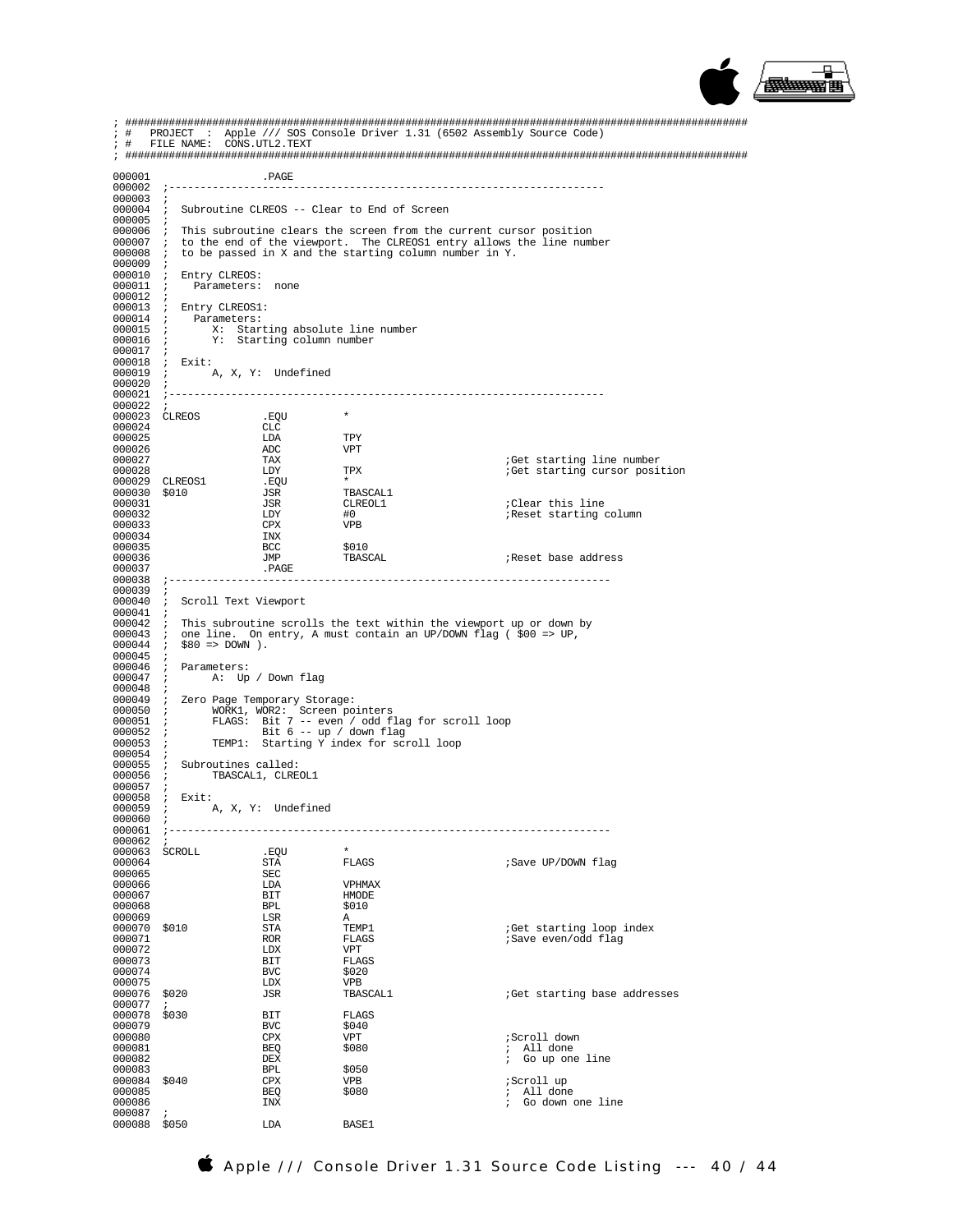```
; ##################################################################################################
; #   PROJECT  :  Apple /// SOS Console Driver 1.31 (6502 Assembly Source Code)
; #   FILE NAME:  CONS.UTL2.TEXT
; ##################################################################################################

000001                  .PAGE
000002  ;----------------------------------------------------------------------
000003  ;
000004  ;  Subroutine CLREOS -- Clear to End of Screen
000005  ;
000006  ;  This subroutine clears the screen from the current cursor position
000007  ;  to the end of the viewport.  The CLREOS1 entry allows the line number
000008  ;  to be passed in X and the starting column number in Y.
000009  ;
000010  ;  Entry CLREOS:
000011  ;    Parameters:  none
000012  ;
000013  ;  Entry CLREOS1:
000014  ;    Parameters:
000015  ;        X:  Starting absolute line number
000016  ;        Y:  Starting column number
000017  ;
000018  ;  Exit:
000019  ;        A, X, Y:  Undefined
000020  ;
000021  ;----------------------------------------------------------------------
000022  ;
000023  CLREOS          .EQU        *
000024                  CLC
000025                  LDA         TPY
000026                  ADC         VPT
000027                  TAX                                     ;Get starting line number
000028                  LDY         TPX                         ;Get starting cursor position
000029  CLREOS1         .EQU        *
000030  $010            JSR         TBASCAL1
000031                  JSR         CLREOL1                     ;Clear this line
000032                  LDY         #0                          ;Reset starting column
000033                  CPX         VPB
000034                  INX
000035                  BCC         $010
000036                  JMP         TBASCAL                     ;Reset base address
000037                  .PAGE
000038  ;----------------------------------------------------------------------
000039  ;
000040  ;  Scroll Text Viewport
000041  ;
000042  ;  This subroutine scrolls the text within the viewport up or down by
000043  ;  one line.  On entry, A must contain an UP/DOWN flag ( $00 => UP,
000044  ;  $80 => DOWN ).
000045  ;
000046  ;  Parameters:
000047  ;        A:  Up / Down flag
000048  ;
000049  ;  Zero Page Temporary Storage:
000050  ;        WORK1, WOR2:  Screen pointers
000051  ;        FLAGS:  Bit 7 -- even / odd flag for scroll loop
000052  ;                Bit 6 -- up / down flag
000053  ;        TEMP1:  Starting Y index for scroll loop
000054  ;
000055  ;  Subroutines called:
000056  ;        TBASCAL1, CLREOL1
000057  ;
000058  ;  Exit:
000059  ;        A, X, Y:  Undefined
000060  ;
000061  ;----------------------------------------------------------------------
000062  ;
000063  SCROLL          .EQU        *
000064                  STA         FLAGS                       ;Save UP/DOWN flag
000065                  SEC
000066                  LDA         VPHMAX
000067                  BIT         HMODE
000068                  BPL         $010
000069                  LSR         A
000070  $010            STA         TEMP1                       ;Get starting loop index
000071                  ROR         FLAGS                       ;Save even/odd flag
000072                  LDX         VPT
000073                  BIT         FLAGS
000074                  BVC         $020
000075                  LDX         VPB
000076  $020            JSR         TBASCAL1                    ;Get starting base addresses
000077  ;
000078  $030            BIT         FLAGS
000079                  BVC         $040
000080                  CPX         VPT                         ;Scroll down
000081                  BEQ         $080                        ;  All done
000082                  DEX                                     ;  Go up one line
000083                  BPL         $050
000084  $040            CPX         VPB                         ;Scroll up
000085                  BEQ         $080                        ;  All done
000086                  INX                                     ;  Go down one line
000087  ;
000088  $050            LDA         BASE1
```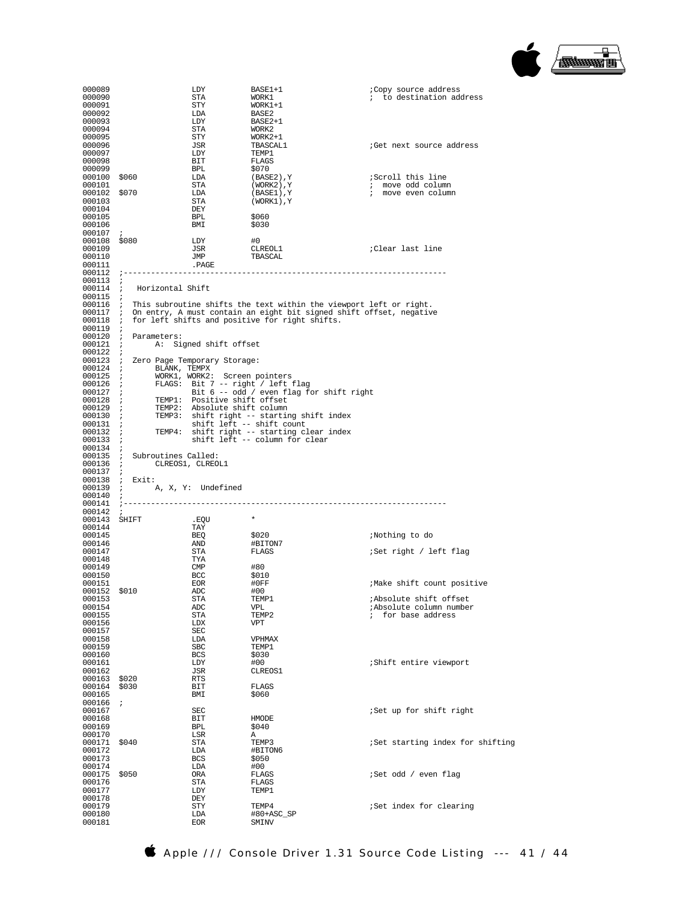```
000089                LDY         BASE1+1                 ;Copy source address
000090                STA         WORK1                   ; to destination address
000091                STY         WORK1+1
000092                LDA         BASE2
000093                LDY         BASE2+1
000094                STA         WORK2
000095                STY         WORK2+1
000096                JSR         TBASCAL1                ;Get next source address
000097                LDY         TEMP1
000098                BIT         FLAGS
000099                BPL         $070
000100  $060          LDA         (BASE2),Y               ;Scroll this line
000101                STA         (WORK2),Y               ; move odd column
000102  $070          LDA         (BASE1),Y               ; move even column
000103                STA         (WORK1),Y
000104                DEY
000105                BPL         $060
000106                BMI         $030
000107  ;
000108  $080          LDY         #0
000109                JSR         CLREOL1                 ;Clear last line
000110                JMP         TBASCAL
000111                .PAGE
000112  ;----------------------------------------------------------------------
000113  ;
000114  ;   Horizontal Shift
000115  ;
000116  ;  This subroutine shifts the text within the viewport left or right.
000117  ;  On entry, A must contain an eight bit signed shift offset, negative
000118  ;  for left shifts and positive for right shifts.
000119  ;
000120  ;  Parameters:
000121  ;       A:  Signed shift offset
000122  ;
000123  ;  Zero Page Temporary Storage:
000124  ;       BLANK, TEMPX
000125  ;       WORK1, WORK2:  Screen pointers
000126  ;       FLAGS:  Bit 7 -- right / left flag
000127  ;               Bit 6 -- odd / even flag for shift right
000128  ;       TEMP1:  Positive shift offset
000129  ;       TEMP2:  Absolute shift column
000130  ;       TEMP3:  shift right -- starting shift index
000131  ;               shift left -- shift count
000132  ;       TEMP4:  shift right -- starting clear index
000133  ;               shift left -- column for clear
000134  ;
000135  ;  Subroutines Called:
000136  ;       CLREOS1, CLREOL1
000137  ;
000138  ;  Exit:
000139  ;       A, X, Y:  Undefined
000140  ;
000141  ;----------------------------------------------------------------------
000142  ;
000143  SHIFT         .EQU        *
000144                TAY
000145                BEQ         $020                    ;Nothing to do
000146                AND         #BITON7
000147                STA         FLAGS                   ;Set right / left flag
000148                TYA
000149                CMP         #80
000150                BCC         $010
000151                EOR         #0FF                    ;Make shift count positive
000152  $010          ADC         #00
000153                STA         TEMP1                   ;Absolute shift offset
000154                ADC         VPL                     ;Absolute column number
000155                STA         TEMP2                   ; for base address
000156                LDX         VPT
000157                SEC
000158                LDA         VPHMAX
000159                SBC         TEMP1
000160                BCS         $030
000161                LDY         #00                     ;Shift entire viewport
000162                JSR         CLREOS1
000163  $020          RTS
000164  $030          BIT         FLAGS
000165                BMI         $060
000166  ;
000167                SEC                                 ;Set up for shift right
000168                BIT         HMODE
000169                BPL         $040
000170                LSR         A
000171  $040          STA         TEMP3                   ;Set starting index for shifting
000172                LDA         #BITON6
000173                BCS         $050
000174                LDA         #00
000175  $050          ORA         FLAGS                   ;Set odd / even flag
000176                STA         FLAGS
000177                LDY         TEMP1
000178                DEY
000179                STY         TEMP4                   ;Set index for clearing
000180                LDA         #80+ASC_SP
000181                EOR         SMINV
```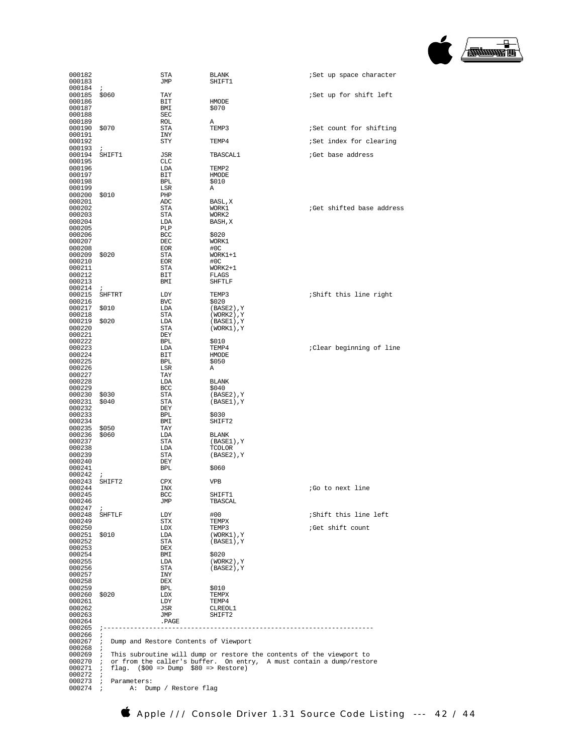```
000182                  STA       BLANK                 ;Set up space character
000183                  JMP       SHIFT1
000184  ;
000185  $060            TAY                             ;Set up for shift left
000186                  BIT       HMODE
000187                  BMI       $070
000188                  SEC
000189                  ROL       A
000190  $070            STA       TEMP3                 ;Set count for shifting
000191                  INY
000192                  STY       TEMP4                 ;Set index for clearing
000193  ;
000194  SHIFT1          JSR       TBASCAL1              ;Get base address
000195                  CLC
000196                  LDA       TEMP2
000197                  BIT       HMODE
000198                  BPL       $010
000199                  LSR       A
000200  $010            PHP
000201                  ADC       BASL,X
000202                  STA       WORK1                 ;Get shifted base address
000203                  STA       WORK2
000204                  LDA       BASH,X
000205                  PLP
000206                  BCC       $020
000207                  DEC       WORK1
000208                  EOR       #0C
000209  $020            STA       WORK1+1
000210                  EOR       #0C
000211                  STA       WORK2+1
000212                  BIT       FLAGS
000213                  BMI       SHFTLF
000214  ;
000215  SHFTRT          LDY       TEMP3                 ;Shift this line right
000216                  BVC       $020
000217  $010            LDA       (BASE2),Y
000218                  STA       (WORK2),Y
000219  $020            LDA       (BASE1),Y
000220                  STA       (WORK1),Y
000221                  DEY
000222                  BPL       $010
000223                  LDA       TEMP4                 ;Clear beginning of line
000224                  BIT       HMODE
000225                  BPL       $050
000226                  LSR       A
000227                  TAY
000228                  LDA       BLANK
000229                  BCC       $040
000230  $030            STA       (BASE2),Y
000231  $040            STA       (BASE1),Y
000232                  DEY
000233                  BPL       $030
000234                  BMI       SHIFT2
000235  $050            TAY
000236  $060            LDA       BLANK
000237                  STA       (BASE1),Y
000238                  LDA       TCOLOR
000239                  STA       (BASE2),Y
000240                  DEY
000241                  BPL       $060
000242  ;
000243  SHIFT2          CPX       VPB
000244                  INX                             ;Go to next line
000245                  BCC       SHIFT1
000246                  JMP       TBASCAL
000247  ;
000248  SHFTLF          LDY       #00                   ;Shift this line left
000249                  STX       TEMPX
000250                  LDX       TEMP3                 ;Get shift count
000251  $010            LDA       (WORK1),Y
000252                  STA       (BASE1),Y
000253                  DEX
000254                  BMI       $020
000255                  LDA       (WORK2),Y
000256                  STA       (BASE2),Y
000257                  INY
000258                  DEX
000259                  BPL       $010
000260  $020            LDX       TEMPX
000261                  LDY       TEMP4
000262                  JSR       CLREOL1
000263                  JMP       SHIFT2
000264                  .PAGE
000265  ;-----------------------------------------------------------------------
000266  ;
000267  ;  Dump and Restore Contents of Viewport
000268  ;
000269  ;  This subroutine will dump or restore the contents of the viewport to
000270  ;  or from the caller's buffer.  On entry,  A must contain a dump/restore
000271  ;  flag.  ($00 => Dump  $80 => Restore)
000272  ;
000273  ;  Parameters:
000274  ;       A:  Dump / Restore flag
```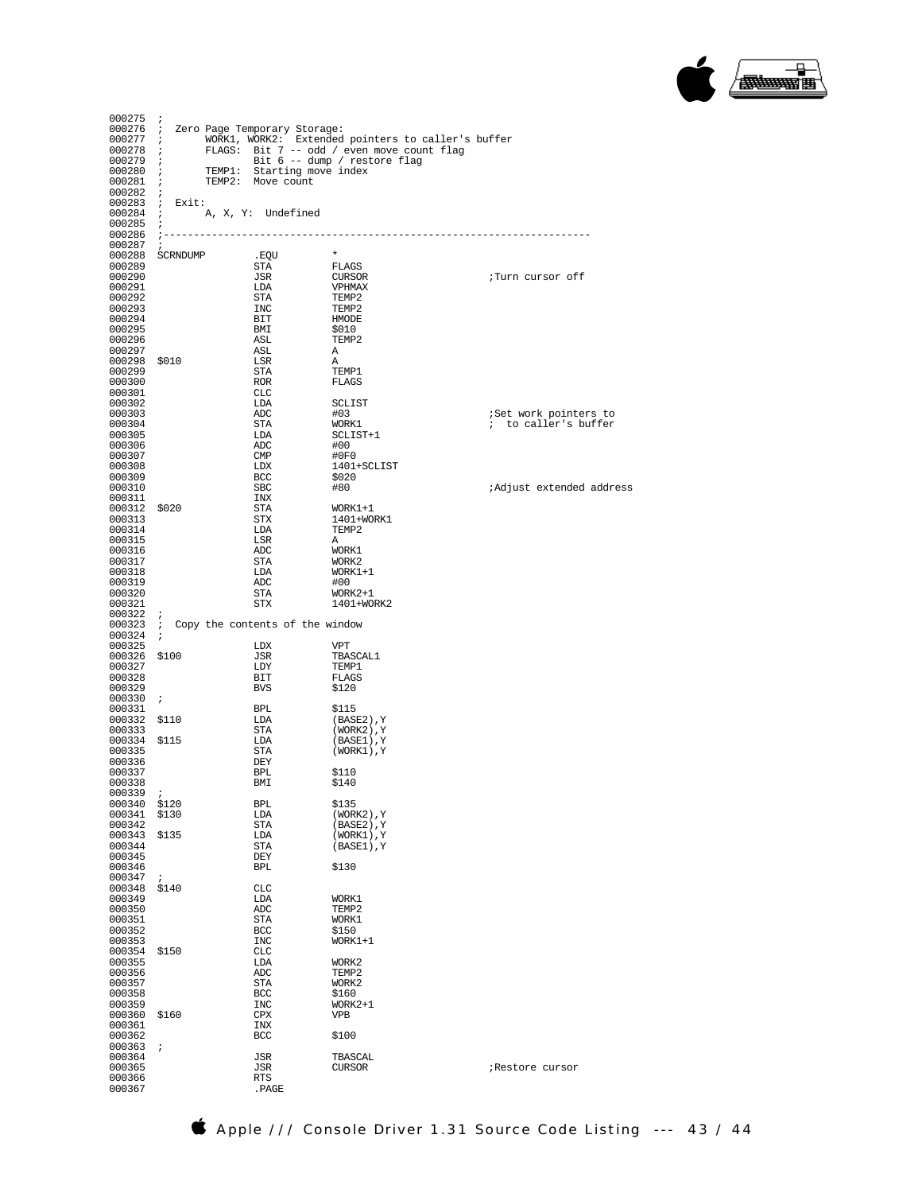```
000275  ;
000276  ;  Zero Page Temporary Storage:
000277  ;       WORK1, WORK2:  Extended pointers to caller's buffer
000278  ;       FLAGS:  Bit 7 -- odd / even move count flag
000279  ;               Bit 6 -- dump / restore flag
000280  ;       TEMP1:  Starting move index
000281  ;       TEMP2:  Move count
000282  ;
000283  ;  Exit:
000284  ;       A, X, Y:  Undefined
000285  ;
000286  ;--------------------------------------------------------------------
000287  ;
000288  SCRNDUMP        .EQU        *
000289                  STA         FLAGS
000290                  JSR         CURSOR                  ;Turn cursor off
000291                  LDA         VPHMAX
000292                  STA         TEMP2
000293                  INC         TEMP2
000294                  BIT         HMODE
000295                  BMI         $010
000296                  ASL         TEMP2
000297                  ASL         A
000298  $010            LSR         A
000299                  STA         TEMP1
000300                  ROR         FLAGS
000301                  CLC
000302                  LDA         SCLIST
000303                  ADC         #03                     ;Set work pointers to
000304                  STA         WORK1                   ;  to caller's buffer
000305                  LDA         SCLIST+1
000306                  ADC         #00
000307                  CMP         #0F0
000308                  LDX         1401+SCLIST
000309                  BCC         $020
000310                  SBC         #80                     ;Adjust extended address
000311                  INX
000312  $020            STA         WORK1+1
000313                  STX         1401+WORK1
000314                  LDA         TEMP2
000315                  LSR         A
000316                  ADC         WORK1
000317                  STA         WORK2
000318                  LDA         WORK1+1
000319                  ADC         #00
000320                  STA         WORK2+1
000321                  STX         1401+WORK2
000322  ;
000323  ;  Copy the contents of the window
000324  ;
000325                  LDX         VPT
000326  $100            JSR         TBASCAL1
000327                  LDY         TEMP1
000328                  BIT         FLAGS
000329                  BVS         $120
000330  ;
000331                  BPL         $115
000332  $110            LDA         (BASE2),Y
000333                  STA         (WORK2),Y
000334  $115            LDA         (BASE1),Y
000335                  STA         (WORK1),Y
000336                  DEY
000337                  BPL         $110
000338                  BMI         $140
000339  ;
000340  $120            BPL         $135
000341  $130            LDA         (WORK2),Y
000342                  STA         (BASE2),Y
000343  $135            LDA         (WORK1),Y
000344                  STA         (BASE1),Y
000345                  DEY
000346                  BPL         $130
000347  ;
000348  $140            CLC
000349                  LDA         WORK1
000350                  ADC         TEMP2
000351                  STA         WORK1
000352                  BCC         $150
000353                  INC         WORK1+1
000354  $150            CLC
000355                  LDA         WORK2
000356                  ADC         TEMP2
000357                  STA         WORK2
000358                  BCC         $160
000359                  INC         WORK2+1
000360  $160            CPX         VPB
000361                  INX
000362                  BCC         $100
000363  ;
000364                  JSR         TBASCAL
000365                  JSR         CURSOR                  ;Restore cursor
000366                  RTS
000367                  .PAGE
```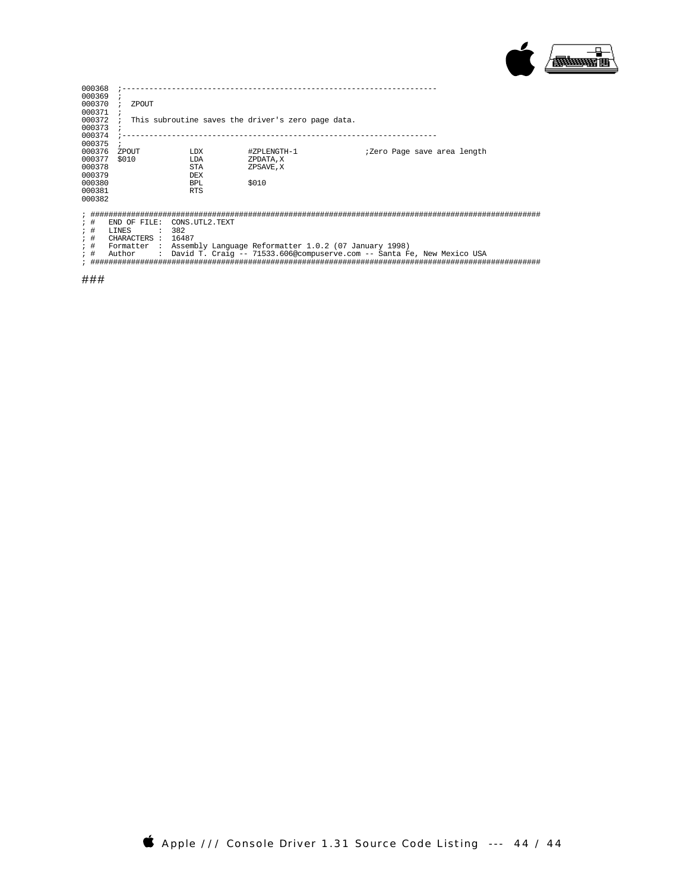```
000368  ;---------------------------------------------------------------------
000369  ;
000370  ;  ZPOUT
000371  ;
000372  ;  This subroutine saves the driver's zero page data.
000373  ;
000374  ;---------------------------------------------------------------------
000375  ;
000376  ZPOUT           LDX          #ZPLENGTH-1              ;Zero Page save area length
000377  $010            LDA          ZPDATA,X
000378                  STA          ZPSAVE,X
000379                  DEX
000380                  BPL          $010
000381                  RTS
000382

; ###################################################################################################
; #   END OF FILE:  CONS.UTL2.TEXT
; #   LINES       :  382
; #   CHARACTERS :  16487
; #   Formatter   :  Assembly Language Reformatter 1.0.2 (07 January 1998)
; #   Author      :  David T. Craig -- 71533.606@compuserve.com -- Santa Fe, New Mexico USA
; ###################################################################################################
```

###